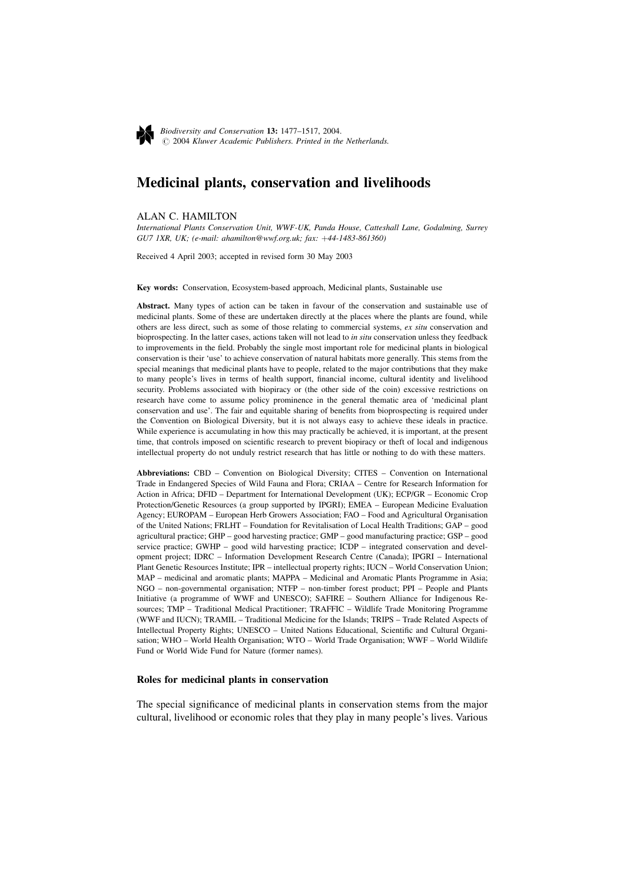# Medicinal plants, conservation and livelihoods

ALAN C. HAMILTON

*International Plants Conservation Unit, WWF-UK, Panda House, Catteshall Lane, Godalming, Surrey GU7 1XR, UK; (e-mail: ahamilton@wwf.org.uk; fax: +44-1483-861360)*

Received 4 April 2003; accepted in revised form 30 May 2003

**Key words:** Conservation, Ecosystem-based approach, Medicinal plants, Sustainable use

**Abstract.** Many types of action can be taken in favour of the conservation and sustainable use of medicinal plants. Some of these are undertaken directly at the places where the plants are found, while others are less direct, such as some of those relating to commercial systems, *ex situ* conservation and bioprospecting. In the latter cases, actions taken will not lead to *in situ* conservation unless they feedback to improvements in the field. Probably the single most important role for medicinal plants in biological conservation is their 'use' to achieve conservation of natural habitats more generally. This stems from the special meanings that medicinal plants have to people, related to the major contributions that they make to many people's lives in terms of health support, financial income, cultural identity and livelihood security. Problems associated with biopiracy or (the other side of the coin) excessive restrictions on research have come to assume policy prominence in the general thematic area of 'medicinal plant conservation and use'. The fair and equitable sharing of benefits from bioprospecting is required under the Convention on Biological Diversity, but it is not always easy to achieve these ideals in practice. While experience is accumulating in how this may practically be achieved, it is important, at the present time, that controls imposed on scientific research to prevent biopiracy or theft of local and indigenous intellectual property do not unduly restrict research that has little or nothing to do with these matters.

**Abbreviations:** CBD – Convention on Biological Diversity; CITES – Convention on International Trade in Endangered Species of Wild Fauna and Flora; CRIAA – Centre for Research Information for Action in Africa; DFID – Department for International Development (UK); ECP/GR – Economic Crop Protection/Genetic Resources (a group supported by IPGRI); EMEA – European Medicine Evaluation Agency; EUROPAM – European Herb Growers Association; FAO – Food and Agricultural Organisation of the United Nations; FRLHT – Foundation for Revitalisation of Local Health Traditions; GAP – good agricultural practice; GHP – good harvesting practice; GMP – good manufacturing practice; GSP – good service practice; GWHP – good wild harvesting practice; ICDP – integrated conservation and development project; IDRC – Information Development Research Centre (Canada); IPGRI – International Plant Genetic Resources Institute; IPR – intellectual property rights; IUCN – World Conservation Union; MAP – medicinal and aromatic plants; MAPPA – Medicinal and Aromatic Plants Programme in Asia; NGO – non-governmental organisation; NTFP – non-timber forest product; PPI – People and Plants Initiative (a programme of WWF and UNESCO); SAFIRE – Southern Alliance for Indigenous Resources; TMP – Traditional Medical Practitioner; TRAFFIC – Wildlife Trade Monitoring Programme (WWF and IUCN); TRAMIL – Traditional Medicine for the Islands; TRIPS – Trade Related Aspects of Intellectual Property Rights; UNESCO – United Nations Educational, Scientific and Cultural Organisation; WHO – World Health Organisation; WTO – World Trade Organisation; WWF – World Wildlife Fund or World Wide Fund for Nature (former names).

## Roles for medicinal plants in conservation

The special significance of medicinal plants in conservation stems from the major cultural, livelihood or economic roles that they play in many people's lives. Various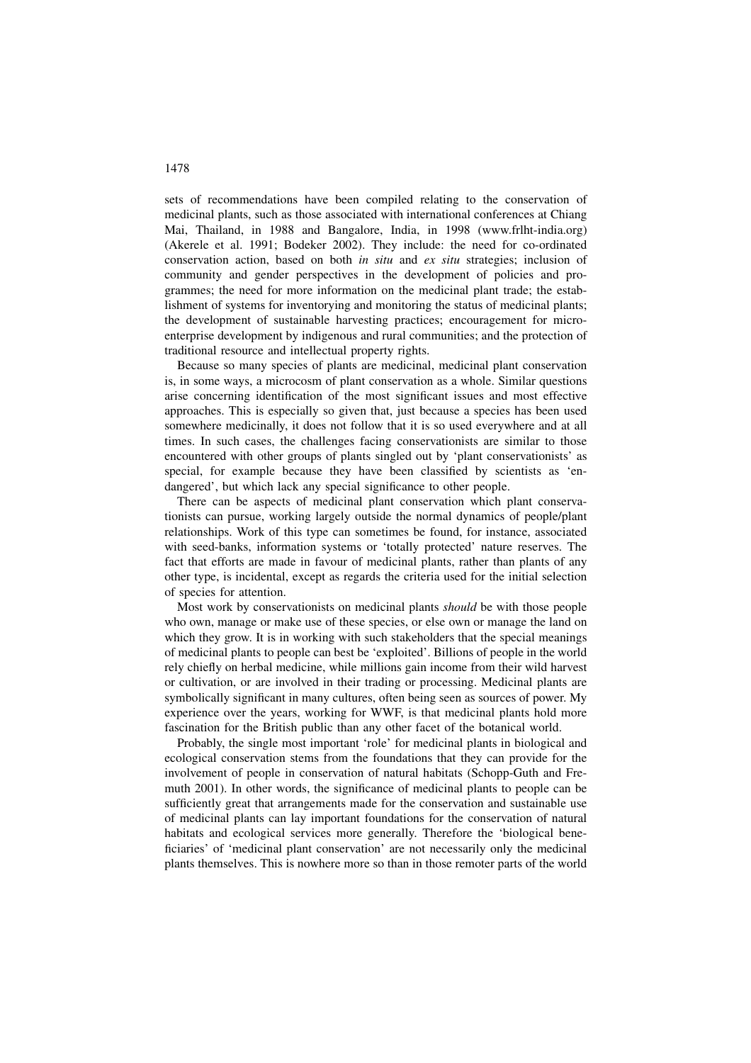sets of recommendations have been compiled relating to the conservation of medicinal plants, such as those associated with international conferences at Chiang Mai, Thailand, in 1988 and Bangalore, India, in 1998 (www.frlht-india.org) (Akerele et al. 1991; Bodeker 2002). They include: the need for co-ordinated conservation action, based on both *in situ* and *ex situ* strategies; inclusion of community and gender perspectives in the development of policies and programmes; the need for more information on the medicinal plant trade; the establishment of systems for inventorying and monitoring the status of medicinal plants; the development of sustainable harvesting practices; encouragement for micro-enterprise development by indigenous and rural communities; and the protection of traditional resource and intellectual property rights.

Because so many species of plants are medicinal, medicinal plant conservation is, in some ways, a microcosm of plant conservation as a whole. Similar questions arise concerning identification of the most significant issues and most effective approaches. This is especially so given that, just because a species has been used somewhere medicinally, it does not follow that it is so used everywhere and at all times. In such cases, the challenges facing conservationists are similar to those encountered with other groups of plants singled out by 'plant conservationists' as special, for example because they have been classified by scientists as 'endangered', but which lack any special significance to other people.

There can be aspects of medicinal plant conservation which plant conservationists can pursue, working largely outside the normal dynamics of people/plant relationships. Work of this type can sometimes be found, for instance, associated with seed-banks, information systems or 'totally protected' nature reserves. The fact that efforts are made in favour of medicinal plants, rather than plants of any other type, is incidental, except as regards the criteria used for the initial selection of species for attention.

Most work by conservationists on medicinal plants *should* be with those people who own, manage or make use of these species, or else own or manage the land on which they grow. It is in working with such stakeholders that the special meanings of medicinal plants to people can best be 'exploited'. Billions of people in the world rely chiefly on herbal medicine, while millions gain income from their wild harvest or cultivation, or are involved in their trading or processing. Medicinal plants are symbolically significant in many cultures, often being seen as sources of power. My experience over the years, working for WWF, is that medicinal plants hold more fascination for the British public than any other facet of the botanical world.

Probably, the single most important 'role' for medicinal plants in biological and ecological conservation stems from the foundations that they can provide for the involvement of people in conservation of natural habitats (Schopp-Guth and Fremuth 2001). In other words, the significance of medicinal plants to people can be sufficiently great that arrangements made for the conservation and sustainable use of medicinal plants can lay important foundations for the conservation of natural habitats and ecological services more generally. Therefore the 'biological beneficiaries' of 'medicinal plant conservation' are not necessarily only the medicinal plants themselves. This is nowhere more so than in those remoter parts of the world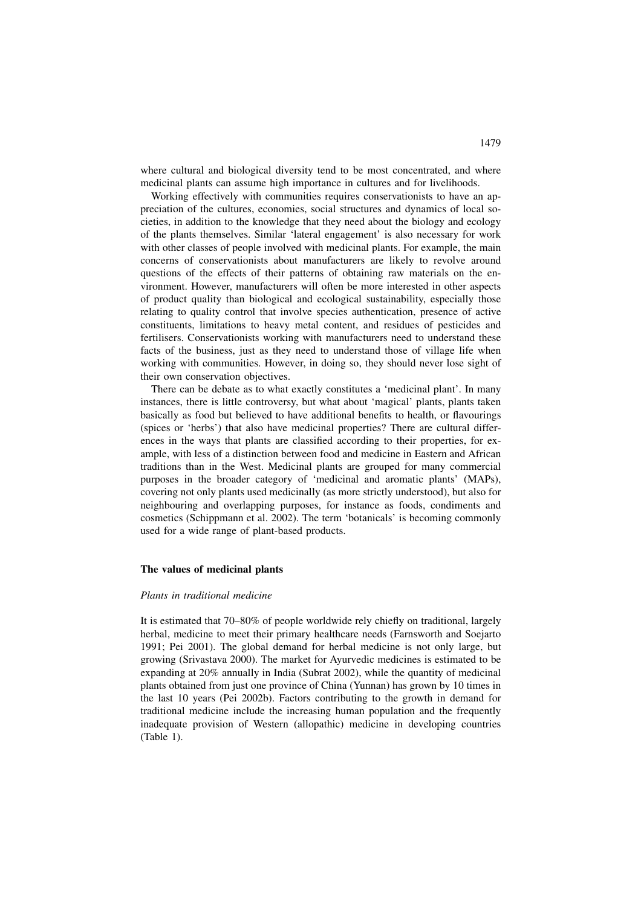where cultural and biological diversity tend to be most concentrated, and where medicinal plants can assume high importance in cultures and for livelihoods.

Working effectively with communities requires conservationists to have an appreciation of the cultures, economies, social structures and dynamics of local societies, in addition to the knowledge that they need about the biology and ecology of the plants themselves. Similar 'lateral engagement' is also necessary for work with other classes of people involved with medicinal plants. For example, the main concerns of conservationists about manufacturers are likely to revolve around questions of the effects of their patterns of obtaining raw materials on the environment. However, manufacturers will often be more interested in other aspects of product quality than biological and ecological sustainability, especially those relating to quality control that involve species authentication, presence of active constituents, limitations to heavy metal content, and residues of pesticides and fertilisers. Conservationists working with manufacturers need to understand these facts of the business, just as they need to understand those of village life when working with communities. However, in doing so, they should never lose sight of their own conservation objectives.

There can be debate as to what exactly constitutes a 'medicinal plant'. In many instances, there is little controversy, but what about 'magical' plants, plants taken basically as food but believed to have additional benefits to health, or flavourings (spices or 'herbs') that also have medicinal properties? There are cultural differences in the ways that plants are classified according to their properties, for example, with less of a distinction between food and medicine in Eastern and African traditions than in the West. Medicinal plants are grouped for many commercial purposes in the broader category of 'medicinal and aromatic plants' (MAPs), covering not only plants used medicinally (as more strictly understood), but also for neighbouring and overlapping purposes, for instance as foods, condiments and cosmetics (Schippmann et al. 2002). The term 'botanicals' is becoming commonly used for a wide range of plant-based products.

## The values of medicinal plants

### *Plants in traditional medicine*

It is estimated that 70–80% of people worldwide rely chiefly on traditional, largely herbal, medicine to meet their primary healthcare needs (Farnsworth and Soejarto 1991; Pei 2001). The global demand for herbal medicine is not only large, but growing (Srivastava 2000). The market for Ayurvedic medicines is estimated to be expanding at 20% annually in India (Subrat 2002), while the quantity of medicinal plants obtained from just one province of China (Yunnan) has grown by 10 times in the last 10 years (Pei 2002b). Factors contributing to the growth in demand for traditional medicine include the increasing human population and the frequently inadequate provision of Western (allopathic) medicine in developing countries (Table 1).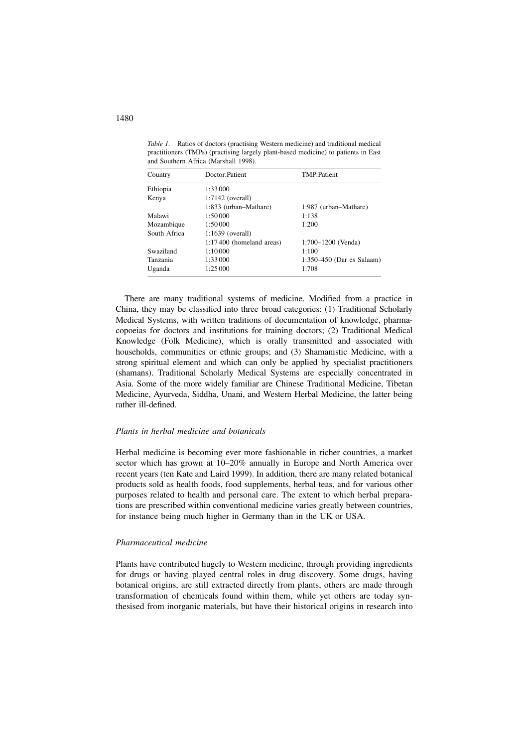*Table 1.* Ratios of doctors (practising Western medicine) and traditional medical practitioners (TMPs) (practising largely plant-based medicine) to patients in East and Southern Africa (Marshall 1998).

| Country | Doctor:Patient | TMP:Patient |
|---|---|---|
| Ethiopia | 1:33 000 | |
| Kenya | 1:7142 (overall) | |
| | 1:833 (urban–Mathare) | 1:987 (urban–Mathare) |
| Malawi | 1:50 000 | 1:138 |
| Mozambique | 1:50 000 | 1:200 |
| South Africa | 1:1639 (overall) | |
| | 1:17 400 (homeland areas) | 1:700–1200 (Venda) |
| Swaziland | 1:10 000 | 1:100 |
| Tanzania | 1:33 000 | 1:350–450 (Dar es Salaam) |
| Uganda | 1:25 000 | 1:708 |

There are many traditional systems of medicine. Modified from a practice in China, they may be classified into three broad categories: (1) Traditional Scholarly Medical Systems, with written traditions of documentation of knowledge, pharmacopoeias for doctors and institutions for training doctors; (2) Traditional Medical Knowledge (Folk Medicine), which is orally transmitted and associated with households, communities or ethnic groups; and (3) Shamanistic Medicine, with a strong spiritual element and which can only be applied by specialist practitioners (shamans). Traditional Scholarly Medical Systems are especially concentrated in Asia. Some of the more widely familiar are Chinese Traditional Medicine, Tibetan Medicine, Ayurveda, Siddha, Unani, and Western Herbal Medicine, the latter being rather ill-defined.

### *Plants in herbal medicine and botanicals*

Herbal medicine is becoming ever more fashionable in richer countries, a market sector which has grown at 10–20% annually in Europe and North America over recent years (ten Kate and Laird 1999). In addition, there are many related botanical products sold as health foods, food supplements, herbal teas, and for various other purposes related to health and personal care. The extent to which herbal preparations are prescribed within conventional medicine varies greatly between countries, for instance being much higher in Germany than in the UK or USA.

### *Pharmaceutical medicine*

Plants have contributed hugely to Western medicine, through providing ingredients for drugs or having played central roles in drug discovery. Some drugs, having botanical origins, are still extracted directly from plants, others are made through transformation of chemicals found within them, while yet others are today synthesised from inorganic materials, but have their historical origins in research into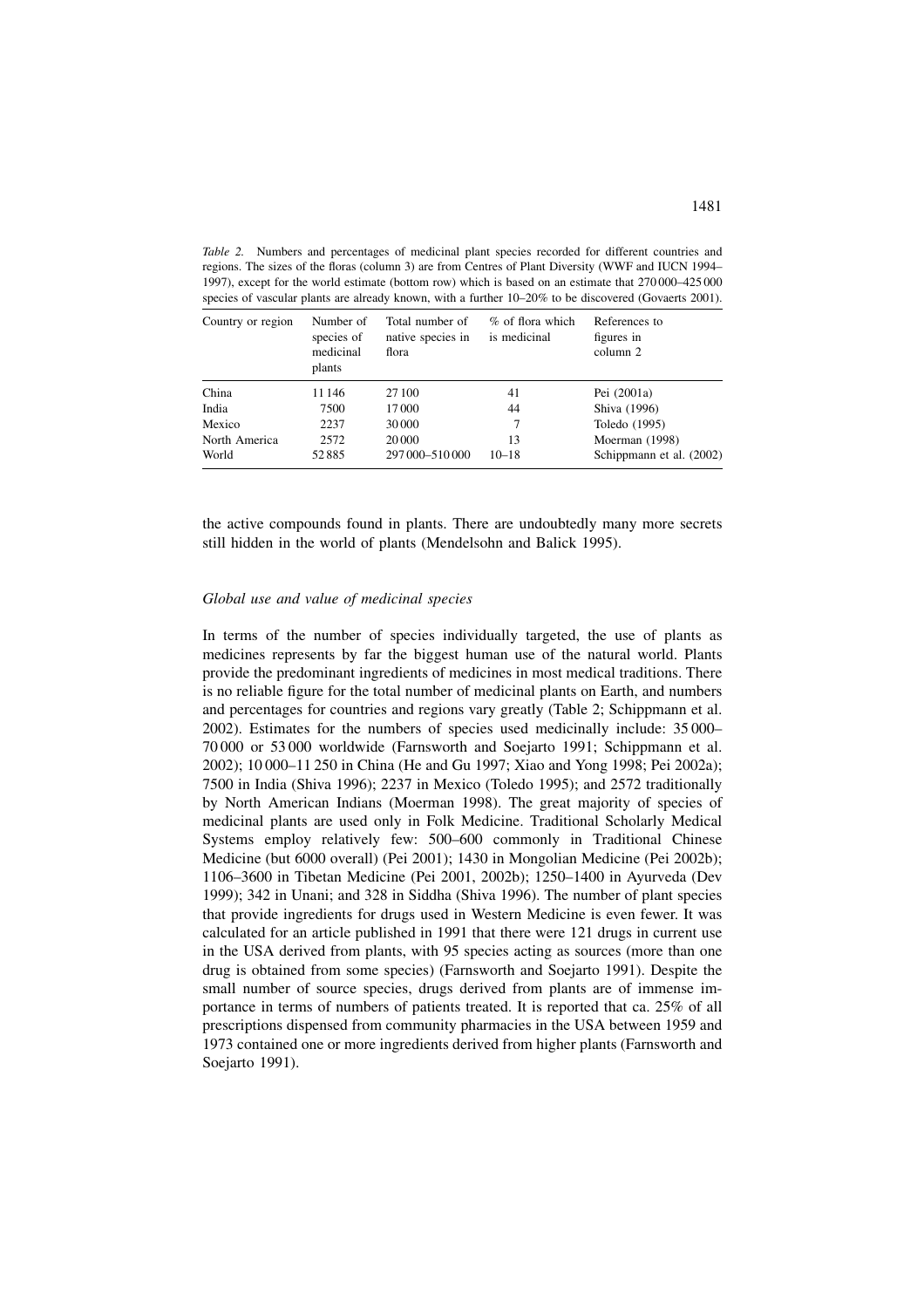*Table 2.* Numbers and percentages of medicinal plant species recorded for different countries and regions. The sizes of the floras (column 3) are from Centres of Plant Diversity (WWF and IUCN 1994–1997), except for the world estimate (bottom row) which is based on an estimate that 270 000–425 000 species of vascular plants are already known, with a further 10–20% to be discovered (Govaerts 2001).

| Country or region | Number of species of medicinal plants | Total number of native species in flora | % of flora which is medicinal | References to figures in column 2 |
|---|---|---|---|---|
| China | 11 146 | 27 100 | 41 | Pei (2001a) |
| India | 7500 | 17 000 | 44 | Shiva (1996) |
| Mexico | 2237 | 30 000 | 7 | Toledo (1995) |
| North America | 2572 | 20 000 | 13 | Moerman (1998) |
| World | 52 885 | 297 000–510 000 | 10–18 | Schippmann et al. (2002) |

the active compounds found in plants. There are undoubtedly many more secrets still hidden in the world of plants (Mendelsohn and Balick 1995).

### *Global use and value of medicinal species*

In terms of the number of species individually targeted, the use of plants as medicines represents by far the biggest human use of the natural world. Plants provide the predominant ingredients of medicines in most medical traditions. There is no reliable figure for the total number of medicinal plants on Earth, and numbers and percentages for countries and regions vary greatly (Table 2; Schippmann et al. 2002). Estimates for the numbers of species used medicinally include: 35 000–70 000 or 53 000 worldwide (Farnsworth and Soejarto 1991; Schippmann et al. 2002); 10 000–11 250 in China (He and Gu 1997; Xiao and Yong 1998; Pei 2002a); 7500 in India (Shiva 1996); 2237 in Mexico (Toledo 1995); and 2572 traditionally by North American Indians (Moerman 1998). The great majority of species of medicinal plants are used only in Folk Medicine. Traditional Scholarly Medical Systems employ relatively few: 500–600 commonly in Traditional Chinese Medicine (but 6000 overall) (Pei 2001); 1430 in Mongolian Medicine (Pei 2002b); 1106–3600 in Tibetan Medicine (Pei 2001, 2002b); 1250–1400 in Ayurveda (Dev 1999); 342 in Unani; and 328 in Siddha (Shiva 1996). The number of plant species that provide ingredients for drugs used in Western Medicine is even fewer. It was calculated for an article published in 1991 that there were 121 drugs in current use in the USA derived from plants, with 95 species acting as sources (more than one drug is obtained from some species) (Farnsworth and Soejarto 1991). Despite the small number of source species, drugs derived from plants are of immense importance in terms of numbers of patients treated. It is reported that ca. 25% of all prescriptions dispensed from community pharmacies in the USA between 1959 and 1973 contained one or more ingredients derived from higher plants (Farnsworth and Soejarto 1991).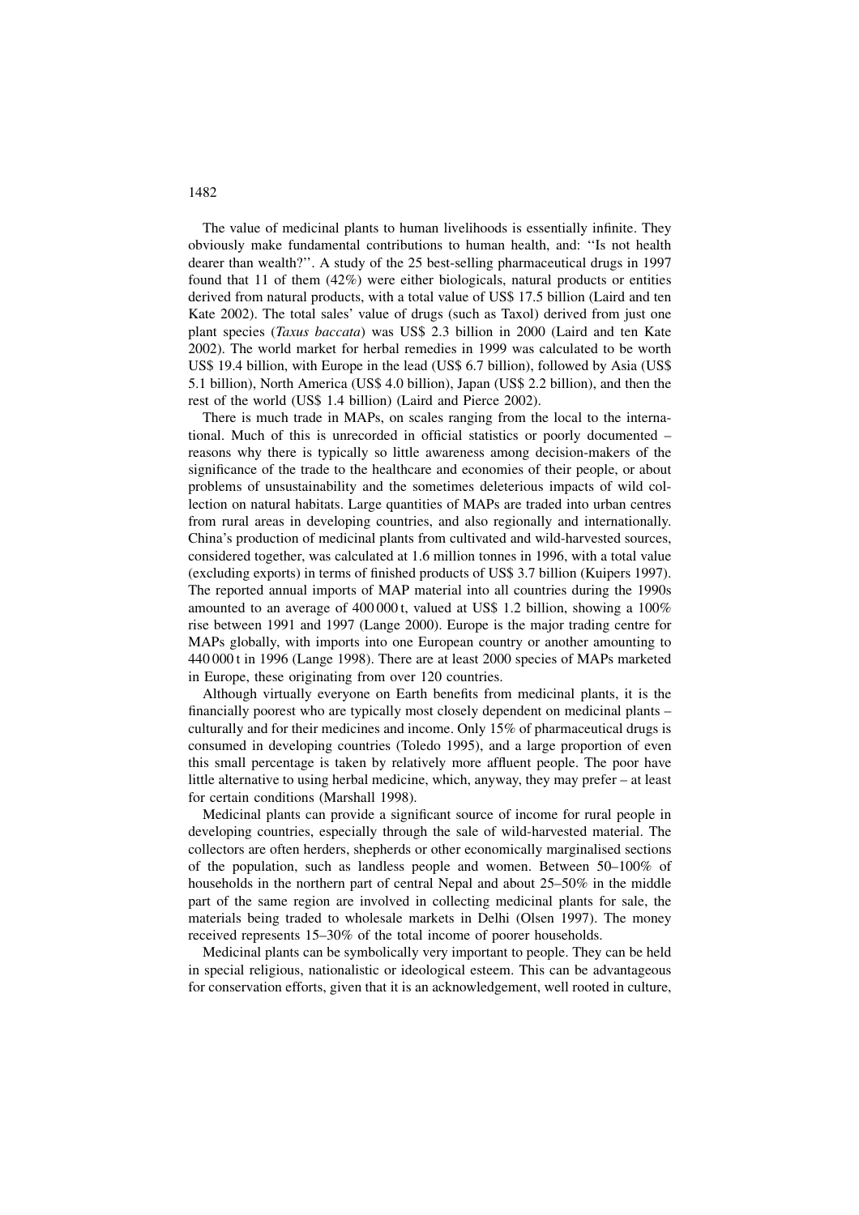The value of medicinal plants to human livelihoods is essentially infinite. They obviously make fundamental contributions to human health, and: ''Is not health dearer than wealth?''. A study of the 25 best-selling pharmaceutical drugs in 1997 found that 11 of them (42%) were either biologicals, natural products or entities derived from natural products, with a total value of US$ 17.5 billion (Laird and ten Kate 2002). The total sales' value of drugs (such as Taxol) derived from just one plant species (*Taxus baccata*) was US$ 2.3 billion in 2000 (Laird and ten Kate 2002). The world market for herbal remedies in 1999 was calculated to be worth US$ 19.4 billion, with Europe in the lead (US$ 6.7 billion), followed by Asia (US$ 5.1 billion), North America (US$ 4.0 billion), Japan (US$ 2.2 billion), and then the rest of the world (US$ 1.4 billion) (Laird and Pierce 2002).

There is much trade in MAPs, on scales ranging from the local to the international. Much of this is unrecorded in official statistics or poorly documented – reasons why there is typically so little awareness among decision-makers of the significance of the trade to the healthcare and economies of their people, or about problems of unsustainability and the sometimes deleterious impacts of wild collection on natural habitats. Large quantities of MAPs are traded into urban centres from rural areas in developing countries, and also regionally and internationally. China's production of medicinal plants from cultivated and wild-harvested sources, considered together, was calculated at 1.6 million tonnes in 1996, with a total value (excluding exports) in terms of finished products of US$ 3.7 billion (Kuipers 1997). The reported annual imports of MAP material into all countries during the 1990s amounted to an average of 400 000 t, valued at US$ 1.2 billion, showing a 100% rise between 1991 and 1997 (Lange 2000). Europe is the major trading centre for MAPs globally, with imports into one European country or another amounting to 440 000 t in 1996 (Lange 1998). There are at least 2000 species of MAPs marketed in Europe, these originating from over 120 countries.

Although virtually everyone on Earth benefits from medicinal plants, it is the financially poorest who are typically most closely dependent on medicinal plants – culturally and for their medicines and income. Only 15% of pharmaceutical drugs is consumed in developing countries (Toledo 1995), and a large proportion of even this small percentage is taken by relatively more affluent people. The poor have little alternative to using herbal medicine, which, anyway, they may prefer – at least for certain conditions (Marshall 1998).

Medicinal plants can provide a significant source of income for rural people in developing countries, especially through the sale of wild-harvested material. The collectors are often herders, shepherds or other economically marginalised sections of the population, such as landless people and women. Between 50–100% of households in the northern part of central Nepal and about 25–50% in the middle part of the same region are involved in collecting medicinal plants for sale, the materials being traded to wholesale markets in Delhi (Olsen 1997). The money received represents 15–30% of the total income of poorer households.

Medicinal plants can be symbolically very important to people. They can be held in special religious, nationalistic or ideological esteem. This can be advantageous for conservation efforts, given that it is an acknowledgement, well rooted in culture,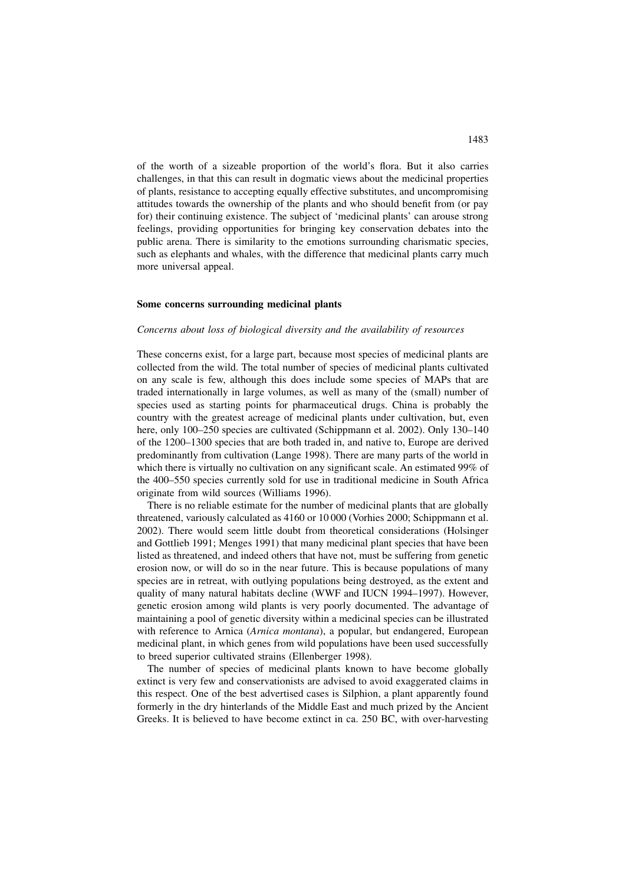of the worth of a sizeable proportion of the world's flora. But it also carries challenges, in that this can result in dogmatic views about the medicinal properties of plants, resistance to accepting equally effective substitutes, and uncompromising attitudes towards the ownership of the plants and who should benefit from (or pay for) their continuing existence. The subject of 'medicinal plants' can arouse strong feelings, providing opportunities for bringing key conservation debates into the public arena. There is similarity to the emotions surrounding charismatic species, such as elephants and whales, with the difference that medicinal plants carry much more universal appeal.

## Some concerns surrounding medicinal plants

### *Concerns about loss of biological diversity and the availability of resources*

These concerns exist, for a large part, because most species of medicinal plants are collected from the wild. The total number of species of medicinal plants cultivated on any scale is few, although this does include some species of MAPs that are traded internationally in large volumes, as well as many of the (small) number of species used as starting points for pharmaceutical drugs. China is probably the country with the greatest acreage of medicinal plants under cultivation, but, even here, only 100–250 species are cultivated (Schippmann et al. 2002). Only 130–140 of the 1200–1300 species that are both traded in, and native to, Europe are derived predominantly from cultivation (Lange 1998). There are many parts of the world in which there is virtually no cultivation on any significant scale. An estimated 99% of the 400–550 species currently sold for use in traditional medicine in South Africa originate from wild sources (Williams 1996).

There is no reliable estimate for the number of medicinal plants that are globally threatened, variously calculated as 4160 or 10 000 (Vorhies 2000; Schippmann et al. 2002). There would seem little doubt from theoretical considerations (Holsinger and Gottlieb 1991; Menges 1991) that many medicinal plant species that have been listed as threatened, and indeed others that have not, must be suffering from genetic erosion now, or will do so in the near future. This is because populations of many species are in retreat, with outlying populations being destroyed, as the extent and quality of many natural habitats decline (WWF and IUCN 1994–1997). However, genetic erosion among wild plants is very poorly documented. The advantage of maintaining a pool of genetic diversity within a medicinal species can be illustrated with reference to Arnica (*Arnica montana*), a popular, but endangered, European medicinal plant, in which genes from wild populations have been used successfully to breed superior cultivated strains (Ellenberger 1998).

The number of species of medicinal plants known to have become globally extinct is very few and conservationists are advised to avoid exaggerated claims in this respect. One of the best advertised cases is Silphion, a plant apparently found formerly in the dry hinterlands of the Middle East and much prized by the Ancient Greeks. It is believed to have become extinct in ca. 250 BC, with over-harvesting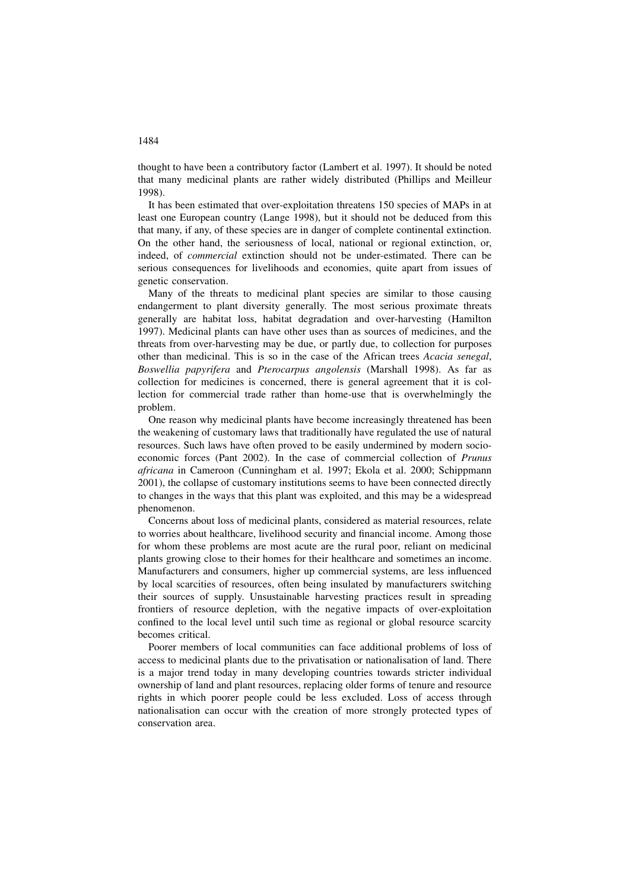thought to have been a contributory factor (Lambert et al. 1997). It should be noted that many medicinal plants are rather widely distributed (Phillips and Meilleur 1998).

It has been estimated that over-exploitation threatens 150 species of MAPs in at least one European country (Lange 1998), but it should not be deduced from this that many, if any, of these species are in danger of complete continental extinction. On the other hand, the seriousness of local, national or regional extinction, or, indeed, of *commercial* extinction should not be under-estimated. There can be serious consequences for livelihoods and economies, quite apart from issues of genetic conservation.

Many of the threats to medicinal plant species are similar to those causing endangerment to plant diversity generally. The most serious proximate threats generally are habitat loss, habitat degradation and over-harvesting (Hamilton 1997). Medicinal plants can have other uses than as sources of medicines, and the threats from over-harvesting may be due, or partly due, to collection for purposes other than medicinal. This is so in the case of the African trees *Acacia senegal*, *Boswellia papyrifera* and *Pterocarpus angolensis* (Marshall 1998). As far as collection for medicines is concerned, there is general agreement that it is collection for commercial trade rather than home-use that is overwhelmingly the problem.

One reason why medicinal plants have become increasingly threatened has been the weakening of customary laws that traditionally have regulated the use of natural resources. Such laws have often proved to be easily undermined by modern socio-economic forces (Pant 2002). In the case of commercial collection of *Prunus africana* in Cameroon (Cunningham et al. 1997; Ekola et al. 2000; Schippmann 2001), the collapse of customary institutions seems to have been connected directly to changes in the ways that this plant was exploited, and this may be a widespread phenomenon.

Concerns about loss of medicinal plants, considered as material resources, relate to worries about healthcare, livelihood security and financial income. Among those for whom these problems are most acute are the rural poor, reliant on medicinal plants growing close to their homes for their healthcare and sometimes an income. Manufacturers and consumers, higher up commercial systems, are less influenced by local scarcities of resources, often being insulated by manufacturers switching their sources of supply. Unsustainable harvesting practices result in spreading frontiers of resource depletion, with the negative impacts of over-exploitation confined to the local level until such time as regional or global resource scarcity becomes critical.

Poorer members of local communities can face additional problems of loss of access to medicinal plants due to the privatisation or nationalisation of land. There is a major trend today in many developing countries towards stricter individual ownership of land and plant resources, replacing older forms of tenure and resource rights in which poorer people could be less excluded. Loss of access through nationalisation can occur with the creation of more strongly protected types of conservation area.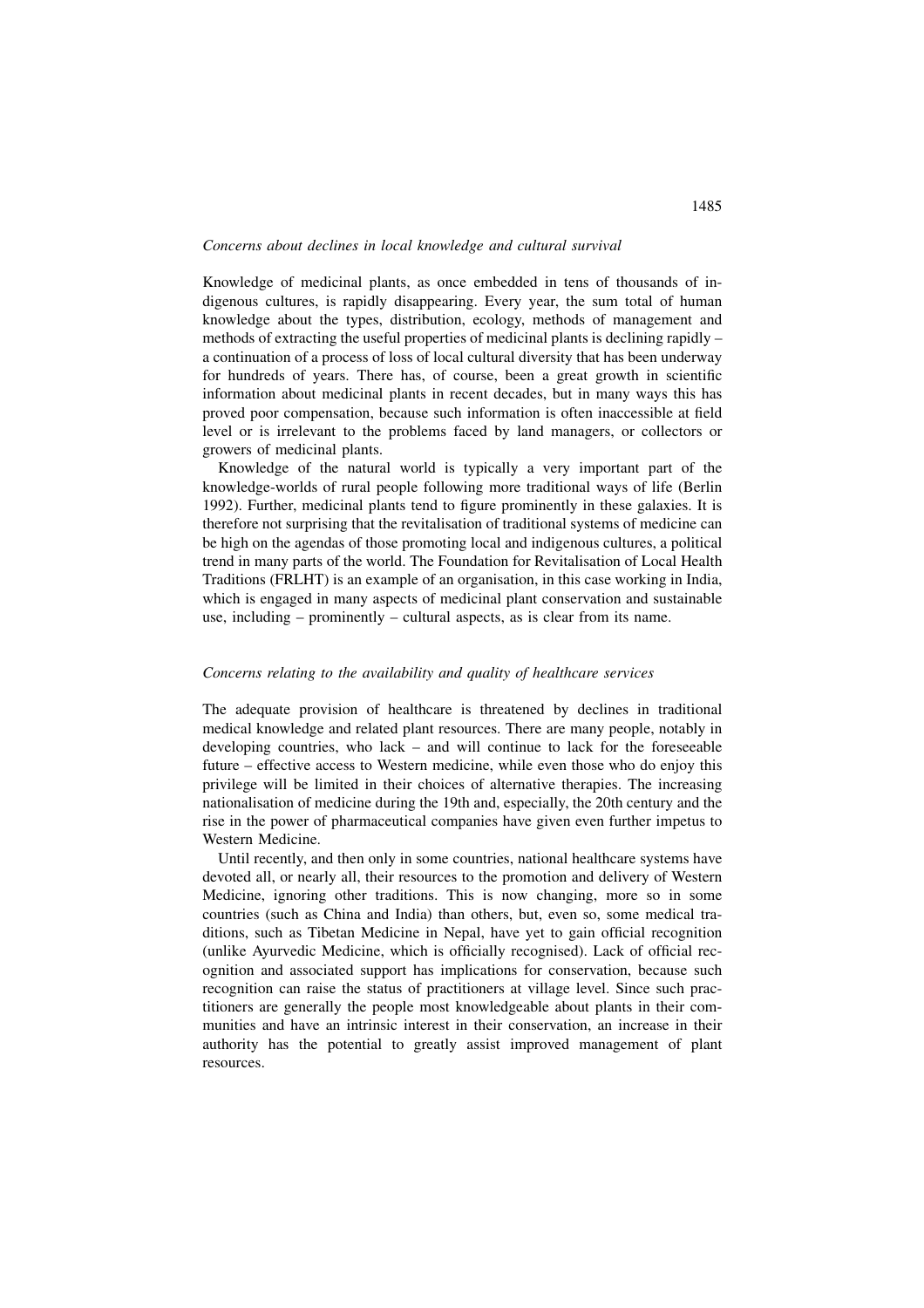*Concerns about declines in local knowledge and cultural survival*

Knowledge of medicinal plants, as once embedded in tens of thousands of indigenous cultures, is rapidly disappearing. Every year, the sum total of human knowledge about the types, distribution, ecology, methods of management and methods of extracting the useful properties of medicinal plants is declining rapidly – a continuation of a process of loss of local cultural diversity that has been underway for hundreds of years. There has, of course, been a great growth in scientific information about medicinal plants in recent decades, but in many ways this has proved poor compensation, because such information is often inaccessible at field level or is irrelevant to the problems faced by land managers, or collectors or growers of medicinal plants.

Knowledge of the natural world is typically a very important part of the knowledge-worlds of rural people following more traditional ways of life (Berlin 1992). Further, medicinal plants tend to figure prominently in these galaxies. It is therefore not surprising that the revitalisation of traditional systems of medicine can be high on the agendas of those promoting local and indigenous cultures, a political trend in many parts of the world. The Foundation for Revitalisation of Local Health Traditions (FRLHT) is an example of an organisation, in this case working in India, which is engaged in many aspects of medicinal plant conservation and sustainable use, including – prominently – cultural aspects, as is clear from its name.

*Concerns relating to the availability and quality of healthcare services*

The adequate provision of healthcare is threatened by declines in traditional medical knowledge and related plant resources. There are many people, notably in developing countries, who lack – and will continue to lack for the foreseeable future – effective access to Western medicine, while even those who do enjoy this privilege will be limited in their choices of alternative therapies. The increasing nationalisation of medicine during the 19th and, especially, the 20th century and the rise in the power of pharmaceutical companies have given even further impetus to Western Medicine.

Until recently, and then only in some countries, national healthcare systems have devoted all, or nearly all, their resources to the promotion and delivery of Western Medicine, ignoring other traditions. This is now changing, more so in some countries (such as China and India) than others, but, even so, some medical traditions, such as Tibetan Medicine in Nepal, have yet to gain official recognition (unlike Ayurvedic Medicine, which is officially recognised). Lack of official recognition and associated support has implications for conservation, because such recognition can raise the status of practitioners at village level. Since such practitioners are generally the people most knowledgeable about plants in their communities and have an intrinsic interest in their conservation, an increase in their authority has the potential to greatly assist improved management of plant resources.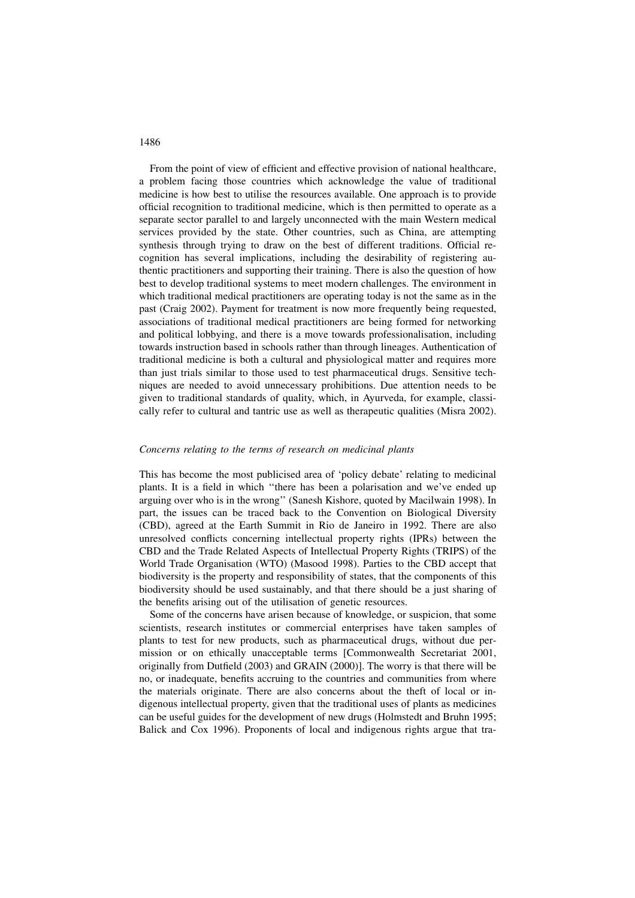From the point of view of efficient and effective provision of national healthcare, a problem facing those countries which acknowledge the value of traditional medicine is how best to utilise the resources available. One approach is to provide official recognition to traditional medicine, which is then permitted to operate as a separate sector parallel to and largely unconnected with the main Western medical services provided by the state. Other countries, such as China, are attempting synthesis through trying to draw on the best of different traditions. Official recognition has several implications, including the desirability of registering authentic practitioners and supporting their training. There is also the question of how best to develop traditional systems to meet modern challenges. The environment in which traditional medical practitioners are operating today is not the same as in the past (Craig 2002). Payment for treatment is now more frequently being requested, associations of traditional medical practitioners are being formed for networking and political lobbying, and there is a move towards professionalisation, including towards instruction based in schools rather than through lineages. Authentication of traditional medicine is both a cultural and physiological matter and requires more than just trials similar to those used to test pharmaceutical drugs. Sensitive techniques are needed to avoid unnecessary prohibitions. Due attention needs to be given to traditional standards of quality, which, in Ayurveda, for example, classically refer to cultural and tantric use as well as therapeutic qualities (Misra 2002).

*Concerns relating to the terms of research on medicinal plants*

This has become the most publicised area of 'policy debate' relating to medicinal plants. It is a field in which ''there has been a polarisation and we've ended up arguing over who is in the wrong'' (Sanesh Kishore, quoted by Macilwain 1998). In part, the issues can be traced back to the Convention on Biological Diversity (CBD), agreed at the Earth Summit in Rio de Janeiro in 1992. There are also unresolved conflicts concerning intellectual property rights (IPRs) between the CBD and the Trade Related Aspects of Intellectual Property Rights (TRIPS) of the World Trade Organisation (WTO) (Masood 1998). Parties to the CBD accept that biodiversity is the property and responsibility of states, that the components of this biodiversity should be used sustainably, and that there should be a just sharing of the benefits arising out of the utilisation of genetic resources.

Some of the concerns have arisen because of knowledge, or suspicion, that some scientists, research institutes or commercial enterprises have taken samples of plants to test for new products, such as pharmaceutical drugs, without due permission or on ethically unacceptable terms [Commonwealth Secretariat 2001, originally from Dutfield (2003) and GRAIN (2000)]. The worry is that there will be no, or inadequate, benefits accruing to the countries and communities from where the materials originate. There are also concerns about the theft of local or indigenous intellectual property, given that the traditional uses of plants as medicines can be useful guides for the development of new drugs (Holmstedt and Bruhn 1995; Balick and Cox 1996). Proponents of local and indigenous rights argue that tra-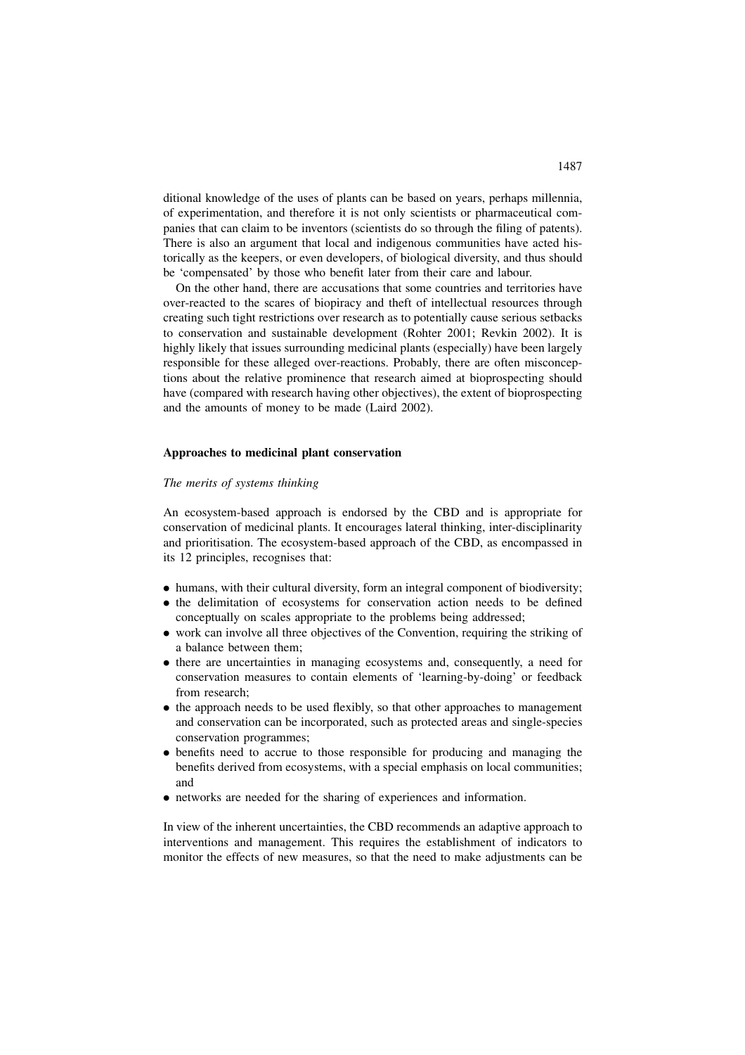ditional knowledge of the uses of plants can be based on years, perhaps millennia, of experimentation, and therefore it is not only scientists or pharmaceutical companies that can claim to be inventors (scientists do so through the filing of patents). There is also an argument that local and indigenous communities have acted historically as the keepers, or even developers, of biological diversity, and thus should be 'compensated' by those who benefit later from their care and labour.

On the other hand, there are accusations that some countries and territories have over-reacted to the scares of biopiracy and theft of intellectual resources through creating such tight restrictions over research as to potentially cause serious setbacks to conservation and sustainable development (Rohter 2001; Revkin 2002). It is highly likely that issues surrounding medicinal plants (especially) have been largely responsible for these alleged over-reactions. Probably, there are often misconceptions about the relative prominence that research aimed at bioprospecting should have (compared with research having other objectives), the extent of bioprospecting and the amounts of money to be made (Laird 2002).

## Approaches to medicinal plant conservation

### *The merits of systems thinking*

An ecosystem-based approach is endorsed by the CBD and is appropriate for conservation of medicinal plants. It encourages lateral thinking, inter-disciplinarity and prioritisation. The ecosystem-based approach of the CBD, as encompassed in its 12 principles, recognises that:

- humans, with their cultural diversity, form an integral component of biodiversity;
- the delimitation of ecosystems for conservation action needs to be defined conceptually on scales appropriate to the problems being addressed;
- work can involve all three objectives of the Convention, requiring the striking of a balance between them;
- there are uncertainties in managing ecosystems and, consequently, a need for conservation measures to contain elements of 'learning-by-doing' or feedback from research;
- the approach needs to be used flexibly, so that other approaches to management and conservation can be incorporated, such as protected areas and single-species conservation programmes;
- benefits need to accrue to those responsible for producing and managing the benefits derived from ecosystems, with a special emphasis on local communities; and
- networks are needed for the sharing of experiences and information.

In view of the inherent uncertainties, the CBD recommends an adaptive approach to interventions and management. This requires the establishment of indicators to monitor the effects of new measures, so that the need to make adjustments can be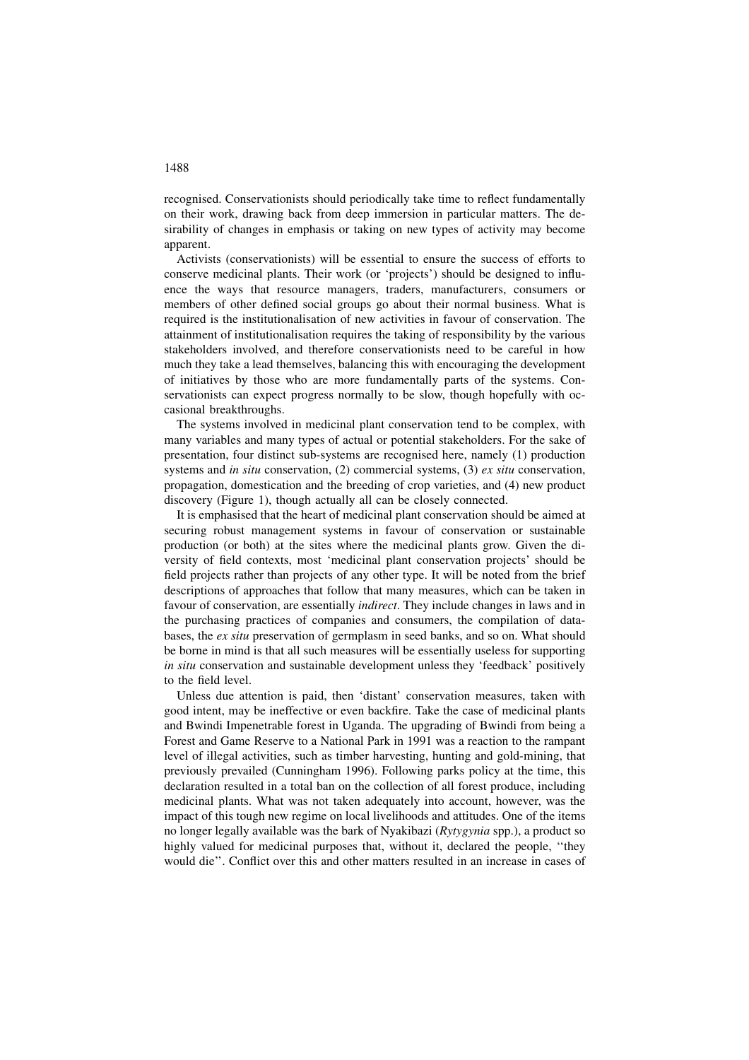recognised. Conservationists should periodically take time to reflect fundamentally on their work, drawing back from deep immersion in particular matters. The desirability of changes in emphasis or taking on new types of activity may become apparent.

Activists (conservationists) will be essential to ensure the success of efforts to conserve medicinal plants. Their work (or 'projects') should be designed to influence the ways that resource managers, traders, manufacturers, consumers or members of other defined social groups go about their normal business. What is required is the institutionalisation of new activities in favour of conservation. The attainment of institutionalisation requires the taking of responsibility by the various stakeholders involved, and therefore conservationists need to be careful in how much they take a lead themselves, balancing this with encouraging the development of initiatives by those who are more fundamentally parts of the systems. Conservationists can expect progress normally to be slow, though hopefully with occasional breakthroughs.

The systems involved in medicinal plant conservation tend to be complex, with many variables and many types of actual or potential stakeholders. For the sake of presentation, four distinct sub-systems are recognised here, namely (1) production systems and *in situ* conservation, (2) commercial systems, (3) *ex situ* conservation, propagation, domestication and the breeding of crop varieties, and (4) new product discovery (Figure 1), though actually all can be closely connected.

It is emphasised that the heart of medicinal plant conservation should be aimed at securing robust management systems in favour of conservation or sustainable production (or both) at the sites where the medicinal plants grow. Given the diversity of field contexts, most 'medicinal plant conservation projects' should be field projects rather than projects of any other type. It will be noted from the brief descriptions of approaches that follow that many measures, which can be taken in favour of conservation, are essentially *indirect*. They include changes in laws and in the purchasing practices of companies and consumers, the compilation of databases, the *ex situ* preservation of germplasm in seed banks, and so on. What should be borne in mind is that all such measures will be essentially useless for supporting *in situ* conservation and sustainable development unless they 'feedback' positively to the field level.

Unless due attention is paid, then 'distant' conservation measures, taken with good intent, may be ineffective or even backfire. Take the case of medicinal plants and Bwindi Impenetrable forest in Uganda. The upgrading of Bwindi from being a Forest and Game Reserve to a National Park in 1991 was a reaction to the rampant level of illegal activities, such as timber harvesting, hunting and gold-mining, that previously prevailed (Cunningham 1996). Following parks policy at the time, this declaration resulted in a total ban on the collection of all forest produce, including medicinal plants. What was not taken adequately into account, however, was the impact of this tough new regime on local livelihoods and attitudes. One of the items no longer legally available was the bark of Nyakibazi (*Rytygynia* spp.), a product so highly valued for medicinal purposes that, without it, declared the people, ''they would die''. Conflict over this and other matters resulted in an increase in cases of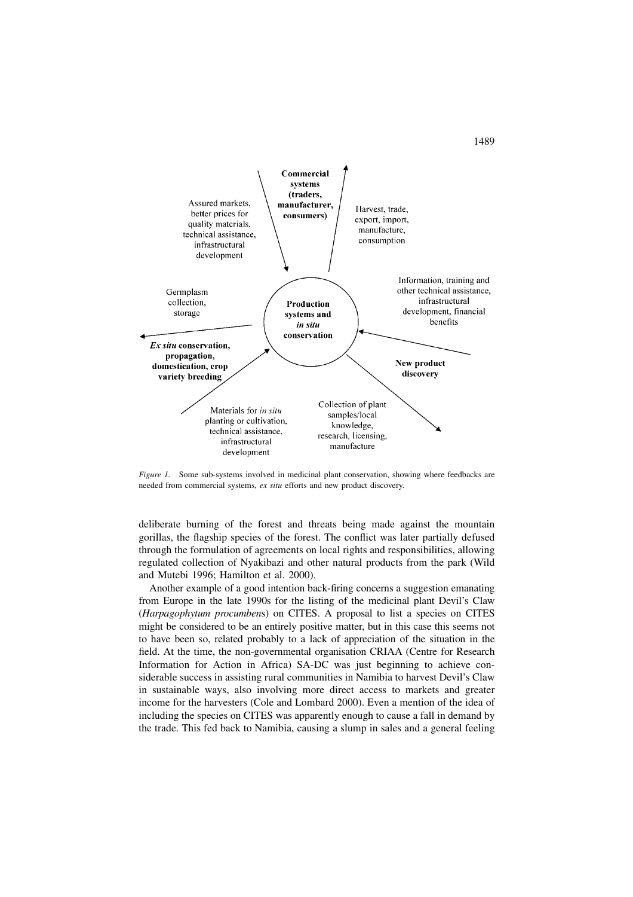*Figure 1.* Some sub-systems involved in medicinal plant conservation, showing where feedbacks are needed from commercial systems, *ex situ* efforts and new product discovery.

deliberate burning of the forest and threats being made against the mountain gorillas, the flagship species of the forest. The conflict was later partially defused through the formulation of agreements on local rights and responsibilities, allowing regulated collection of Nyakibazi and other natural products from the park (Wild and Mutebi 1996; Hamilton et al. 2000).

Another example of a good intention back-firing concerns a suggestion emanating from Europe in the late 1990s for the listing of the medicinal plant Devil's Claw (*Harpagophytum procumbens*) on CITES. A proposal to list a species on CITES might be considered to be an entirely positive matter, but in this case this seems not to have been so, related probably to a lack of appreciation of the situation in the field. At the time, the non-governmental organisation CRIAA (Centre for Research Information for Action in Africa) SA-DC was just beginning to achieve considerable success in assisting rural communities in Namibia to harvest Devil's Claw in sustainable ways, also involving more direct access to markets and greater income for the harvesters (Cole and Lombard 2000). Even a mention of the idea of including the species on CITES was apparently enough to cause a fall in demand by the trade. This fed back to Namibia, causing a slump in sales and a general feeling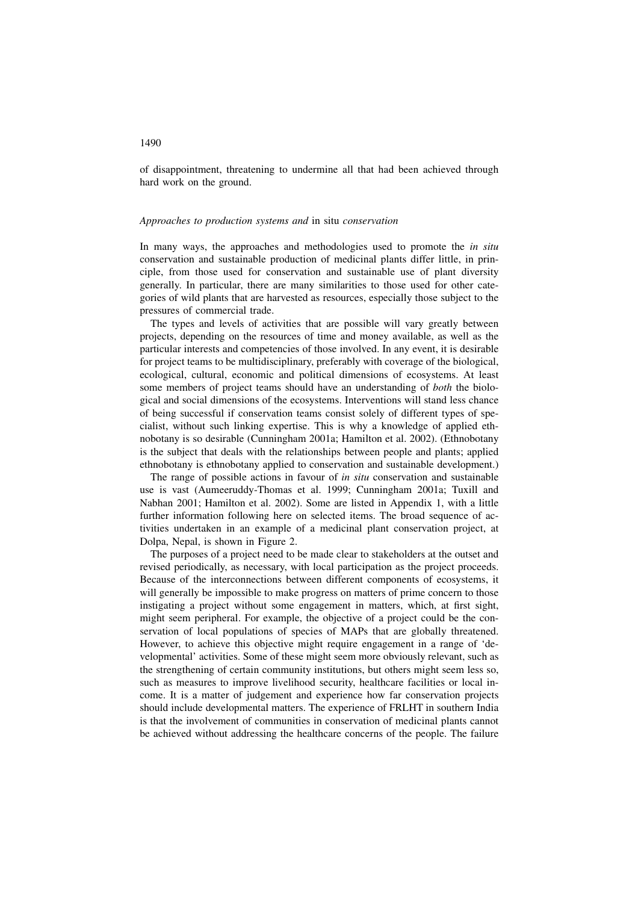of disappointment, threatening to undermine all that had been achieved through hard work on the ground.

### *Approaches to production systems and* in situ *conservation*

In many ways, the approaches and methodologies used to promote the *in situ* conservation and sustainable production of medicinal plants differ little, in principle, from those used for conservation and sustainable use of plant diversity generally. In particular, there are many similarities to those used for other categories of wild plants that are harvested as resources, especially those subject to the pressures of commercial trade.

The types and levels of activities that are possible will vary greatly between projects, depending on the resources of time and money available, as well as the particular interests and competencies of those involved. In any event, it is desirable for project teams to be multidisciplinary, preferably with coverage of the biological, ecological, cultural, economic and political dimensions of ecosystems. At least some members of project teams should have an understanding of *both* the biological and social dimensions of the ecosystems. Interventions will stand less chance of being successful if conservation teams consist solely of different types of specialist, without such linking expertise. This is why a knowledge of applied ethnobotany is so desirable (Cunningham 2001a; Hamilton et al. 2002). (Ethnobotany is the subject that deals with the relationships between people and plants; applied ethnobotany is ethnobotany applied to conservation and sustainable development.)

The range of possible actions in favour of *in situ* conservation and sustainable use is vast (Aumeeruddy-Thomas et al. 1999; Cunningham 2001a; Tuxill and Nabhan 2001; Hamilton et al. 2002). Some are listed in Appendix 1, with a little further information following here on selected items. The broad sequence of activities undertaken in an example of a medicinal plant conservation project, at Dolpa, Nepal, is shown in Figure 2.

The purposes of a project need to be made clear to stakeholders at the outset and revised periodically, as necessary, with local participation as the project proceeds. Because of the interconnections between different components of ecosystems, it will generally be impossible to make progress on matters of prime concern to those instigating a project without some engagement in matters, which, at first sight, might seem peripheral. For example, the objective of a project could be the conservation of local populations of species of MAPs that are globally threatened. However, to achieve this objective might require engagement in a range of 'developmental' activities. Some of these might seem more obviously relevant, such as the strengthening of certain community institutions, but others might seem less so, such as measures to improve livelihood security, healthcare facilities or local income. It is a matter of judgement and experience how far conservation projects should include developmental matters. The experience of FRLHT in southern India is that the involvement of communities in conservation of medicinal plants cannot be achieved without addressing the healthcare concerns of the people. The failure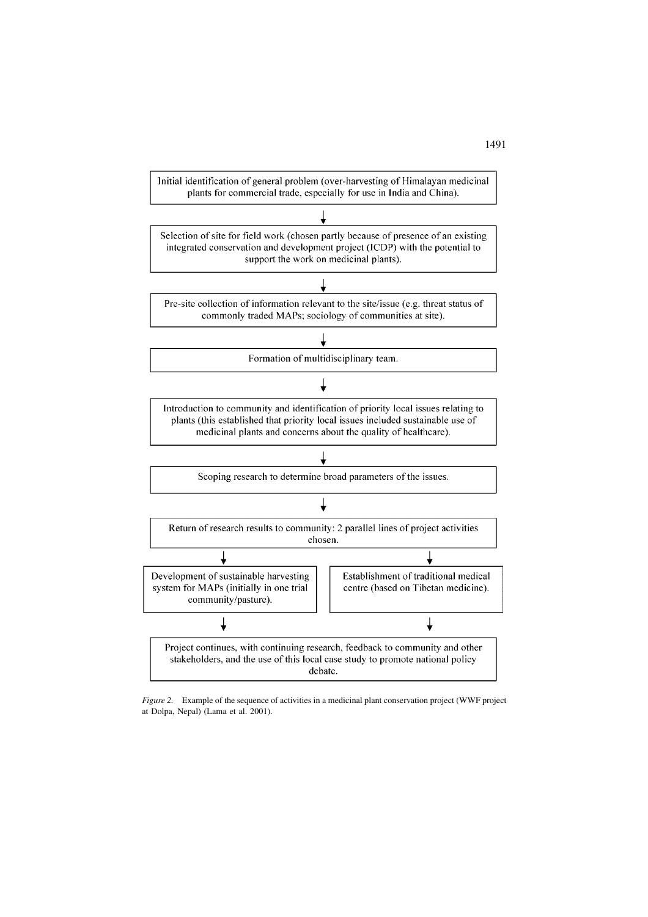Initial identification of general problem (over-harvesting of Himalayan medicinal plants for commercial trade, especially for use in India and China).

↓

Selection of site for field work (chosen partly because of presence of an existing integrated conservation and development project (ICDP) with the potential to support the work on medicinal plants).

↓

Pre-site collection of information relevant to the site/issue (e.g. threat status of commonly traded MAPs; sociology of communities at site).

↓

Formation of multidisciplinary team.

↓

Introduction to community and identification of priority local issues relating to plants (this established that priority local issues included sustainable use of medicinal plants and concerns about the quality of healthcare).

↓

Scoping research to determine broad parameters of the issues.

↓

Return of research results to community: 2 parallel lines of project activities chosen.

↓ ↓

| Development of sustainable harvesting system for MAPs (initially in one trial community/pasture). | Establishment of traditional medical centre (based on Tibetan medicine). |
|---|---|

↓ ↓

Project continues, with continuing research, feedback to community and other stakeholders, and the use of this local case study to promote national policy debate.

*Figure 2.* Example of the sequence of activities in a medicinal plant conservation project (WWF project at Dolpa, Nepal) (Lama et al. 2001).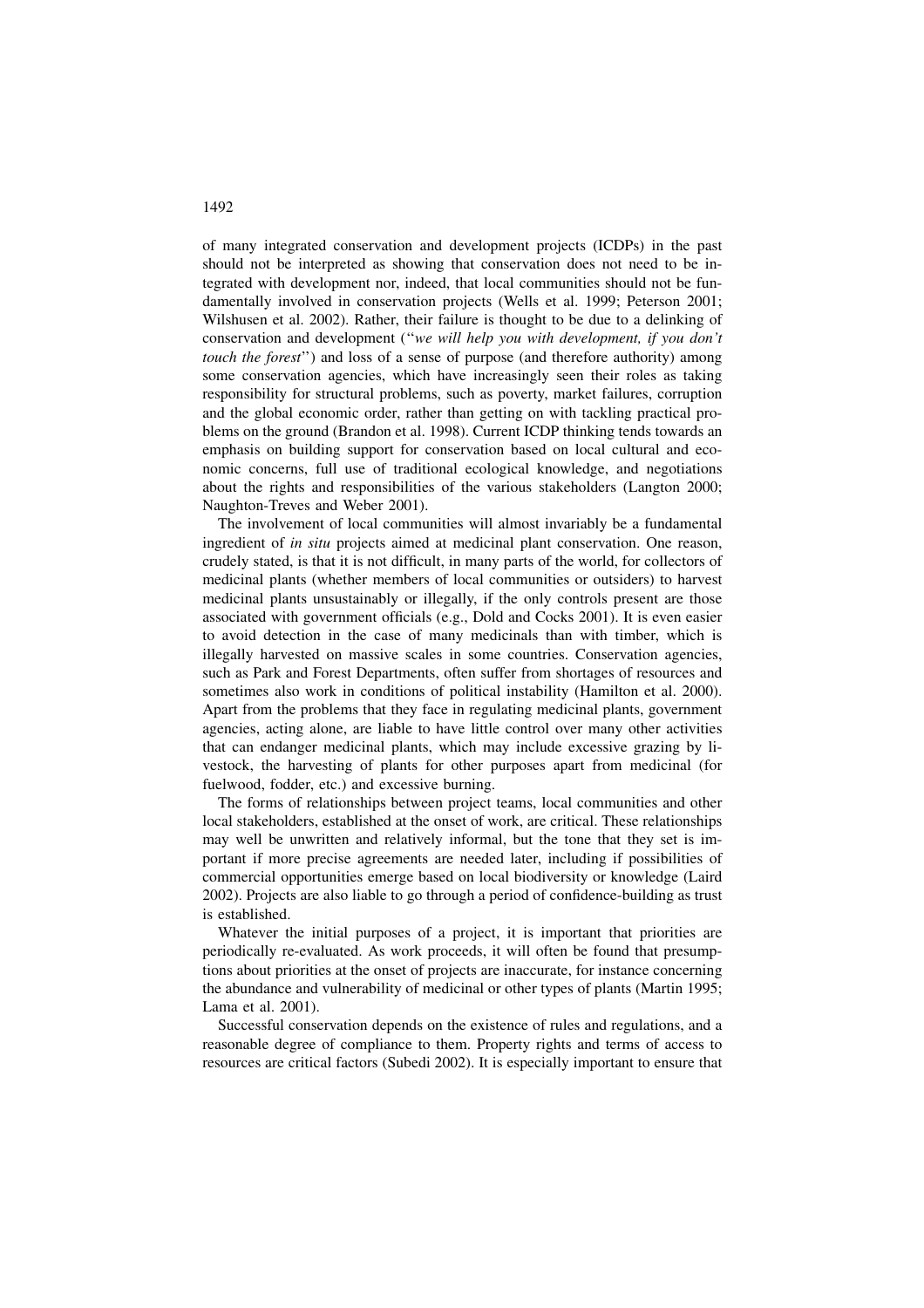of many integrated conservation and development projects (ICDPs) in the past should not be interpreted as showing that conservation does not need to be integrated with development nor, indeed, that local communities should not be fundamentally involved in conservation projects (Wells et al. 1999; Peterson 2001; Wilshusen et al. 2002). Rather, their failure is thought to be due to a delinking of conservation and development (''*we will help you with development, if you don't touch the forest*'') and loss of a sense of purpose (and therefore authority) among some conservation agencies, which have increasingly seen their roles as taking responsibility for structural problems, such as poverty, market failures, corruption and the global economic order, rather than getting on with tackling practical problems on the ground (Brandon et al. 1998). Current ICDP thinking tends towards an emphasis on building support for conservation based on local cultural and economic concerns, full use of traditional ecological knowledge, and negotiations about the rights and responsibilities of the various stakeholders (Langton 2000; Naughton-Treves and Weber 2001).

The involvement of local communities will almost invariably be a fundamental ingredient of *in situ* projects aimed at medicinal plant conservation. One reason, crudely stated, is that it is not difficult, in many parts of the world, for collectors of medicinal plants (whether members of local communities or outsiders) to harvest medicinal plants unsustainably or illegally, if the only controls present are those associated with government officials (e.g., Dold and Cocks 2001). It is even easier to avoid detection in the case of many medicinals than with timber, which is illegally harvested on massive scales in some countries. Conservation agencies, such as Park and Forest Departments, often suffer from shortages of resources and sometimes also work in conditions of political instability (Hamilton et al. 2000). Apart from the problems that they face in regulating medicinal plants, government agencies, acting alone, are liable to have little control over many other activities that can endanger medicinal plants, which may include excessive grazing by livestock, the harvesting of plants for other purposes apart from medicinal (for fuelwood, fodder, etc.) and excessive burning.

The forms of relationships between project teams, local communities and other local stakeholders, established at the onset of work, are critical. These relationships may well be unwritten and relatively informal, but the tone that they set is important if more precise agreements are needed later, including if possibilities of commercial opportunities emerge based on local biodiversity or knowledge (Laird 2002). Projects are also liable to go through a period of confidence-building as trust is established.

Whatever the initial purposes of a project, it is important that priorities are periodically re-evaluated. As work proceeds, it will often be found that presumptions about priorities at the onset of projects are inaccurate, for instance concerning the abundance and vulnerability of medicinal or other types of plants (Martin 1995; Lama et al. 2001).

Successful conservation depends on the existence of rules and regulations, and a reasonable degree of compliance to them. Property rights and terms of access to resources are critical factors (Subedi 2002). It is especially important to ensure that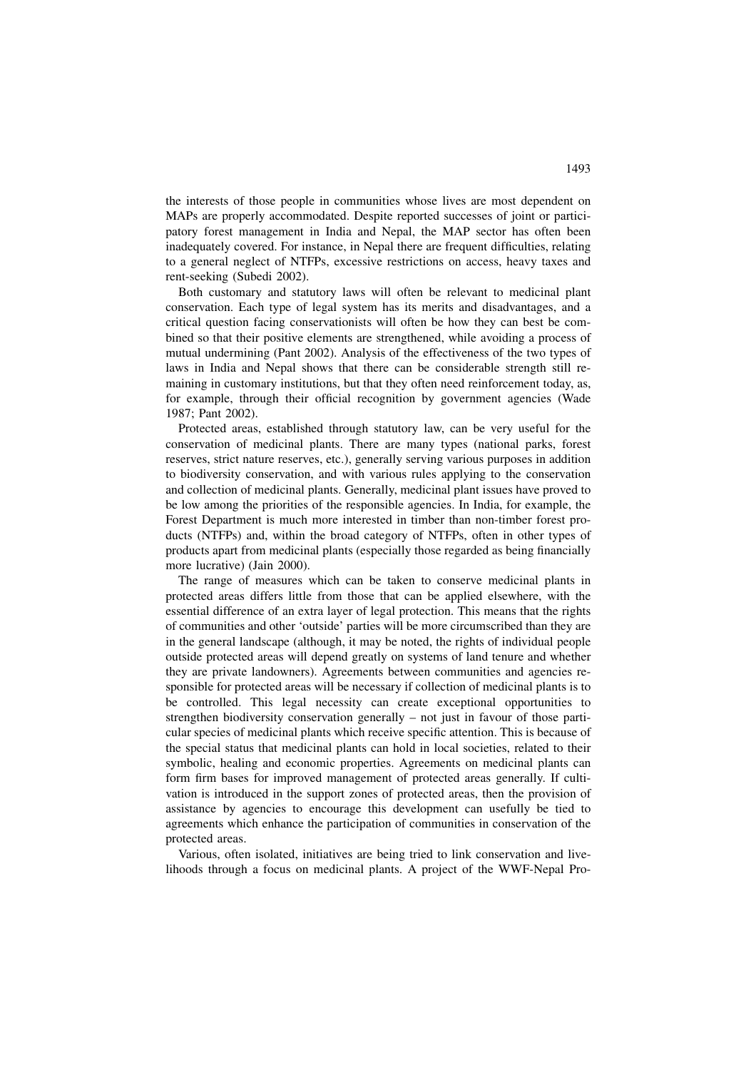the interests of those people in communities whose lives are most dependent on MAPs are properly accommodated. Despite reported successes of joint or participatory forest management in India and Nepal, the MAP sector has often been inadequately covered. For instance, in Nepal there are frequent difficulties, relating to a general neglect of NTFPs, excessive restrictions on access, heavy taxes and rent-seeking (Subedi 2002).

Both customary and statutory laws will often be relevant to medicinal plant conservation. Each type of legal system has its merits and disadvantages, and a critical question facing conservationists will often be how they can best be combined so that their positive elements are strengthened, while avoiding a process of mutual undermining (Pant 2002). Analysis of the effectiveness of the two types of laws in India and Nepal shows that there can be considerable strength still remaining in customary institutions, but that they often need reinforcement today, as, for example, through their official recognition by government agencies (Wade 1987; Pant 2002).

Protected areas, established through statutory law, can be very useful for the conservation of medicinal plants. There are many types (national parks, forest reserves, strict nature reserves, etc.), generally serving various purposes in addition to biodiversity conservation, and with various rules applying to the conservation and collection of medicinal plants. Generally, medicinal plant issues have proved to be low among the priorities of the responsible agencies. In India, for example, the Forest Department is much more interested in timber than non-timber forest products (NTFPs) and, within the broad category of NTFPs, often in other types of products apart from medicinal plants (especially those regarded as being financially more lucrative) (Jain 2000).

The range of measures which can be taken to conserve medicinal plants in protected areas differs little from those that can be applied elsewhere, with the essential difference of an extra layer of legal protection. This means that the rights of communities and other 'outside' parties will be more circumscribed than they are in the general landscape (although, it may be noted, the rights of individual people outside protected areas will depend greatly on systems of land tenure and whether they are private landowners). Agreements between communities and agencies responsible for protected areas will be necessary if collection of medicinal plants is to be controlled. This legal necessity can create exceptional opportunities to strengthen biodiversity conservation generally – not just in favour of those particular species of medicinal plants which receive specific attention. This is because of the special status that medicinal plants can hold in local societies, related to their symbolic, healing and economic properties. Agreements on medicinal plants can form firm bases for improved management of protected areas generally. If cultivation is introduced in the support zones of protected areas, then the provision of assistance by agencies to encourage this development can usefully be tied to agreements which enhance the participation of communities in conservation of the protected areas.

Various, often isolated, initiatives are being tried to link conservation and livelihoods through a focus on medicinal plants. A project of the WWF-Nepal Pro-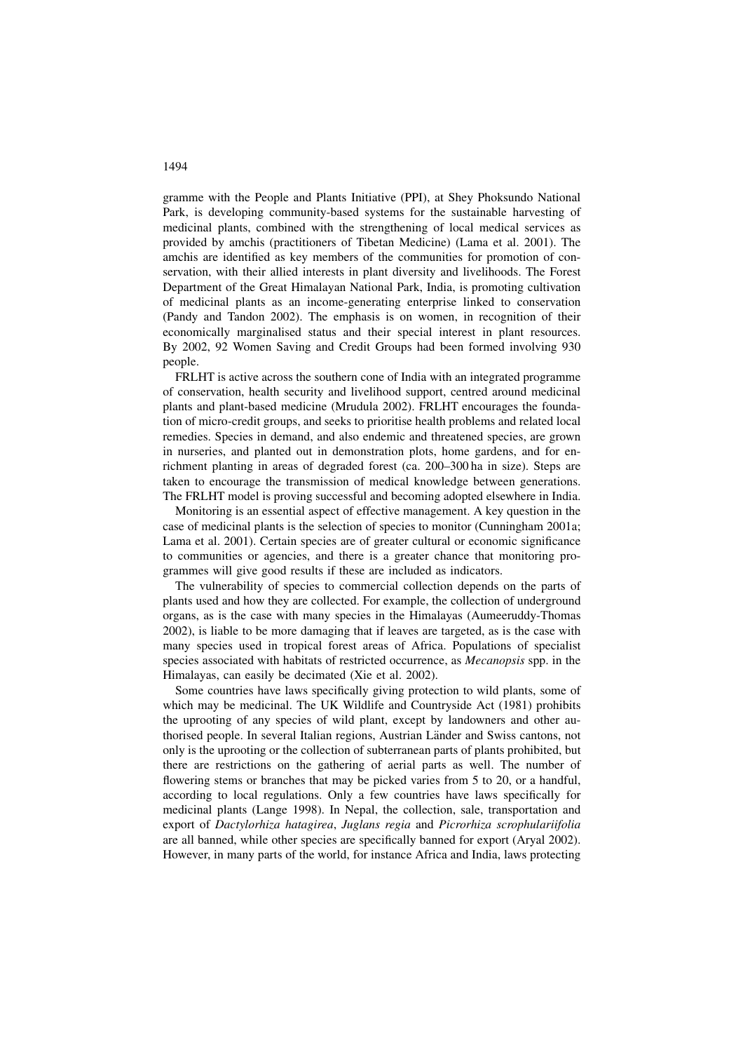gramme with the People and Plants Initiative (PPI), at Shey Phoksundo National Park, is developing community-based systems for the sustainable harvesting of medicinal plants, combined with the strengthening of local medical services as provided by amchis (practitioners of Tibetan Medicine) (Lama et al. 2001). The amchis are identified as key members of the communities for promotion of conservation, with their allied interests in plant diversity and livelihoods. The Forest Department of the Great Himalayan National Park, India, is promoting cultivation of medicinal plants as an income-generating enterprise linked to conservation (Pandy and Tandon 2002). The emphasis is on women, in recognition of their economically marginalised status and their special interest in plant resources. By 2002, 92 Women Saving and Credit Groups had been formed involving 930 people.

FRLHT is active across the southern cone of India with an integrated programme of conservation, health security and livelihood support, centred around medicinal plants and plant-based medicine (Mrudula 2002). FRLHT encourages the foundation of micro-credit groups, and seeks to prioritise health problems and related local remedies. Species in demand, and also endemic and threatened species, are grown in nurseries, and planted out in demonstration plots, home gardens, and for enrichment planting in areas of degraded forest (ca. 200–300 ha in size). Steps are taken to encourage the transmission of medical knowledge between generations. The FRLHT model is proving successful and becoming adopted elsewhere in India.

Monitoring is an essential aspect of effective management. A key question in the case of medicinal plants is the selection of species to monitor (Cunningham 2001a; Lama et al. 2001). Certain species are of greater cultural or economic significance to communities or agencies, and there is a greater chance that monitoring programmes will give good results if these are included as indicators.

The vulnerability of species to commercial collection depends on the parts of plants used and how they are collected. For example, the collection of underground organs, as is the case with many species in the Himalayas (Aumeeruddy-Thomas 2002), is liable to be more damaging that if leaves are targeted, as is the case with many species used in tropical forest areas of Africa. Populations of specialist species associated with habitats of restricted occurrence, as *Mecanopsis* spp. in the Himalayas, can easily be decimated (Xie et al. 2002).

Some countries have laws specifically giving protection to wild plants, some of which may be medicinal. The UK Wildlife and Countryside Act (1981) prohibits the uprooting of any species of wild plant, except by landowners and other authorised people. In several Italian regions, Austrian Länder and Swiss cantons, not only is the uprooting or the collection of subterranean parts of plants prohibited, but there are restrictions on the gathering of aerial parts as well. The number of flowering stems or branches that may be picked varies from 5 to 20, or a handful, according to local regulations. Only a few countries have laws specifically for medicinal plants (Lange 1998). In Nepal, the collection, sale, transportation and export of *Dactylorhiza hatagirea*, *Juglans regia* and *Picrorhiza scrophulariifolia* are all banned, while other species are specifically banned for export (Aryal 2002). However, in many parts of the world, for instance Africa and India, laws protecting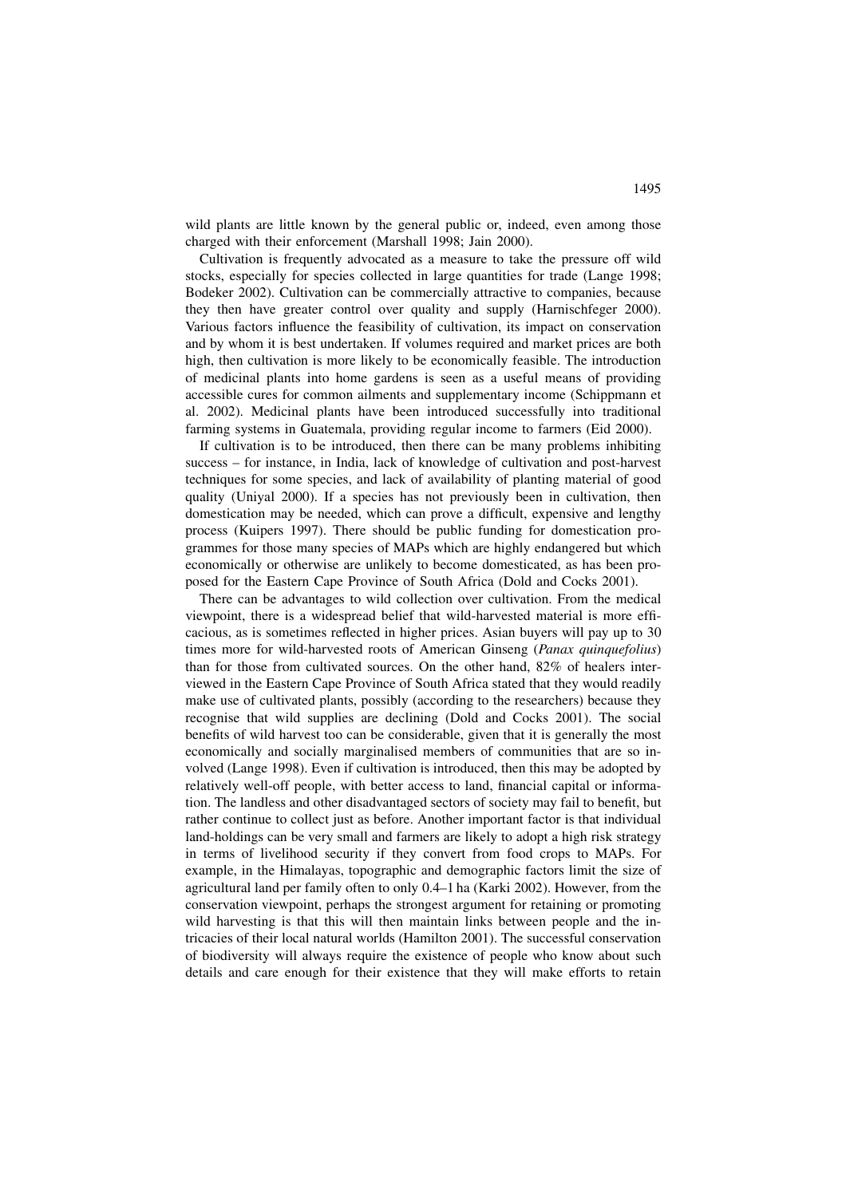wild plants are little known by the general public or, indeed, even among those charged with their enforcement (Marshall 1998; Jain 2000).

Cultivation is frequently advocated as a measure to take the pressure off wild stocks, especially for species collected in large quantities for trade (Lange 1998; Bodeker 2002). Cultivation can be commercially attractive to companies, because they then have greater control over quality and supply (Harnischfeger 2000). Various factors influence the feasibility of cultivation, its impact on conservation and by whom it is best undertaken. If volumes required and market prices are both high, then cultivation is more likely to be economically feasible. The introduction of medicinal plants into home gardens is seen as a useful means of providing accessible cures for common ailments and supplementary income (Schippmann et al. 2002). Medicinal plants have been introduced successfully into traditional farming systems in Guatemala, providing regular income to farmers (Eid 2000).

If cultivation is to be introduced, then there can be many problems inhibiting success – for instance, in India, lack of knowledge of cultivation and post-harvest techniques for some species, and lack of availability of planting material of good quality (Uniyal 2000). If a species has not previously been in cultivation, then domestication may be needed, which can prove a difficult, expensive and lengthy process (Kuipers 1997). There should be public funding for domestication programmes for those many species of MAPs which are highly endangered but which economically or otherwise are unlikely to become domesticated, as has been proposed for the Eastern Cape Province of South Africa (Dold and Cocks 2001).

There can be advantages to wild collection over cultivation. From the medical viewpoint, there is a widespread belief that wild-harvested material is more efficacious, as is sometimes reflected in higher prices. Asian buyers will pay up to 30 times more for wild-harvested roots of American Ginseng (*Panax quinquefolius*) than for those from cultivated sources. On the other hand, 82% of healers interviewed in the Eastern Cape Province of South Africa stated that they would readily make use of cultivated plants, possibly (according to the researchers) because they recognise that wild supplies are declining (Dold and Cocks 2001). The social benefits of wild harvest too can be considerable, given that it is generally the most economically and socially marginalised members of communities that are so involved (Lange 1998). Even if cultivation is introduced, then this may be adopted by relatively well-off people, with better access to land, financial capital or information. The landless and other disadvantaged sectors of society may fail to benefit, but rather continue to collect just as before. Another important factor is that individual land-holdings can be very small and farmers are likely to adopt a high risk strategy in terms of livelihood security if they convert from food crops to MAPs. For example, in the Himalayas, topographic and demographic factors limit the size of agricultural land per family often to only 0.4–1 ha (Karki 2002). However, from the conservation viewpoint, perhaps the strongest argument for retaining or promoting wild harvesting is that this will then maintain links between people and the intricacies of their local natural worlds (Hamilton 2001). The successful conservation of biodiversity will always require the existence of people who know about such details and care enough for their existence that they will make efforts to retain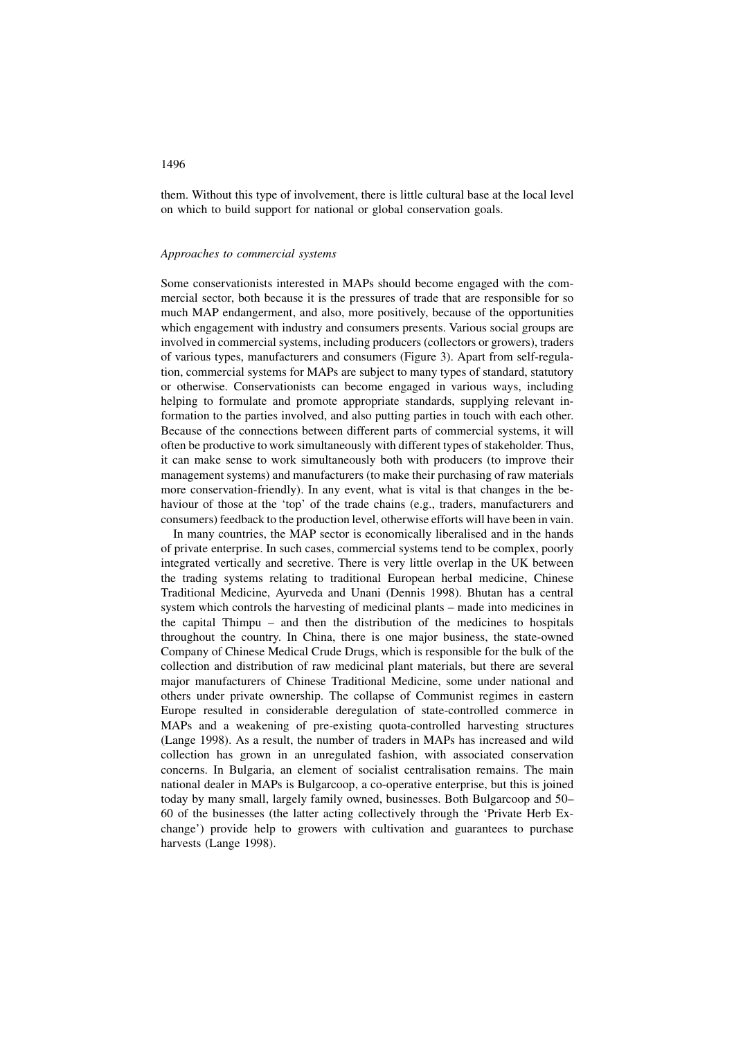them. Without this type of involvement, there is little cultural base at the local level on which to build support for national or global conservation goals.

### *Approaches to commercial systems*

Some conservationists interested in MAPs should become engaged with the commercial sector, both because it is the pressures of trade that are responsible for so much MAP endangerment, and also, more positively, because of the opportunities which engagement with industry and consumers presents. Various social groups are involved in commercial systems, including producers (collectors or growers), traders of various types, manufacturers and consumers (Figure 3). Apart from self-regulation, commercial systems for MAPs are subject to many types of standard, statutory or otherwise. Conservationists can become engaged in various ways, including helping to formulate and promote appropriate standards, supplying relevant information to the parties involved, and also putting parties in touch with each other. Because of the connections between different parts of commercial systems, it will often be productive to work simultaneously with different types of stakeholder. Thus, it can make sense to work simultaneously both with producers (to improve their management systems) and manufacturers (to make their purchasing of raw materials more conservation-friendly). In any event, what is vital is that changes in the behaviour of those at the 'top' of the trade chains (e.g., traders, manufacturers and consumers) feedback to the production level, otherwise efforts will have been in vain.

In many countries, the MAP sector is economically liberalised and in the hands of private enterprise. In such cases, commercial systems tend to be complex, poorly integrated vertically and secretive. There is very little overlap in the UK between the trading systems relating to traditional European herbal medicine, Chinese Traditional Medicine, Ayurveda and Unani (Dennis 1998). Bhutan has a central system which controls the harvesting of medicinal plants – made into medicines in the capital Thimpu – and then the distribution of the medicines to hospitals throughout the country. In China, there is one major business, the state-owned Company of Chinese Medical Crude Drugs, which is responsible for the bulk of the collection and distribution of raw medicinal plant materials, but there are several major manufacturers of Chinese Traditional Medicine, some under national and others under private ownership. The collapse of Communist regimes in eastern Europe resulted in considerable deregulation of state-controlled commerce in MAPs and a weakening of pre-existing quota-controlled harvesting structures (Lange 1998). As a result, the number of traders in MAPs has increased and wild collection has grown in an unregulated fashion, with associated conservation concerns. In Bulgaria, an element of socialist centralisation remains. The main national dealer in MAPs is Bulgarcoop, a co-operative enterprise, but this is joined today by many small, largely family owned, businesses. Both Bulgarcoop and 50–60 of the businesses (the latter acting collectively through the 'Private Herb Exchange') provide help to growers with cultivation and guarantees to purchase harvests (Lange 1998).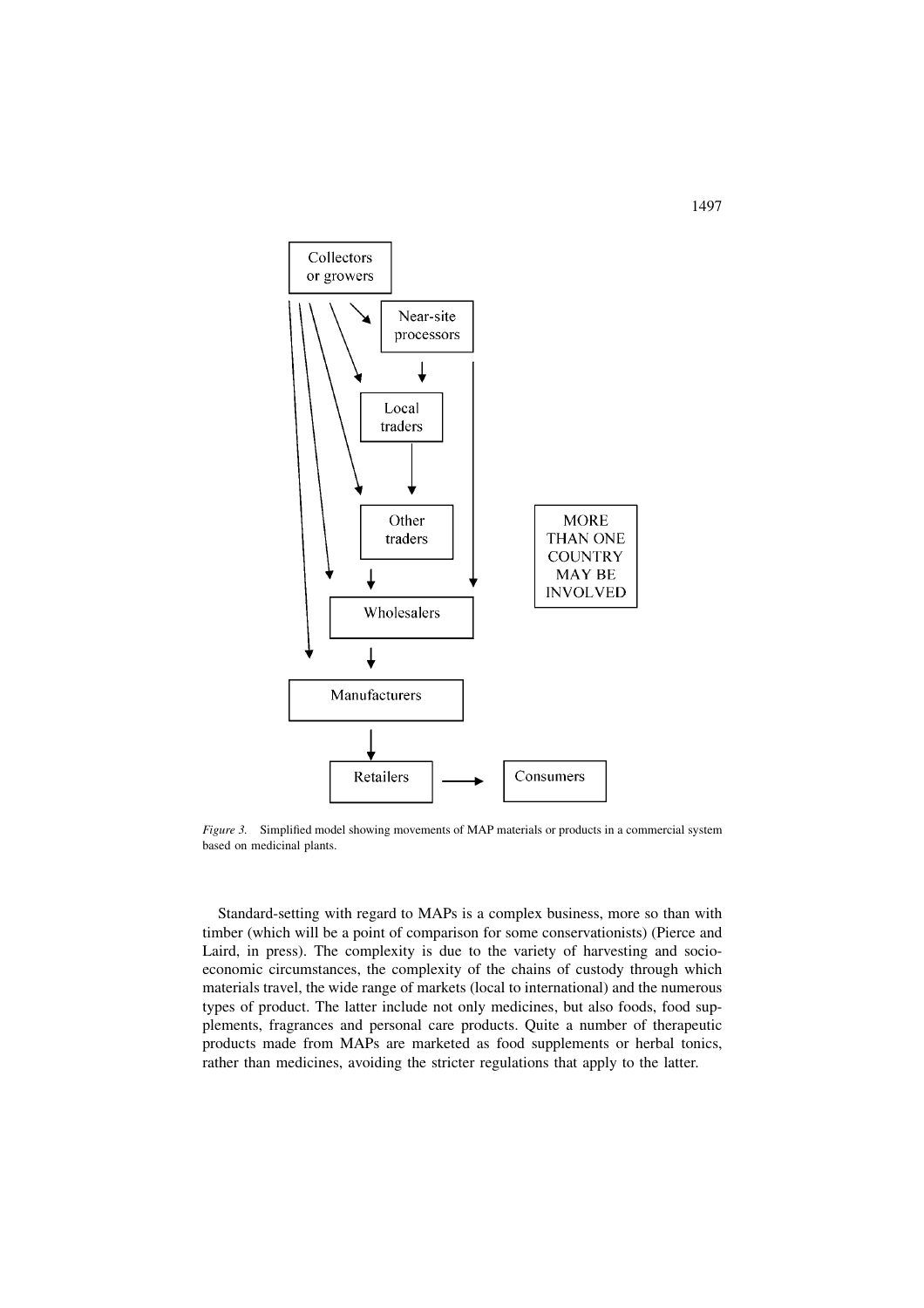*Figure 3.* Simplified model showing movements of MAP materials or products in a commercial system based on medicinal plants.

Standard-setting with regard to MAPs is a complex business, more so than with timber (which will be a point of comparison for some conservationists) (Pierce and Laird, in press). The complexity is due to the variety of harvesting and socio-economic circumstances, the complexity of the chains of custody through which materials travel, the wide range of markets (local to international) and the numerous types of product. The latter include not only medicines, but also foods, food supplements, fragrances and personal care products. Quite a number of therapeutic products made from MAPs are marketed as food supplements or herbal tonics, rather than medicines, avoiding the stricter regulations that apply to the latter.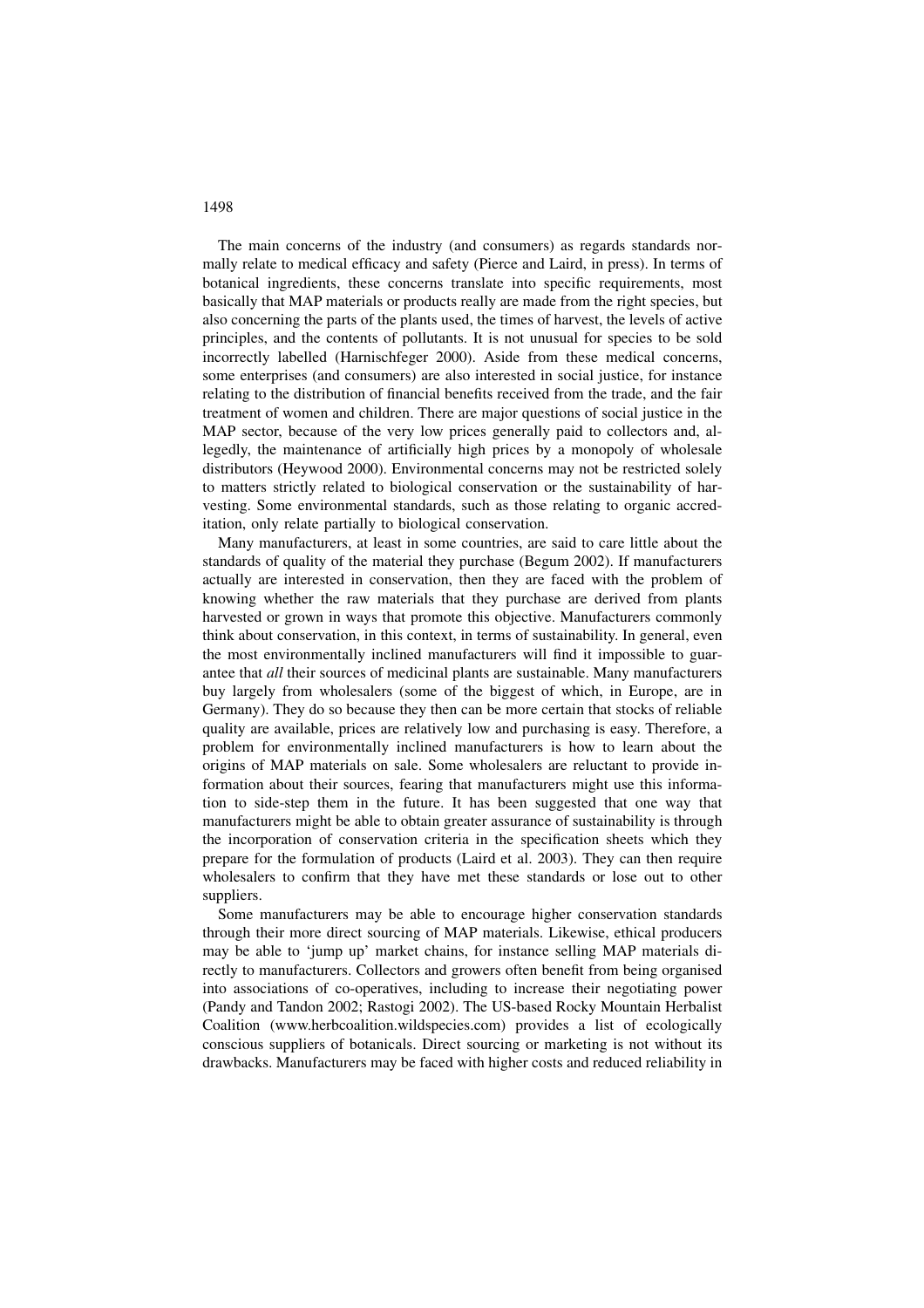The main concerns of the industry (and consumers) as regards standards normally relate to medical efficacy and safety (Pierce and Laird, in press). In terms of botanical ingredients, these concerns translate into specific requirements, most basically that MAP materials or products really are made from the right species, but also concerning the parts of the plants used, the times of harvest, the levels of active principles, and the contents of pollutants. It is not unusual for species to be sold incorrectly labelled (Harnischfeger 2000). Aside from these medical concerns, some enterprises (and consumers) are also interested in social justice, for instance relating to the distribution of financial benefits received from the trade, and the fair treatment of women and children. There are major questions of social justice in the MAP sector, because of the very low prices generally paid to collectors and, allegedly, the maintenance of artificially high prices by a monopoly of wholesale distributors (Heywood 2000). Environmental concerns may not be restricted solely to matters strictly related to biological conservation or the sustainability of harvesting. Some environmental standards, such as those relating to organic accreditation, only relate partially to biological conservation.

Many manufacturers, at least in some countries, are said to care little about the standards of quality of the material they purchase (Begum 2002). If manufacturers actually are interested in conservation, then they are faced with the problem of knowing whether the raw materials that they purchase are derived from plants harvested or grown in ways that promote this objective. Manufacturers commonly think about conservation, in this context, in terms of sustainability. In general, even the most environmentally inclined manufacturers will find it impossible to guarantee that *all* their sources of medicinal plants are sustainable. Many manufacturers buy largely from wholesalers (some of the biggest of which, in Europe, are in Germany). They do so because they then can be more certain that stocks of reliable quality are available, prices are relatively low and purchasing is easy. Therefore, a problem for environmentally inclined manufacturers is how to learn about the origins of MAP materials on sale. Some wholesalers are reluctant to provide information about their sources, fearing that manufacturers might use this information to side-step them in the future. It has been suggested that one way that manufacturers might be able to obtain greater assurance of sustainability is through the incorporation of conservation criteria in the specification sheets which they prepare for the formulation of products (Laird et al. 2003). They can then require wholesalers to confirm that they have met these standards or lose out to other suppliers.

Some manufacturers may be able to encourage higher conservation standards through their more direct sourcing of MAP materials. Likewise, ethical producers may be able to 'jump up' market chains, for instance selling MAP materials directly to manufacturers. Collectors and growers often benefit from being organised into associations of co-operatives, including to increase their negotiating power (Pandy and Tandon 2002; Rastogi 2002). The US-based Rocky Mountain Herbalist Coalition (www.herbcoalition.wildspecies.com) provides a list of ecologically conscious suppliers of botanicals. Direct sourcing or marketing is not without its drawbacks. Manufacturers may be faced with higher costs and reduced reliability in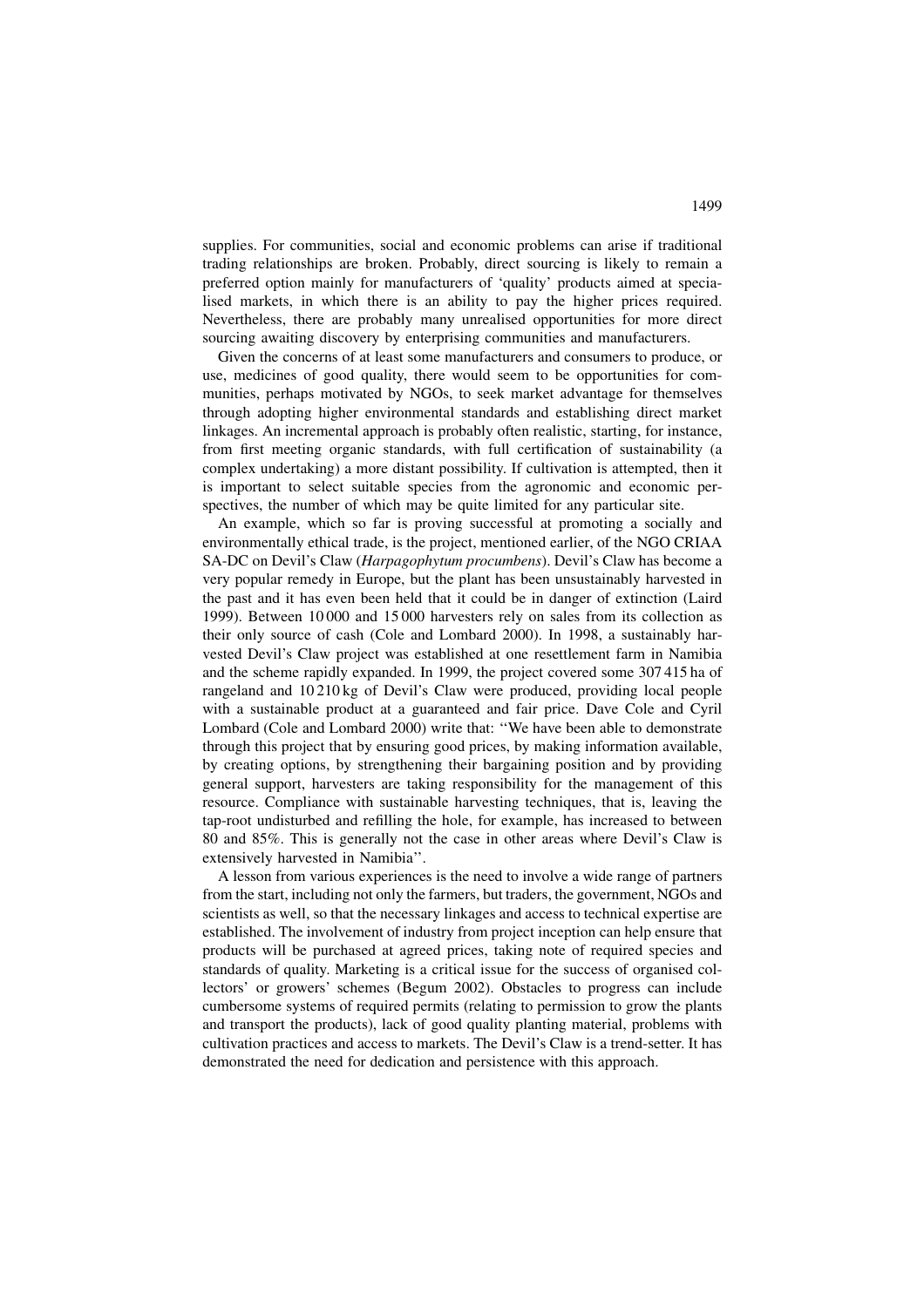supplies. For communities, social and economic problems can arise if traditional trading relationships are broken. Probably, direct sourcing is likely to remain a preferred option mainly for manufacturers of 'quality' products aimed at specialised markets, in which there is an ability to pay the higher prices required. Nevertheless, there are probably many unrealised opportunities for more direct sourcing awaiting discovery by enterprising communities and manufacturers.

Given the concerns of at least some manufacturers and consumers to produce, or use, medicines of good quality, there would seem to be opportunities for communities, perhaps motivated by NGOs, to seek market advantage for themselves through adopting higher environmental standards and establishing direct market linkages. An incremental approach is probably often realistic, starting, for instance, from first meeting organic standards, with full certification of sustainability (a complex undertaking) a more distant possibility. If cultivation is attempted, then it is important to select suitable species from the agronomic and economic perspectives, the number of which may be quite limited for any particular site.

An example, which so far is proving successful at promoting a socially and environmentally ethical trade, is the project, mentioned earlier, of the NGO CRIAA SA-DC on Devil's Claw (*Harpagophytum procumbens*). Devil's Claw has become a very popular remedy in Europe, but the plant has been unsustainably harvested in the past and it has even been held that it could be in danger of extinction (Laird 1999). Between 10 000 and 15 000 harvesters rely on sales from its collection as their only source of cash (Cole and Lombard 2000). In 1998, a sustainably harvested Devil's Claw project was established at one resettlement farm in Namibia and the scheme rapidly expanded. In 1999, the project covered some 307 415 ha of rangeland and 10 210 kg of Devil's Claw were produced, providing local people with a sustainable product at a guaranteed and fair price. Dave Cole and Cyril Lombard (Cole and Lombard 2000) write that: "We have been able to demonstrate through this project that by ensuring good prices, by making information available, by creating options, by strengthening their bargaining position and by providing general support, harvesters are taking responsibility for the management of this resource. Compliance with sustainable harvesting techniques, that is, leaving the tap-root undisturbed and refilling the hole, for example, has increased to between 80 and 85%. This is generally not the case in other areas where Devil's Claw is extensively harvested in Namibia".

A lesson from various experiences is the need to involve a wide range of partners from the start, including not only the farmers, but traders, the government, NGOs and scientists as well, so that the necessary linkages and access to technical expertise are established. The involvement of industry from project inception can help ensure that products will be purchased at agreed prices, taking note of required species and standards of quality. Marketing is a critical issue for the success of organised collectors' or growers' schemes (Begum 2002). Obstacles to progress can include cumbersome systems of required permits (relating to permission to grow the plants and transport the products), lack of good quality planting material, problems with cultivation practices and access to markets. The Devil's Claw is a trend-setter. It has demonstrated the need for dedication and persistence with this approach.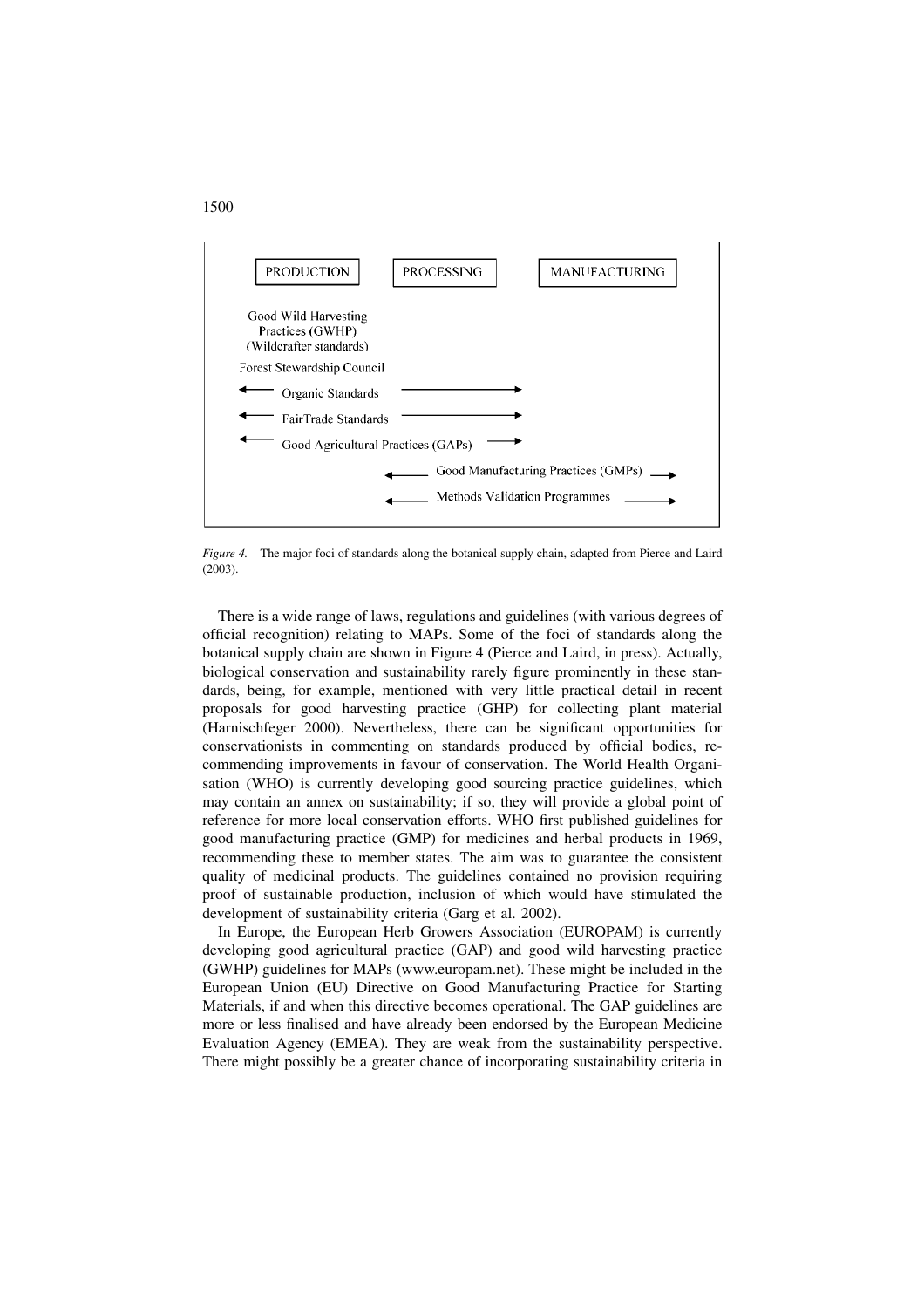PRODUCTION | PROCESSING | MANUFACTURING

Good Wild Harvesting Practices (GWHP) (Wildcrafter standards)

Forest Stewardship Council

← Organic Standards →

← FairTrade Standards →

← Good Agricultural Practices (GAPs) →

← Good Manufacturing Practices (GMPs) →

← Methods Validation Programmes →

*Figure 4.* The major foci of standards along the botanical supply chain, adapted from Pierce and Laird (2003).

There is a wide range of laws, regulations and guidelines (with various degrees of official recognition) relating to MAPs. Some of the foci of standards along the botanical supply chain are shown in Figure 4 (Pierce and Laird, in press). Actually, biological conservation and sustainability rarely figure prominently in these standards, being, for example, mentioned with very little practical detail in recent proposals for good harvesting practice (GHP) for collecting plant material (Harnischfeger 2000). Nevertheless, there can be significant opportunities for conservationists in commenting on standards produced by official bodies, recommending improvements in favour of conservation. The World Health Organisation (WHO) is currently developing good sourcing practice guidelines, which may contain an annex on sustainability; if so, they will provide a global point of reference for more local conservation efforts. WHO first published guidelines for good manufacturing practice (GMP) for medicines and herbal products in 1969, recommending these to member states. The aim was to guarantee the consistent quality of medicinal products. The guidelines contained no provision requiring proof of sustainable production, inclusion of which would have stimulated the development of sustainability criteria (Garg et al. 2002).

In Europe, the European Herb Growers Association (EUROPAM) is currently developing good agricultural practice (GAP) and good wild harvesting practice (GWHP) guidelines for MAPs (www.europam.net). These might be included in the European Union (EU) Directive on Good Manufacturing Practice for Starting Materials, if and when this directive becomes operational. The GAP guidelines are more or less finalised and have already been endorsed by the European Medicine Evaluation Agency (EMEA). They are weak from the sustainability perspective. There might possibly be a greater chance of incorporating sustainability criteria in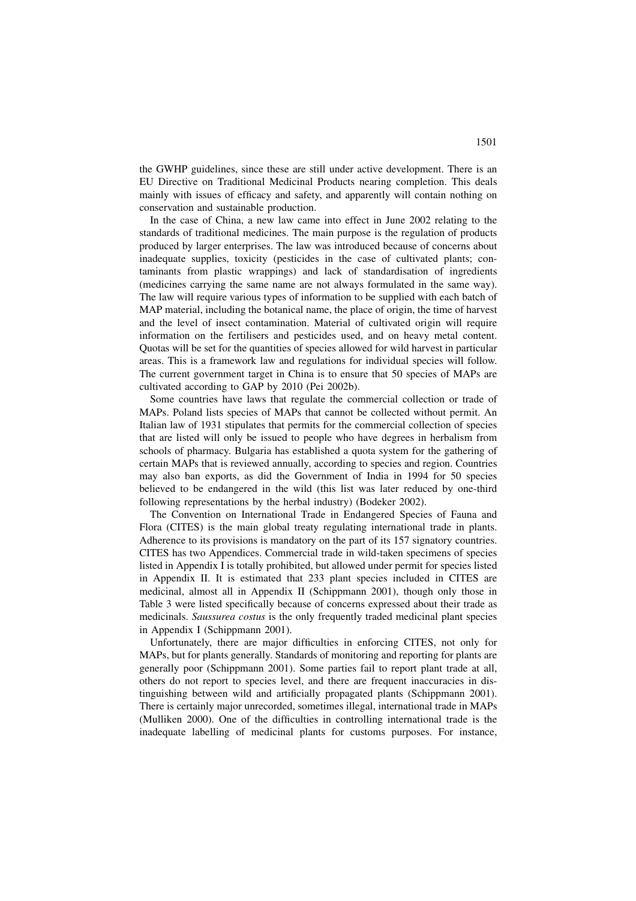the GWHP guidelines, since these are still under active development. There is an EU Directive on Traditional Medicinal Products nearing completion. This deals mainly with issues of efficacy and safety, and apparently will contain nothing on conservation and sustainable production.

In the case of China, a new law came into effect in June 2002 relating to the standards of traditional medicines. The main purpose is the regulation of products produced by larger enterprises. The law was introduced because of concerns about inadequate supplies, toxicity (pesticides in the case of cultivated plants; contaminants from plastic wrappings) and lack of standardisation of ingredients (medicines carrying the same name are not always formulated in the same way). The law will require various types of information to be supplied with each batch of MAP material, including the botanical name, the place of origin, the time of harvest and the level of insect contamination. Material of cultivated origin will require information on the fertilisers and pesticides used, and on heavy metal content. Quotas will be set for the quantities of species allowed for wild harvest in particular areas. This is a framework law and regulations for individual species will follow. The current government target in China is to ensure that 50 species of MAPs are cultivated according to GAP by 2010 (Pei 2002b).

Some countries have laws that regulate the commercial collection or trade of MAPs. Poland lists species of MAPs that cannot be collected without permit. An Italian law of 1931 stipulates that permits for the commercial collection of species that are listed will only be issued to people who have degrees in herbalism from schools of pharmacy. Bulgaria has established a quota system for the gathering of certain MAPs that is reviewed annually, according to species and region. Countries may also ban exports, as did the Government of India in 1994 for 50 species believed to be endangered in the wild (this list was later reduced by one-third following representations by the herbal industry) (Bodeker 2002).

The Convention on International Trade in Endangered Species of Fauna and Flora (CITES) is the main global treaty regulating international trade in plants. Adherence to its provisions is mandatory on the part of its 157 signatory countries. CITES has two Appendices. Commercial trade in wild-taken specimens of species listed in Appendix I is totally prohibited, but allowed under permit for species listed in Appendix II. It is estimated that 233 plant species included in CITES are medicinal, almost all in Appendix II (Schippmann 2001), though only those in Table 3 were listed specifically because of concerns expressed about their trade as medicinals. *Saussurea costus* is the only frequently traded medicinal plant species in Appendix I (Schippmann 2001).

Unfortunately, there are major difficulties in enforcing CITES, not only for MAPs, but for plants generally. Standards of monitoring and reporting for plants are generally poor (Schippmann 2001). Some parties fail to report plant trade at all, others do not report to species level, and there are frequent inaccuracies in distinguishing between wild and artificially propagated plants (Schippmann 2001). There is certainly major unrecorded, sometimes illegal, international trade in MAPs (Mulliken 2000). One of the difficulties in controlling international trade is the inadequate labelling of medicinal plants for customs purposes. For instance,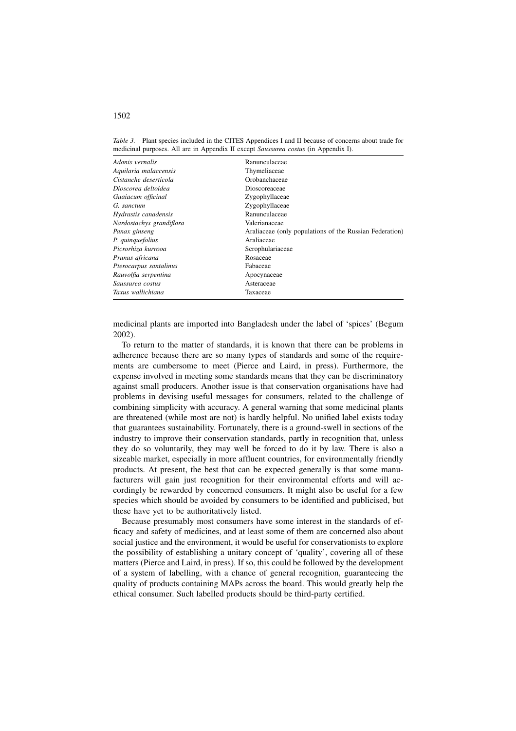*Table 3.* Plant species included in the CITES Appendices I and II because of concerns about trade for medicinal purposes. All are in Appendix II except *Saussurea costus* (in Appendix I).

| Species | Family |
|---|---|
| *Adonis vernalis* | Ranunculaceae |
| *Aquilaria malaccensis* | Thymeliaceae |
| *Cistanche deserticola* | Orobanchaceae |
| *Dioscorea deltoidea* | Dioscoreaceae |
| *Guaiacum officinal* | Zygophyllaceae |
| *G. sanctum* | Zygophyllaceae |
| *Hydrastis canadensis* | Ranunculaceae |
| *Nardostachys grandiflora* | Valerianaceae |
| *Panax ginseng* | Araliaceae (only populations of the Russian Federation) |
| *P. quinquefolius* | Araliaceae |
| *Picrorhiza kurrooa* | Scrophulariaceae |
| *Prunus africana* | Rosaceae |
| *Pterocarpus santalinus* | Fabaceae |
| *Rauvolfia serpentina* | Apocynaceae |
| *Saussurea costus* | Asteraceae |
| *Taxus wallichiana* | Taxaceae |

medicinal plants are imported into Bangladesh under the label of 'spices' (Begum 2002).

To return to the matter of standards, it is known that there can be problems in adherence because there are so many types of standards and some of the requirements are cumbersome to meet (Pierce and Laird, in press). Furthermore, the expense involved in meeting some standards means that they can be discriminatory against small producers. Another issue is that conservation organisations have had problems in devising useful messages for consumers, related to the challenge of combining simplicity with accuracy. A general warning that some medicinal plants are threatened (while most are not) is hardly helpful. No unified label exists today that guarantees sustainability. Fortunately, there is a ground-swell in sections of the industry to improve their conservation standards, partly in recognition that, unless they do so voluntarily, they may well be forced to do it by law. There is also a sizeable market, especially in more affluent countries, for environmentally friendly products. At present, the best that can be expected generally is that some manufacturers will gain just recognition for their environmental efforts and will accordingly be rewarded by concerned consumers. It might also be useful for a few species which should be avoided by consumers to be identified and publicised, but these have yet to be authoritatively listed.

Because presumably most consumers have some interest in the standards of efficacy and safety of medicines, and at least some of them are concerned also about social justice and the environment, it would be useful for conservationists to explore the possibility of establishing a unitary concept of 'quality', covering all of these matters (Pierce and Laird, in press). If so, this could be followed by the development of a system of labelling, with a chance of general recognition, guaranteeing the quality of products containing MAPs across the board. This would greatly help the ethical consumer. Such labelled products should be third-party certified.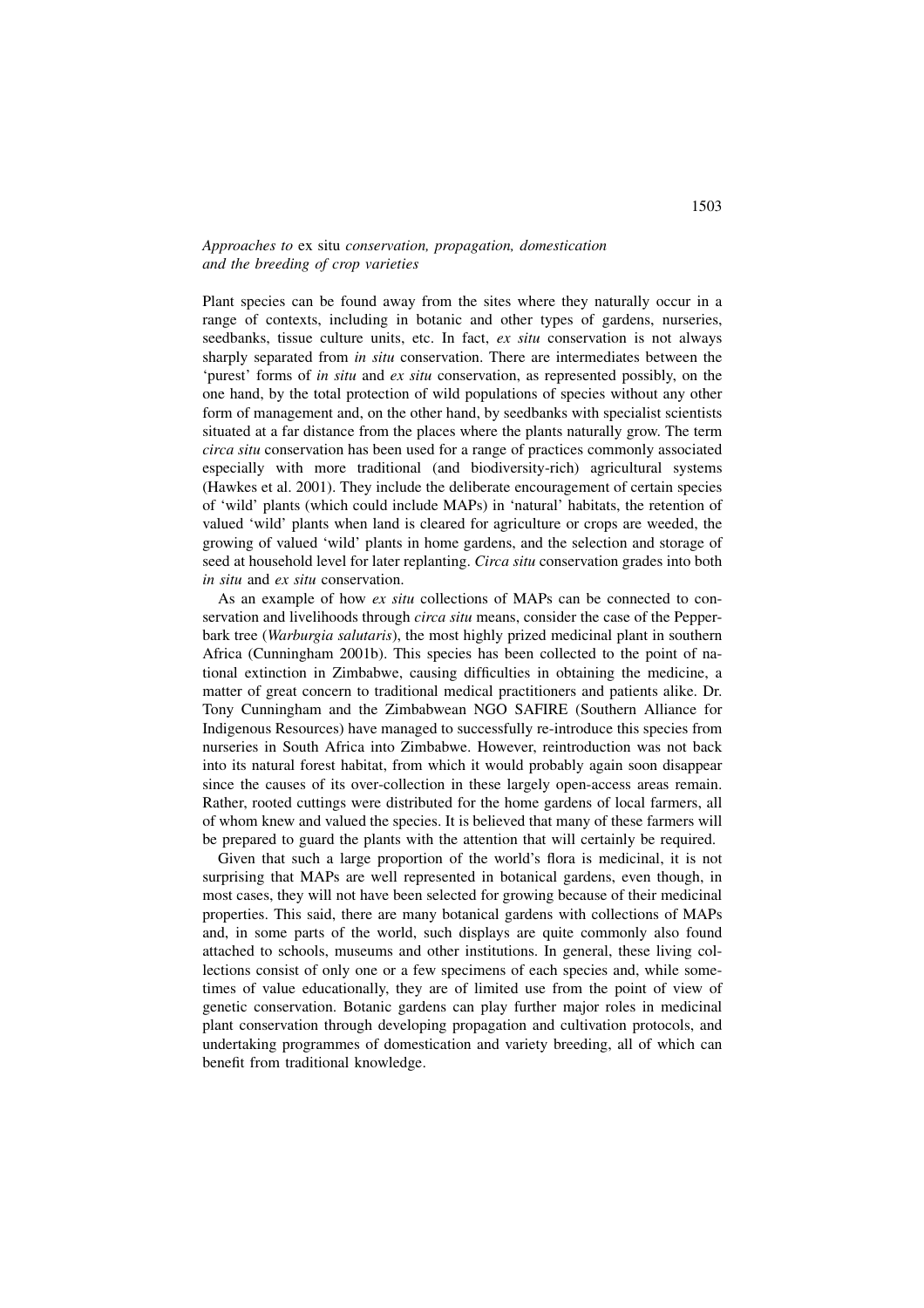*Approaches to* ex situ *conservation, propagation, domestication and the breeding of crop varieties*

Plant species can be found away from the sites where they naturally occur in a range of contexts, including in botanic and other types of gardens, nurseries, seedbanks, tissue culture units, etc. In fact, *ex situ* conservation is not always sharply separated from *in situ* conservation. There are intermediates between the 'purest' forms of *in situ* and *ex situ* conservation, as represented possibly, on the one hand, by the total protection of wild populations of species without any other form of management and, on the other hand, by seedbanks with specialist scientists situated at a far distance from the places where the plants naturally grow. The term *circa situ* conservation has been used for a range of practices commonly associated especially with more traditional (and biodiversity-rich) agricultural systems (Hawkes et al. 2001). They include the deliberate encouragement of certain species of 'wild' plants (which could include MAPs) in 'natural' habitats, the retention of valued 'wild' plants when land is cleared for agriculture or crops are weeded, the growing of valued 'wild' plants in home gardens, and the selection and storage of seed at household level for later replanting. *Circa situ* conservation grades into both *in situ* and *ex situ* conservation.

As an example of how *ex situ* collections of MAPs can be connected to conservation and livelihoods through *circa situ* means, consider the case of the Pepperbark tree (*Warburgia salutaris*), the most highly prized medicinal plant in southern Africa (Cunningham 2001b). This species has been collected to the point of national extinction in Zimbabwe, causing difficulties in obtaining the medicine, a matter of great concern to traditional medical practitioners and patients alike. Dr. Tony Cunningham and the Zimbabwean NGO SAFIRE (Southern Alliance for Indigenous Resources) have managed to successfully re-introduce this species from nurseries in South Africa into Zimbabwe. However, reintroduction was not back into its natural forest habitat, from which it would probably again soon disappear since the causes of its over-collection in these largely open-access areas remain. Rather, rooted cuttings were distributed for the home gardens of local farmers, all of whom knew and valued the species. It is believed that many of these farmers will be prepared to guard the plants with the attention that will certainly be required.

Given that such a large proportion of the world's flora is medicinal, it is not surprising that MAPs are well represented in botanical gardens, even though, in most cases, they will not have been selected for growing because of their medicinal properties. This said, there are many botanical gardens with collections of MAPs and, in some parts of the world, such displays are quite commonly also found attached to schools, museums and other institutions. In general, these living collections consist of only one or a few specimens of each species and, while sometimes of value educationally, they are of limited use from the point of view of genetic conservation. Botanic gardens can play further major roles in medicinal plant conservation through developing propagation and cultivation protocols, and undertaking programmes of domestication and variety breeding, all of which can benefit from traditional knowledge.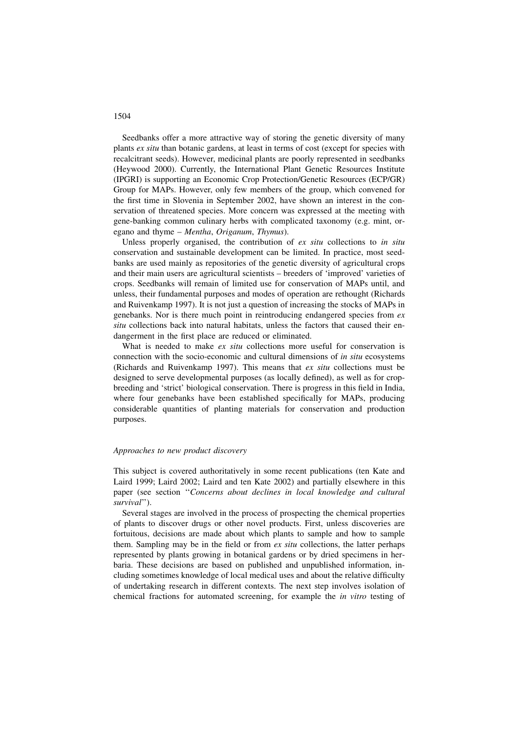Seedbanks offer a more attractive way of storing the genetic diversity of many plants *ex situ* than botanic gardens, at least in terms of cost (except for species with recalcitrant seeds). However, medicinal plants are poorly represented in seedbanks (Heywood 2000). Currently, the International Plant Genetic Resources Institute (IPGRI) is supporting an Economic Crop Protection/Genetic Resources (ECP/GR) Group for MAPs. However, only few members of the group, which convened for the first time in Slovenia in September 2002, have shown an interest in the conservation of threatened species. More concern was expressed at the meeting with gene-banking common culinary herbs with complicated taxonomy (e.g. mint, oregano and thyme – *Mentha*, *Origanum*, *Thymus*).

Unless properly organised, the contribution of *ex situ* collections to *in situ* conservation and sustainable development can be limited. In practice, most seedbanks are used mainly as repositories of the genetic diversity of agricultural crops and their main users are agricultural scientists – breeders of 'improved' varieties of crops. Seedbanks will remain of limited use for conservation of MAPs until, and unless, their fundamental purposes and modes of operation are rethought (Richards and Ruivenkamp 1997). It is not just a question of increasing the stocks of MAPs in genebanks. Nor is there much point in reintroducing endangered species from *ex situ* collections back into natural habitats, unless the factors that caused their endangerment in the first place are reduced or eliminated.

What is needed to make *ex situ* collections more useful for conservation is connection with the socio-economic and cultural dimensions of *in situ* ecosystems (Richards and Ruivenkamp 1997). This means that *ex situ* collections must be designed to serve developmental purposes (as locally defined), as well as for crop-breeding and 'strict' biological conservation. There is progress in this field in India, where four genebanks have been established specifically for MAPs, producing considerable quantities of planting materials for conservation and production purposes.

### *Approaches to new product discovery*

This subject is covered authoritatively in some recent publications (ten Kate and Laird 1999; Laird 2002; Laird and ten Kate 2002) and partially elsewhere in this paper (see section "*Concerns about declines in local knowledge and cultural survival*").

Several stages are involved in the process of prospecting the chemical properties of plants to discover drugs or other novel products. First, unless discoveries are fortuitous, decisions are made about which plants to sample and how to sample them. Sampling may be in the field or from *ex situ* collections, the latter perhaps represented by plants growing in botanical gardens or by dried specimens in herbaria. These decisions are based on published and unpublished information, including sometimes knowledge of local medical uses and about the relative difficulty of undertaking research in different contexts. The next step involves isolation of chemical fractions for automated screening, for example the *in vitro* testing of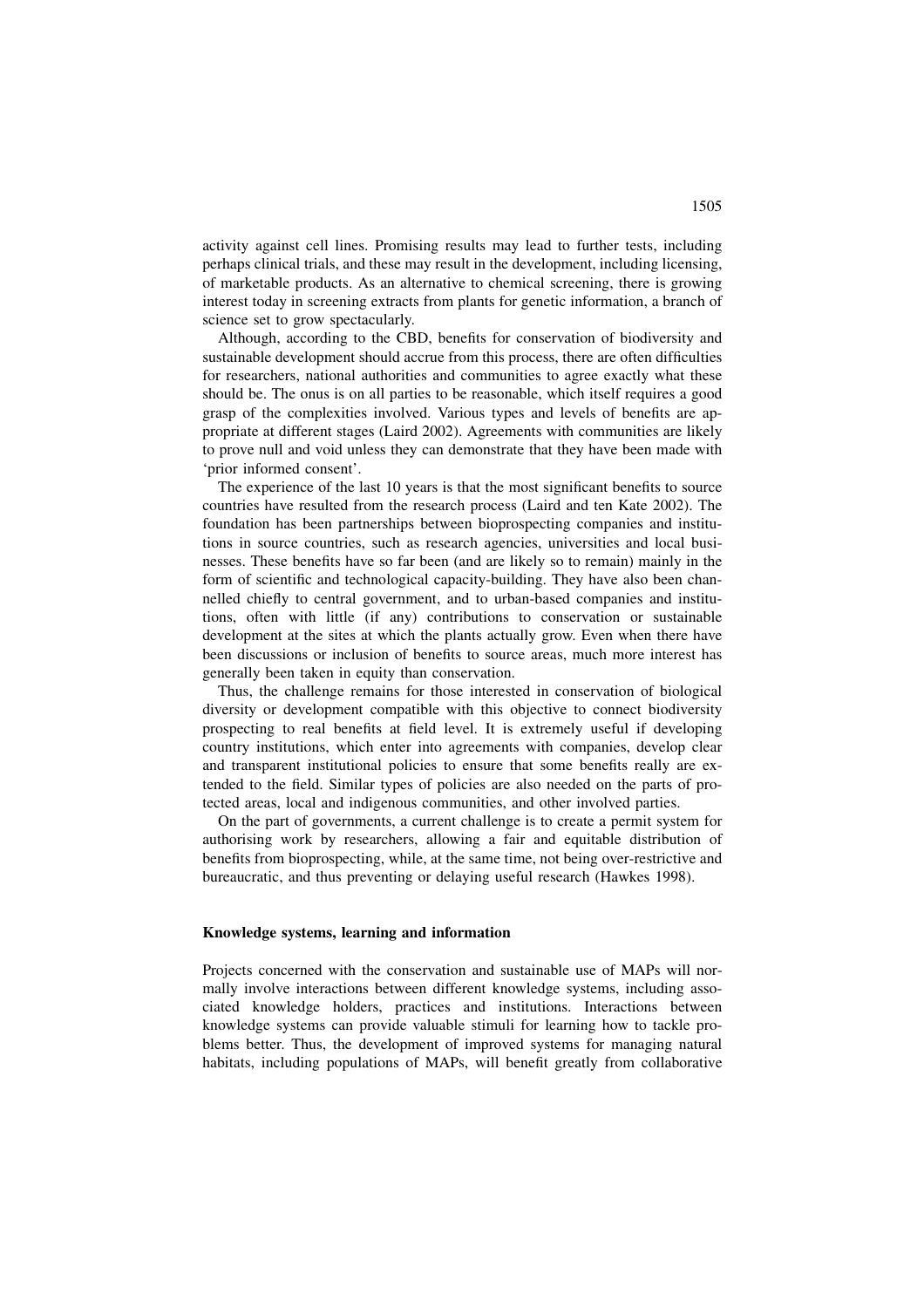activity against cell lines. Promising results may lead to further tests, including perhaps clinical trials, and these may result in the development, including licensing, of marketable products. As an alternative to chemical screening, there is growing interest today in screening extracts from plants for genetic information, a branch of science set to grow spectacularly.

Although, according to the CBD, benefits for conservation of biodiversity and sustainable development should accrue from this process, there are often difficulties for researchers, national authorities and communities to agree exactly what these should be. The onus is on all parties to be reasonable, which itself requires a good grasp of the complexities involved. Various types and levels of benefits are appropriate at different stages (Laird 2002). Agreements with communities are likely to prove null and void unless they can demonstrate that they have been made with 'prior informed consent'.

The experience of the last 10 years is that the most significant benefits to source countries have resulted from the research process (Laird and ten Kate 2002). The foundation has been partnerships between bioprospecting companies and institutions in source countries, such as research agencies, universities and local businesses. These benefits have so far been (and are likely so to remain) mainly in the form of scientific and technological capacity-building. They have also been channelled chiefly to central government, and to urban-based companies and institutions, often with little (if any) contributions to conservation or sustainable development at the sites at which the plants actually grow. Even when there have been discussions or inclusion of benefits to source areas, much more interest has generally been taken in equity than conservation.

Thus, the challenge remains for those interested in conservation of biological diversity or development compatible with this objective to connect biodiversity prospecting to real benefits at field level. It is extremely useful if developing country institutions, which enter into agreements with companies, develop clear and transparent institutional policies to ensure that some benefits really are extended to the field. Similar types of policies are also needed on the parts of protected areas, local and indigenous communities, and other involved parties.

On the part of governments, a current challenge is to create a permit system for authorising work by researchers, allowing a fair and equitable distribution of benefits from bioprospecting, while, at the same time, not being over-restrictive and bureaucratic, and thus preventing or delaying useful research (Hawkes 1998).

### Knowledge systems, learning and information

Projects concerned with the conservation and sustainable use of MAPs will normally involve interactions between different knowledge systems, including associated knowledge holders, practices and institutions. Interactions between knowledge systems can provide valuable stimuli for learning how to tackle problems better. Thus, the development of improved systems for managing natural habitats, including populations of MAPs, will benefit greatly from collaborative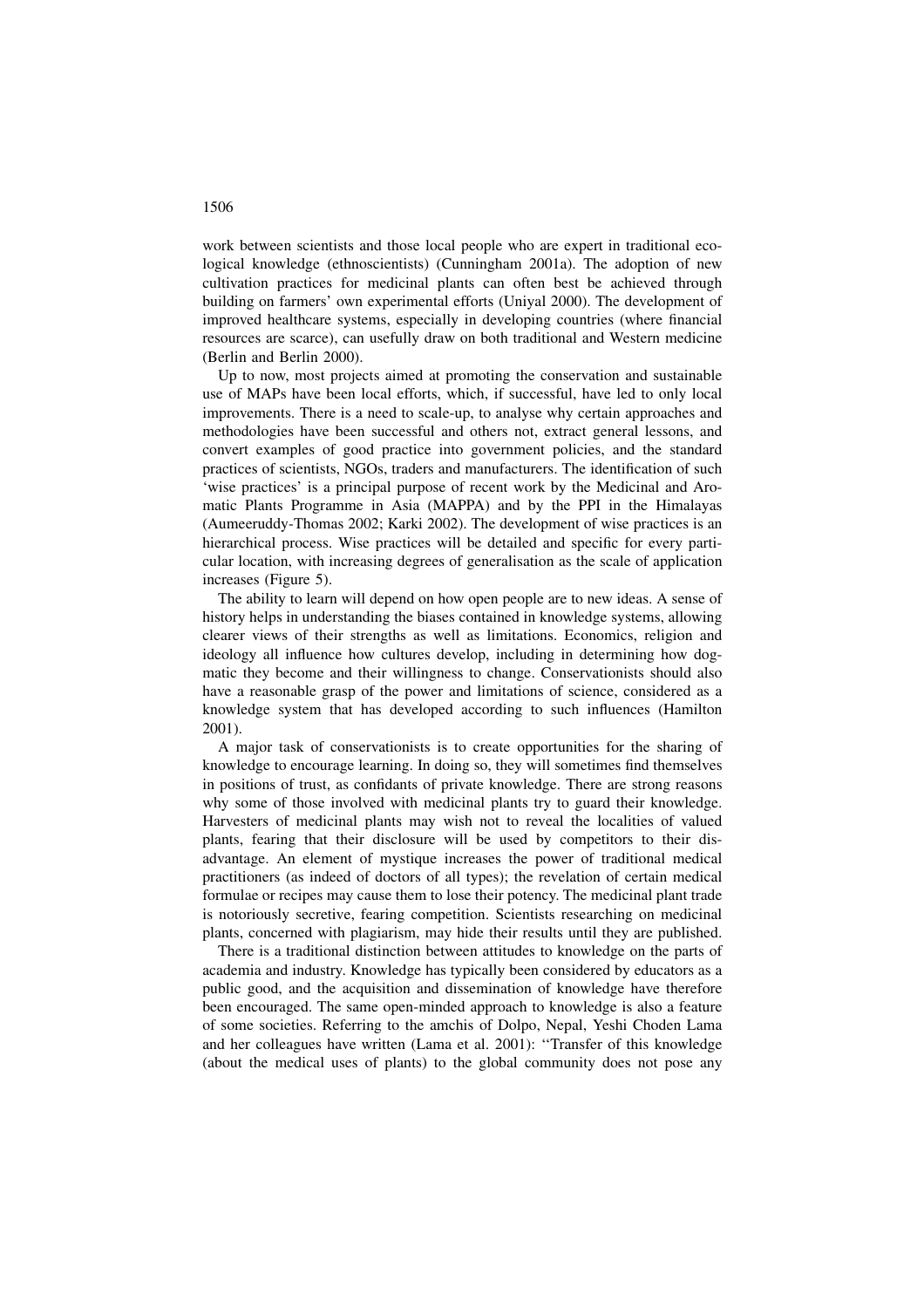work between scientists and those local people who are expert in traditional ecological knowledge (ethnoscientists) (Cunningham 2001a). The adoption of new cultivation practices for medicinal plants can often best be achieved through building on farmers' own experimental efforts (Uniyal 2000). The development of improved healthcare systems, especially in developing countries (where financial resources are scarce), can usefully draw on both traditional and Western medicine (Berlin and Berlin 2000).

Up to now, most projects aimed at promoting the conservation and sustainable use of MAPs have been local efforts, which, if successful, have led to only local improvements. There is a need to scale-up, to analyse why certain approaches and methodologies have been successful and others not, extract general lessons, and convert examples of good practice into government policies, and the standard practices of scientists, NGOs, traders and manufacturers. The identification of such 'wise practices' is a principal purpose of recent work by the Medicinal and Aromatic Plants Programme in Asia (MAPPA) and by the PPI in the Himalayas (Aumeeruddy-Thomas 2002; Karki 2002). The development of wise practices is an hierarchical process. Wise practices will be detailed and specific for every particular location, with increasing degrees of generalisation as the scale of application increases (Figure 5).

The ability to learn will depend on how open people are to new ideas. A sense of history helps in understanding the biases contained in knowledge systems, allowing clearer views of their strengths as well as limitations. Economics, religion and ideology all influence how cultures develop, including in determining how dogmatic they become and their willingness to change. Conservationists should also have a reasonable grasp of the power and limitations of science, considered as a knowledge system that has developed according to such influences (Hamilton 2001).

A major task of conservationists is to create opportunities for the sharing of knowledge to encourage learning. In doing so, they will sometimes find themselves in positions of trust, as confidants of private knowledge. There are strong reasons why some of those involved with medicinal plants try to guard their knowledge. Harvesters of medicinal plants may wish not to reveal the localities of valued plants, fearing that their disclosure will be used by competitors to their disadvantage. An element of mystique increases the power of traditional medical practitioners (as indeed of doctors of all types); the revelation of certain medical formulae or recipes may cause them to lose their potency. The medicinal plant trade is notoriously secretive, fearing competition. Scientists researching on medicinal plants, concerned with plagiarism, may hide their results until they are published.

There is a traditional distinction between attitudes to knowledge on the parts of academia and industry. Knowledge has typically been considered by educators as a public good, and the acquisition and dissemination of knowledge have therefore been encouraged. The same open-minded approach to knowledge is also a feature of some societies. Referring to the amchis of Dolpo, Nepal, Yeshi Choden Lama and her colleagues have written (Lama et al. 2001): ''Transfer of this knowledge (about the medical uses of plants) to the global community does not pose any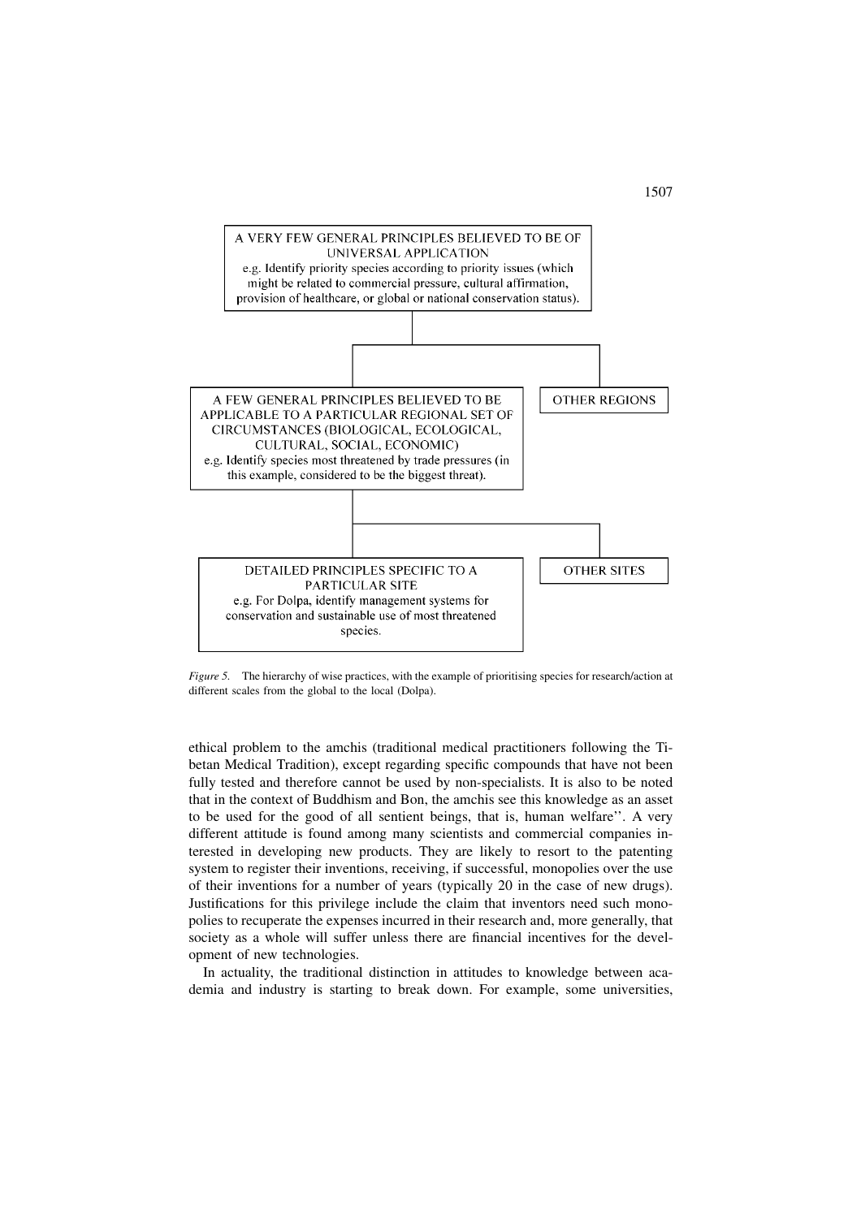A VERY FEW GENERAL PRINCIPLES BELIEVED TO BE OF UNIVERSAL APPLICATION
e.g. Identify priority species according to priority issues (which might be related to commercial pressure, cultural affirmation, provision of healthcare, or global or national conservation status).

A FEW GENERAL PRINCIPLES BELIEVED TO BE APPLICABLE TO A PARTICULAR REGIONAL SET OF CIRCUMSTANCES (BIOLOGICAL, ECOLOGICAL, CULTURAL, SOCIAL, ECONOMIC)
e.g. Identify species most threatened by trade pressures (in this example, considered to be the biggest threat).

OTHER REGIONS

DETAILED PRINCIPLES SPECIFIC TO A PARTICULAR SITE
e.g. For Dolpa, identify management systems for conservation and sustainable use of most threatened species.

OTHER SITES

*Figure 5.* The hierarchy of wise practices, with the example of prioritising species for research/action at different scales from the global to the local (Dolpa).

ethical problem to the amchis (traditional medical practitioners following the Tibetan Medical Tradition), except regarding specific compounds that have not been fully tested and therefore cannot be used by non-specialists. It is also to be noted that in the context of Buddhism and Bon, the amchis see this knowledge as an asset to be used for the good of all sentient beings, that is, human welfare''. A very different attitude is found among many scientists and commercial companies interested in developing new products. They are likely to resort to the patenting system to register their inventions, receiving, if successful, monopolies over the use of their inventions for a number of years (typically 20 in the case of new drugs). Justifications for this privilege include the claim that inventors need such monopolies to recuperate the expenses incurred in their research and, more generally, that society as a whole will suffer unless there are financial incentives for the development of new technologies.

In actuality, the traditional distinction in attitudes to knowledge between academia and industry is starting to break down. For example, some universities,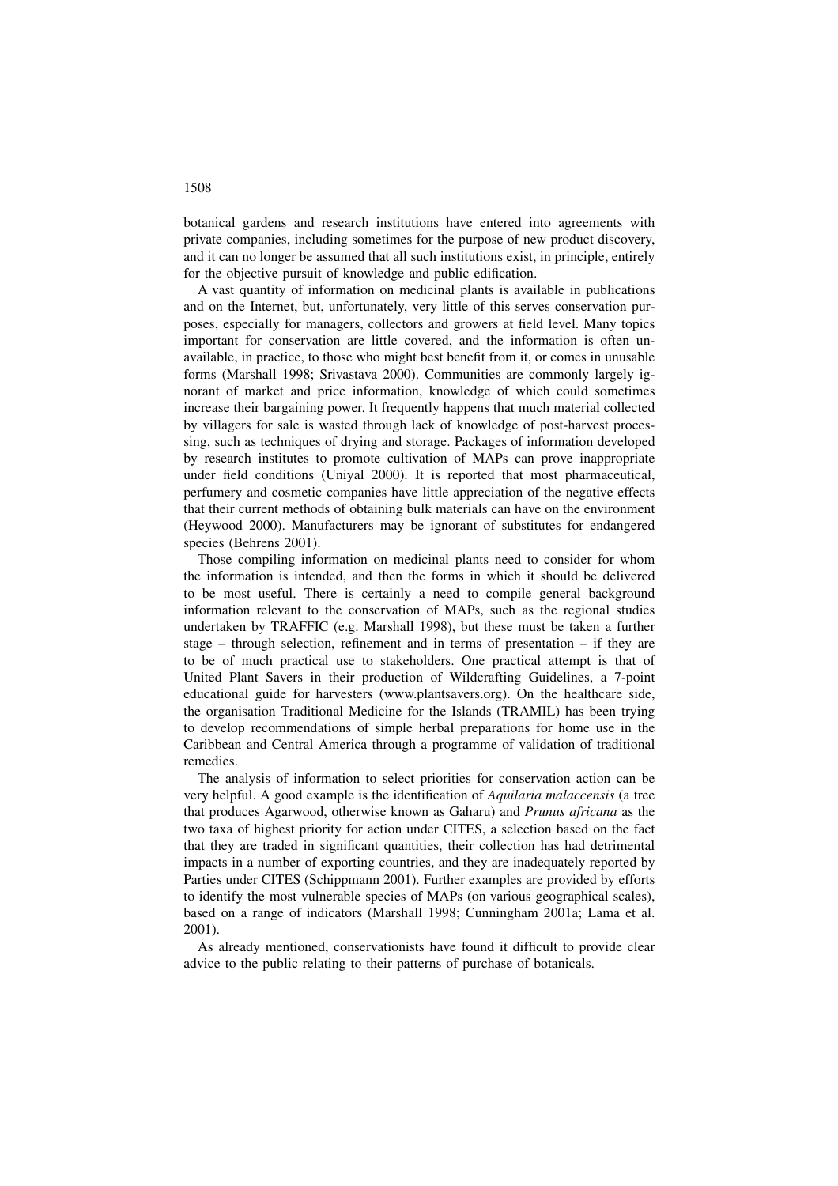botanical gardens and research institutions have entered into agreements with private companies, including sometimes for the purpose of new product discovery, and it can no longer be assumed that all such institutions exist, in principle, entirely for the objective pursuit of knowledge and public edification.

A vast quantity of information on medicinal plants is available in publications and on the Internet, but, unfortunately, very little of this serves conservation purposes, especially for managers, collectors and growers at field level. Many topics important for conservation are little covered, and the information is often unavailable, in practice, to those who might best benefit from it, or comes in unusable forms (Marshall 1998; Srivastava 2000). Communities are commonly largely ignorant of market and price information, knowledge of which could sometimes increase their bargaining power. It frequently happens that much material collected by villagers for sale is wasted through lack of knowledge of post-harvest processing, such as techniques of drying and storage. Packages of information developed by research institutes to promote cultivation of MAPs can prove inappropriate under field conditions (Uniyal 2000). It is reported that most pharmaceutical, perfumery and cosmetic companies have little appreciation of the negative effects that their current methods of obtaining bulk materials can have on the environment (Heywood 2000). Manufacturers may be ignorant of substitutes for endangered species (Behrens 2001).

Those compiling information on medicinal plants need to consider for whom the information is intended, and then the forms in which it should be delivered to be most useful. There is certainly a need to compile general background information relevant to the conservation of MAPs, such as the regional studies undertaken by TRAFFIC (e.g. Marshall 1998), but these must be taken a further stage – through selection, refinement and in terms of presentation – if they are to be of much practical use to stakeholders. One practical attempt is that of United Plant Savers in their production of Wildcrafting Guidelines, a 7-point educational guide for harvesters (www.plantsavers.org). On the healthcare side, the organisation Traditional Medicine for the Islands (TRAMIL) has been trying to develop recommendations of simple herbal preparations for home use in the Caribbean and Central America through a programme of validation of traditional remedies.

The analysis of information to select priorities for conservation action can be very helpful. A good example is the identification of *Aquilaria malaccensis* (a tree that produces Agarwood, otherwise known as Gaharu) and *Prunus africana* as the two taxa of highest priority for action under CITES, a selection based on the fact that they are traded in significant quantities, their collection has had detrimental impacts in a number of exporting countries, and they are inadequately reported by Parties under CITES (Schippmann 2001). Further examples are provided by efforts to identify the most vulnerable species of MAPs (on various geographical scales), based on a range of indicators (Marshall 1998; Cunningham 2001a; Lama et al. 2001).

As already mentioned, conservationists have found it difficult to provide clear advice to the public relating to their patterns of purchase of botanicals.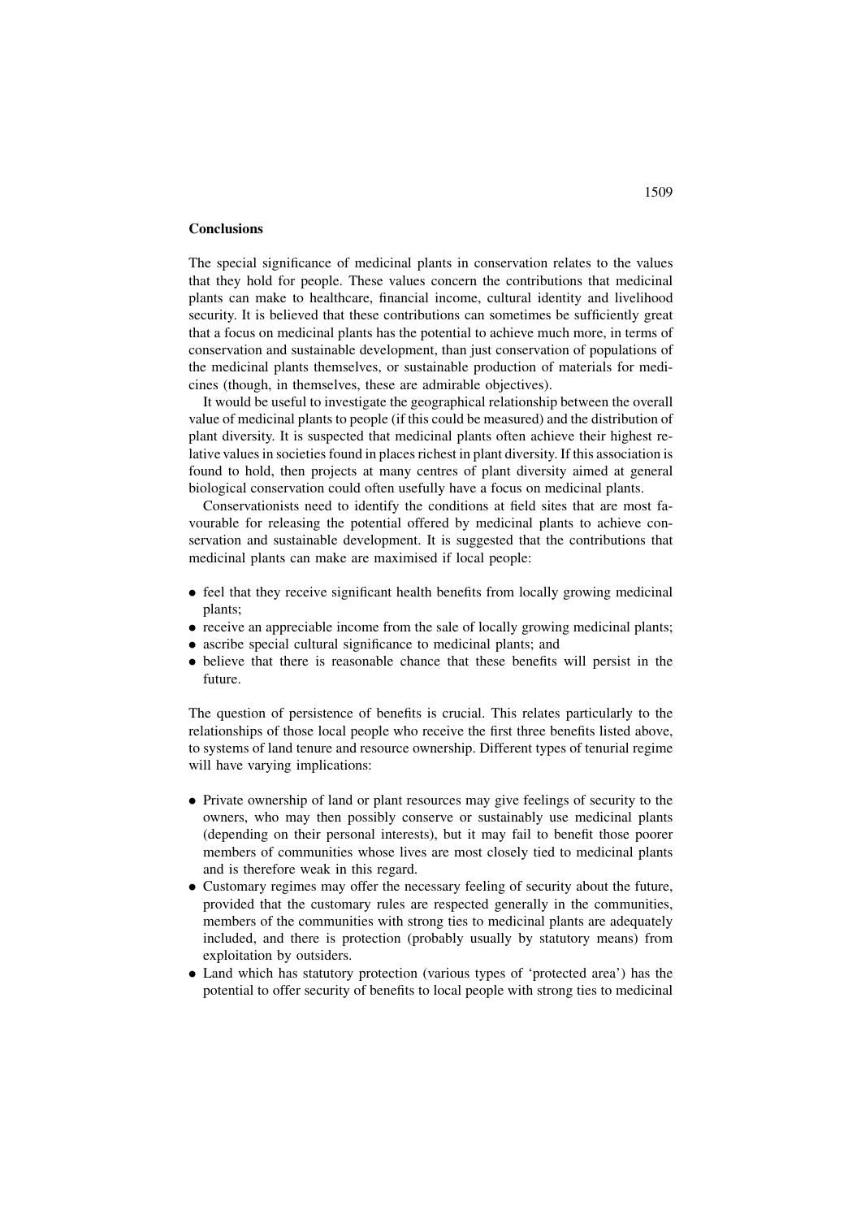## Conclusions

The special significance of medicinal plants in conservation relates to the values that they hold for people. These values concern the contributions that medicinal plants can make to healthcare, financial income, cultural identity and livelihood security. It is believed that these contributions can sometimes be sufficiently great that a focus on medicinal plants has the potential to achieve much more, in terms of conservation and sustainable development, than just conservation of populations of the medicinal plants themselves, or sustainable production of materials for medicines (though, in themselves, these are admirable objectives).

It would be useful to investigate the geographical relationship between the overall value of medicinal plants to people (if this could be measured) and the distribution of plant diversity. It is suspected that medicinal plants often achieve their highest relative values in societies found in places richest in plant diversity. If this association is found to hold, then projects at many centres of plant diversity aimed at general biological conservation could often usefully have a focus on medicinal plants.

Conservationists need to identify the conditions at field sites that are most favourable for releasing the potential offered by medicinal plants to achieve conservation and sustainable development. It is suggested that the contributions that medicinal plants can make are maximised if local people:

- feel that they receive significant health benefits from locally growing medicinal plants;
- receive an appreciable income from the sale of locally growing medicinal plants;
- ascribe special cultural significance to medicinal plants; and
- believe that there is reasonable chance that these benefits will persist in the future.

The question of persistence of benefits is crucial. This relates particularly to the relationships of those local people who receive the first three benefits listed above, to systems of land tenure and resource ownership. Different types of tenurial regime will have varying implications:

- Private ownership of land or plant resources may give feelings of security to the owners, who may then possibly conserve or sustainably use medicinal plants (depending on their personal interests), but it may fail to benefit those poorer members of communities whose lives are most closely tied to medicinal plants and is therefore weak in this regard.
- Customary regimes may offer the necessary feeling of security about the future, provided that the customary rules are respected generally in the communities, members of the communities with strong ties to medicinal plants are adequately included, and there is protection (probably usually by statutory means) from exploitation by outsiders.
- Land which has statutory protection (various types of 'protected area') has the potential to offer security of benefits to local people with strong ties to medicinal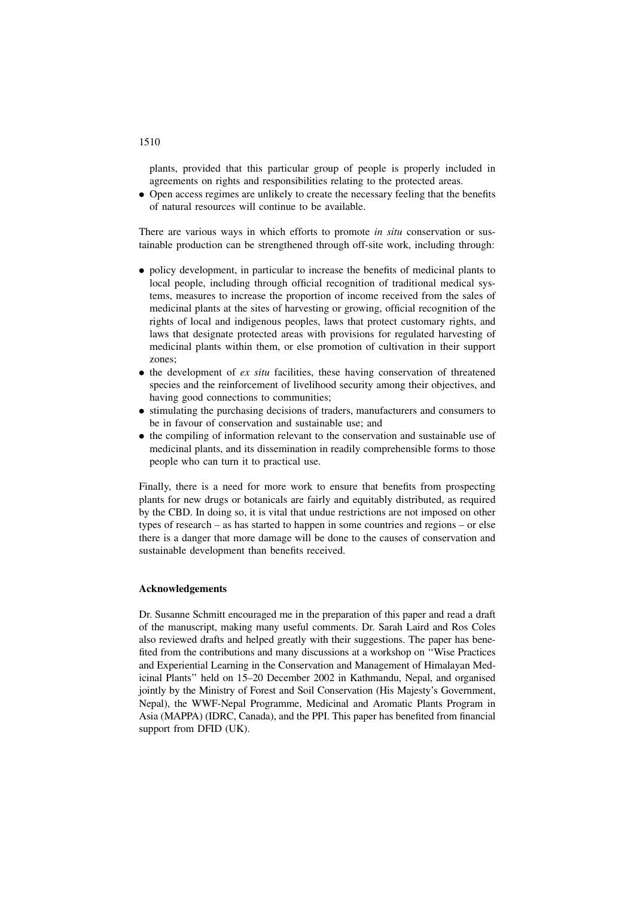plants, provided that this particular group of people is properly included in agreements on rights and responsibilities relating to the protected areas.

- Open access regimes are unlikely to create the necessary feeling that the benefits of natural resources will continue to be available.

There are various ways in which efforts to promote *in situ* conservation or sustainable production can be strengthened through off-site work, including through:

- policy development, in particular to increase the benefits of medicinal plants to local people, including through official recognition of traditional medical systems, measures to increase the proportion of income received from the sales of medicinal plants at the sites of harvesting or growing, official recognition of the rights of local and indigenous peoples, laws that protect customary rights, and laws that designate protected areas with provisions for regulated harvesting of medicinal plants within them, or else promotion of cultivation in their support zones;
- the development of *ex situ* facilities, these having conservation of threatened species and the reinforcement of livelihood security among their objectives, and having good connections to communities;
- stimulating the purchasing decisions of traders, manufacturers and consumers to be in favour of conservation and sustainable use; and
- the compiling of information relevant to the conservation and sustainable use of medicinal plants, and its dissemination in readily comprehensible forms to those people who can turn it to practical use.

Finally, there is a need for more work to ensure that benefits from prospecting plants for new drugs or botanicals are fairly and equitably distributed, as required by the CBD. In doing so, it is vital that undue restrictions are not imposed on other types of research – as has started to happen in some countries and regions – or else there is a danger that more damage will be done to the causes of conservation and sustainable development than benefits received.

## Acknowledgements

Dr. Susanne Schmitt encouraged me in the preparation of this paper and read a draft of the manuscript, making many useful comments. Dr. Sarah Laird and Ros Coles also reviewed drafts and helped greatly with their suggestions. The paper has benefited from the contributions and many discussions at a workshop on ''Wise Practices and Experiential Learning in the Conservation and Management of Himalayan Medicinal Plants'' held on 15–20 December 2002 in Kathmandu, Nepal, and organised jointly by the Ministry of Forest and Soil Conservation (His Majesty's Government, Nepal), the WWF-Nepal Programme, Medicinal and Aromatic Plants Program in Asia (MAPPA) (IDRC, Canada), and the PPI. This paper has benefited from financial support from DFID (UK).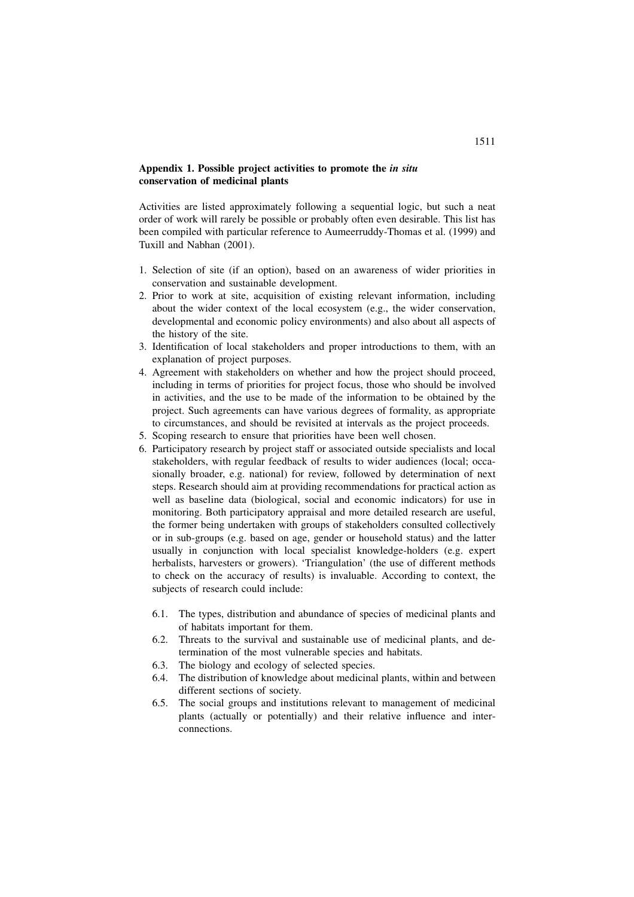## Appendix 1. Possible project activities to promote the *in situ* conservation of medicinal plants

Activities are listed approximately following a sequential logic, but such a neat order of work will rarely be possible or probably often even desirable. This list has been compiled with particular reference to Aumeerruddy-Thomas et al. (1999) and Tuxill and Nabhan (2001).

1. Selection of site (if an option), based on an awareness of wider priorities in conservation and sustainable development.
2. Prior to work at site, acquisition of existing relevant information, including about the wider context of the local ecosystem (e.g., the wider conservation, developmental and economic policy environments) and also about all aspects of the history of the site.
3. Identification of local stakeholders and proper introductions to them, with an explanation of project purposes.
4. Agreement with stakeholders on whether and how the project should proceed, including in terms of priorities for project focus, those who should be involved in activities, and the use to be made of the information to be obtained by the project. Such agreements can have various degrees of formality, as appropriate to circumstances, and should be revisited at intervals as the project proceeds.
5. Scoping research to ensure that priorities have been well chosen.
6. Participatory research by project staff or associated outside specialists and local stakeholders, with regular feedback of results to wider audiences (local; occasionally broader, e.g. national) for review, followed by determination of next steps. Research should aim at providing recommendations for practical action as well as baseline data (biological, social and economic indicators) for use in monitoring. Both participatory appraisal and more detailed research are useful, the former being undertaken with groups of stakeholders consulted collectively or in sub-groups (e.g. based on age, gender or household status) and the latter usually in conjunction with local specialist knowledge-holders (e.g. expert herbalists, harvesters or growers). 'Triangulation' (the use of different methods to check on the accuracy of results) is invaluable. According to context, the subjects of research could include:

   6.1. The types, distribution and abundance of species of medicinal plants and of habitats important for them.
   
   6.2. Threats to the survival and sustainable use of medicinal plants, and determination of the most vulnerable species and habitats.
   
   6.3. The biology and ecology of selected species.
   
   6.4. The distribution of knowledge about medicinal plants, within and between different sections of society.
   
   6.5. The social groups and institutions relevant to management of medicinal plants (actually or potentially) and their relative influence and interconnections.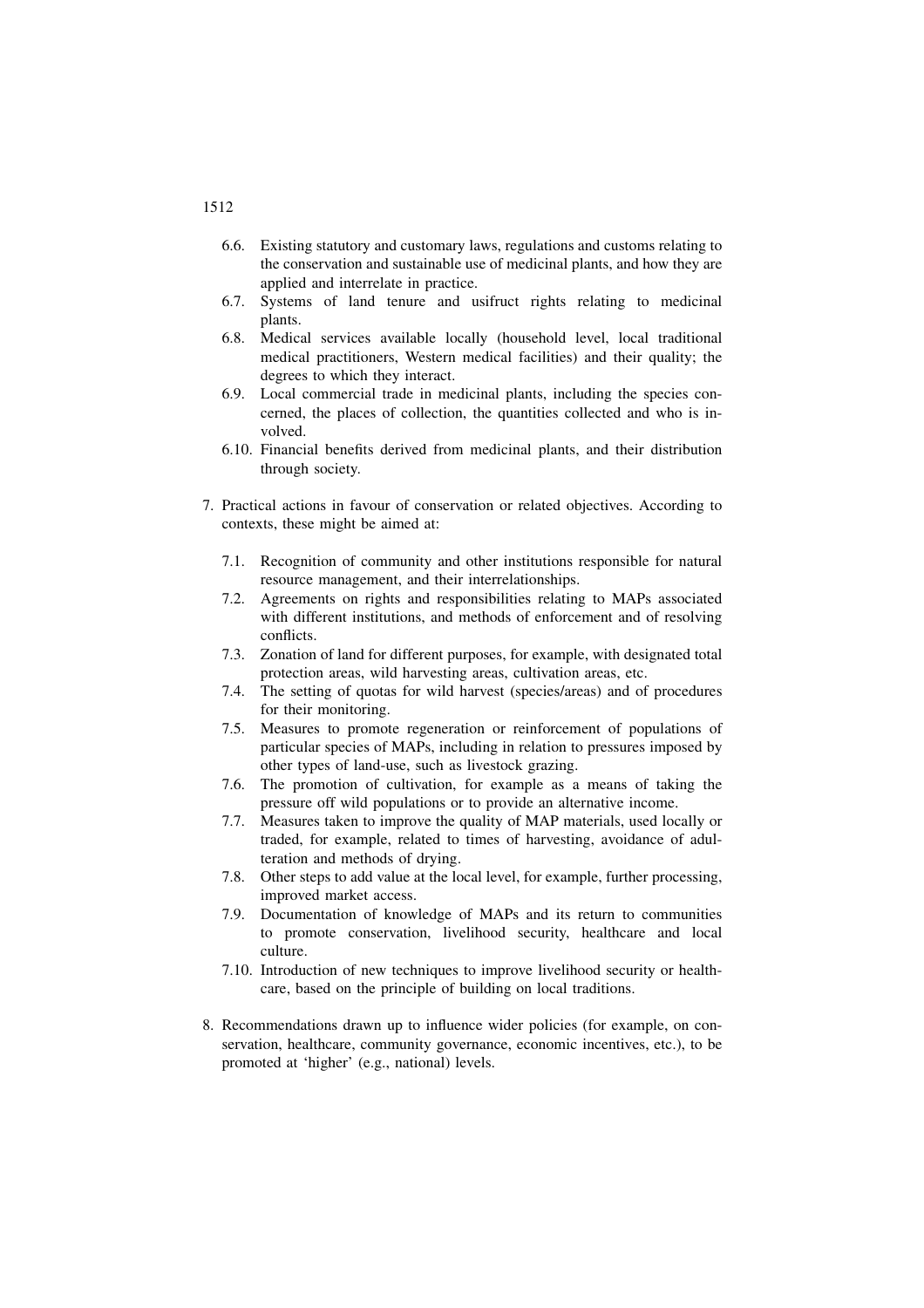6.6. Existing statutory and customary laws, regulations and customs relating to the conservation and sustainable use of medicinal plants, and how they are applied and interrelate in practice.
   6.7. Systems of land tenure and usifruct rights relating to medicinal plants.
   6.8. Medical services available locally (household level, local traditional medical practitioners, Western medical facilities) and their quality; the degrees to which they interact.
   6.9. Local commercial trade in medicinal plants, including the species concerned, the places of collection, the quantities collected and who is involved.
   6.10. Financial benefits derived from medicinal plants, and their distribution through society.

7. Practical actions in favour of conservation or related objectives. According to contexts, these might be aimed at:

   7.1. Recognition of community and other institutions responsible for natural resource management, and their interrelationships.
   7.2. Agreements on rights and responsibilities relating to MAPs associated with different institutions, and methods of enforcement and of resolving conflicts.
   7.3. Zonation of land for different purposes, for example, with designated total protection areas, wild harvesting areas, cultivation areas, etc.
   7.4. The setting of quotas for wild harvest (species/areas) and of procedures for their monitoring.
   7.5. Measures to promote regeneration or reinforcement of populations of particular species of MAPs, including in relation to pressures imposed by other types of land-use, such as livestock grazing.
   7.6. The promotion of cultivation, for example as a means of taking the pressure off wild populations or to provide an alternative income.
   7.7. Measures taken to improve the quality of MAP materials, used locally or traded, for example, related to times of harvesting, avoidance of adulteration and methods of drying.
   7.8. Other steps to add value at the local level, for example, further processing, improved market access.
   7.9. Documentation of knowledge of MAPs and its return to communities to promote conservation, livelihood security, healthcare and local culture.
   7.10. Introduction of new techniques to improve livelihood security or healthcare, based on the principle of building on local traditions.

8. Recommendations drawn up to influence wider policies (for example, on conservation, healthcare, community governance, economic incentives, etc.), to be promoted at 'higher' (e.g., national) levels.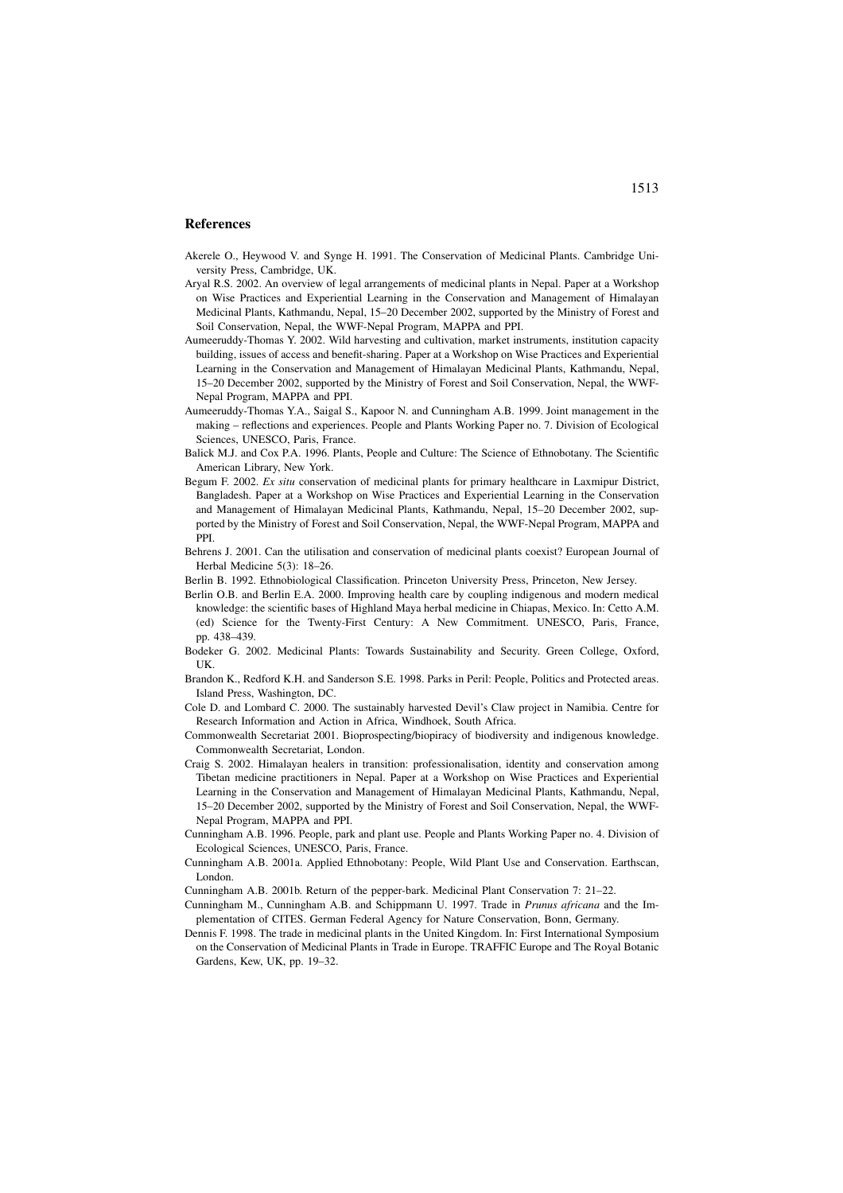## References

Akerele O., Heywood V. and Synge H. 1991. The Conservation of Medicinal Plants. Cambridge University Press, Cambridge, UK.

Aryal R.S. 2002. An overview of legal arrangements of medicinal plants in Nepal. Paper at a Workshop on Wise Practices and Experiential Learning in the Conservation and Management of Himalayan Medicinal Plants, Kathmandu, Nepal, 15–20 December 2002, supported by the Ministry of Forest and Soil Conservation, Nepal, the WWF-Nepal Program, MAPPA and PPI.

Aumeeruddy-Thomas Y. 2002. Wild harvesting and cultivation, market instruments, institution capacity building, issues of access and benefit-sharing. Paper at a Workshop on Wise Practices and Experiential Learning in the Conservation and Management of Himalayan Medicinal Plants, Kathmandu, Nepal, 15–20 December 2002, supported by the Ministry of Forest and Soil Conservation, Nepal, the WWF-Nepal Program, MAPPA and PPI.

Aumeeruddy-Thomas Y.A., Saigal S., Kapoor N. and Cunningham A.B. 1999. Joint management in the making – reflections and experiences. People and Plants Working Paper no. 7. Division of Ecological Sciences, UNESCO, Paris, France.

Balick M.J. and Cox P.A. 1996. Plants, People and Culture: The Science of Ethnobotany. The Scientific American Library, New York.

Begum F. 2002. *Ex situ* conservation of medicinal plants for primary healthcare in Laxmipur District, Bangladesh. Paper at a Workshop on Wise Practices and Experiential Learning in the Conservation and Management of Himalayan Medicinal Plants, Kathmandu, Nepal, 15–20 December 2002, supported by the Ministry of Forest and Soil Conservation, Nepal, the WWF-Nepal Program, MAPPA and PPI.

Behrens J. 2001. Can the utilisation and conservation of medicinal plants coexist? European Journal of Herbal Medicine 5(3): 18–26.

Berlin B. 1992. Ethnobiological Classification. Princeton University Press, Princeton, New Jersey.

Berlin O.B. and Berlin E.A. 2000. Improving health care by coupling indigenous and modern medical knowledge: the scientific bases of Highland Maya herbal medicine in Chiapas, Mexico. In: Cetto A.M. (ed) Science for the Twenty-First Century: A New Commitment. UNESCO, Paris, France, pp. 438–439.

Bodeker G. 2002. Medicinal Plants: Towards Sustainability and Security. Green College, Oxford, UK.

Brandon K., Redford K.H. and Sanderson S.E. 1998. Parks in Peril: People, Politics and Protected areas. Island Press, Washington, DC.

Cole D. and Lombard C. 2000. The sustainably harvested Devil's Claw project in Namibia. Centre for Research Information and Action in Africa, Windhoek, South Africa.

Commonwealth Secretariat 2001. Bioprospecting/biopiracy of biodiversity and indigenous knowledge. Commonwealth Secretariat, London.

Craig S. 2002. Himalayan healers in transition: professionalisation, identity and conservation among Tibetan medicine practitioners in Nepal. Paper at a Workshop on Wise Practices and Experiential Learning in the Conservation and Management of Himalayan Medicinal Plants, Kathmandu, Nepal, 15–20 December 2002, supported by the Ministry of Forest and Soil Conservation, Nepal, the WWF-Nepal Program, MAPPA and PPI.

Cunningham A.B. 1996. People, park and plant use. People and Plants Working Paper no. 4. Division of Ecological Sciences, UNESCO, Paris, France.

Cunningham A.B. 2001a. Applied Ethnobotany: People, Wild Plant Use and Conservation. Earthscan, London.

Cunningham A.B. 2001b. Return of the pepper-bark. Medicinal Plant Conservation 7: 21–22.

Cunningham M., Cunningham A.B. and Schippmann U. 1997. Trade in *Prunus africana* and the Implementation of CITES. German Federal Agency for Nature Conservation, Bonn, Germany.

Dennis F. 1998. The trade in medicinal plants in the United Kingdom. In: First International Symposium on the Conservation of Medicinal Plants in Trade in Europe. TRAFFIC Europe and The Royal Botanic Gardens, Kew, UK, pp. 19–32.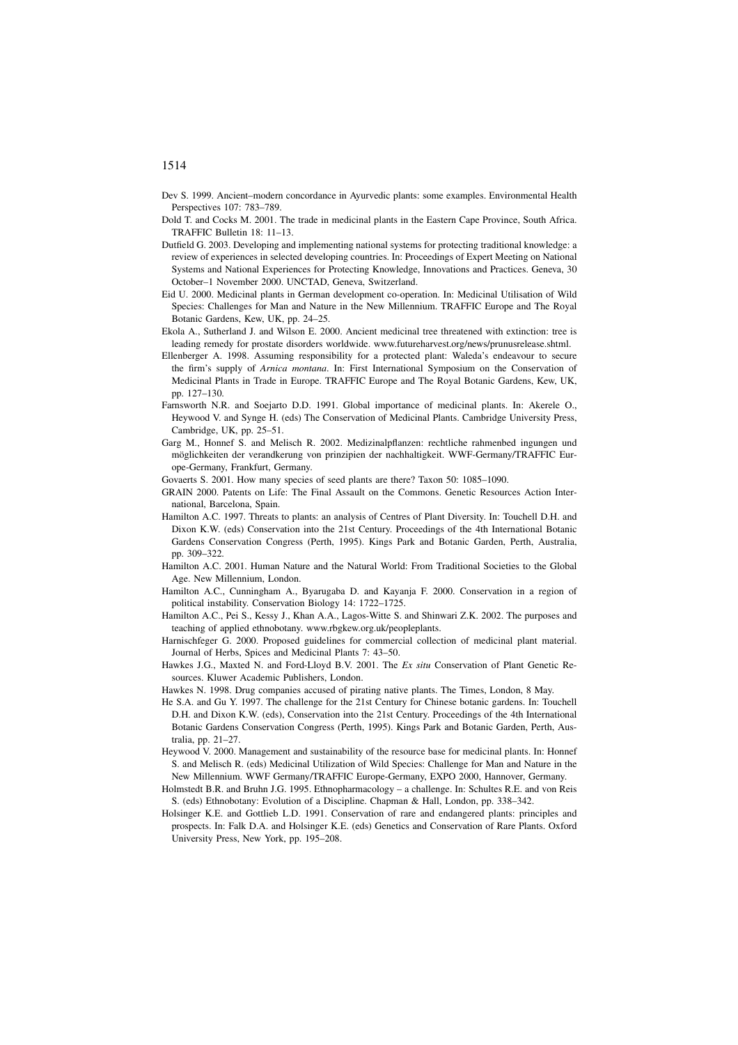Dev S. 1999. Ancient–modern concordance in Ayurvedic plants: some examples. Environmental Health Perspectives 107: 783–789.

Dold T. and Cocks M. 2001. The trade in medicinal plants in the Eastern Cape Province, South Africa. TRAFFIC Bulletin 18: 11–13.

Dutfield G. 2003. Developing and implementing national systems for protecting traditional knowledge: a review of experiences in selected developing countries. In: Proceedings of Expert Meeting on National Systems and National Experiences for Protecting Knowledge, Innovations and Practices. Geneva, 30 October–1 November 2000. UNCTAD, Geneva, Switzerland.

Eid U. 2000. Medicinal plants in German development co-operation. In: Medicinal Utilisation of Wild Species: Challenges for Man and Nature in the New Millennium. TRAFFIC Europe and The Royal Botanic Gardens, Kew, UK, pp. 24–25.

Ekola A., Sutherland J. and Wilson E. 2000. Ancient medicinal tree threatened with extinction: tree is leading remedy for prostate disorders worldwide. www.futureharvest.org/news/prunusrelease.shtml.

Ellenberger A. 1998. Assuming responsibility for a protected plant: Waleda's endeavour to secure the firm's supply of *Arnica montana*. In: First International Symposium on the Conservation of Medicinal Plants in Trade in Europe. TRAFFIC Europe and The Royal Botanic Gardens, Kew, UK, pp. 127–130.

Farnsworth N.R. and Soejarto D.D. 1991. Global importance of medicinal plants. In: Akerele O., Heywood V. and Synge H. (eds) The Conservation of Medicinal Plants. Cambridge University Press, Cambridge, UK, pp. 25–51.

Garg M., Honnef S. and Melisch R. 2002. Medizinalpflanzen: rechtliche rahmenbed ingungen und möglichkeiten der verandkerung von prinzipien der nachhaltigkeit. WWF-Germany/TRAFFIC Europe-Germany, Frankfurt, Germany.

Govaerts S. 2001. How many species of seed plants are there? Taxon 50: 1085–1090.

GRAIN 2000. Patents on Life: The Final Assault on the Commons. Genetic Resources Action International, Barcelona, Spain.

Hamilton A.C. 1997. Threats to plants: an analysis of Centres of Plant Diversity. In: Touchell D.H. and Dixon K.W. (eds) Conservation into the 21st Century. Proceedings of the 4th International Botanic Gardens Conservation Congress (Perth, 1995). Kings Park and Botanic Garden, Perth, Australia, pp. 309–322.

Hamilton A.C. 2001. Human Nature and the Natural World: From Traditional Societies to the Global Age. New Millennium, London.

Hamilton A.C., Cunningham A., Byarugaba D. and Kayanja F. 2000. Conservation in a region of political instability. Conservation Biology 14: 1722–1725.

Hamilton A.C., Pei S., Kessy J., Khan A.A., Lagos-Witte S. and Shinwari Z.K. 2002. The purposes and teaching of applied ethnobotany. www.rbgkew.org.uk/peopleplants.

Harnischfeger G. 2000. Proposed guidelines for commercial collection of medicinal plant material. Journal of Herbs, Spices and Medicinal Plants 7: 43–50.

Hawkes J.G., Maxted N. and Ford-Lloyd B.V. 2001. The *Ex situ* Conservation of Plant Genetic Resources. Kluwer Academic Publishers, London.

Hawkes N. 1998. Drug companies accused of pirating native plants. The Times, London, 8 May.

He S.A. and Gu Y. 1997. The challenge for the 21st Century for Chinese botanic gardens. In: Touchell D.H. and Dixon K.W. (eds), Conservation into the 21st Century. Proceedings of the 4th International Botanic Gardens Conservation Congress (Perth, 1995). Kings Park and Botanic Garden, Perth, Australia, pp. 21–27.

Heywood V. 2000. Management and sustainability of the resource base for medicinal plants. In: Honnef S. and Melisch R. (eds) Medicinal Utilization of Wild Species: Challenge for Man and Nature in the New Millennium. WWF Germany/TRAFFIC Europe-Germany, EXPO 2000, Hannover, Germany.

Holmstedt B.R. and Bruhn J.G. 1995. Ethnopharmacology – a challenge. In: Schultes R.E. and von Reis S. (eds) Ethnobotany: Evolution of a Discipline. Chapman & Hall, London, pp. 338–342.

Holsinger K.E. and Gottlieb L.D. 1991. Conservation of rare and endangered plants: principles and prospects. In: Falk D.A. and Holsinger K.E. (eds) Genetics and Conservation of Rare Plants. Oxford University Press, New York, pp. 195–208.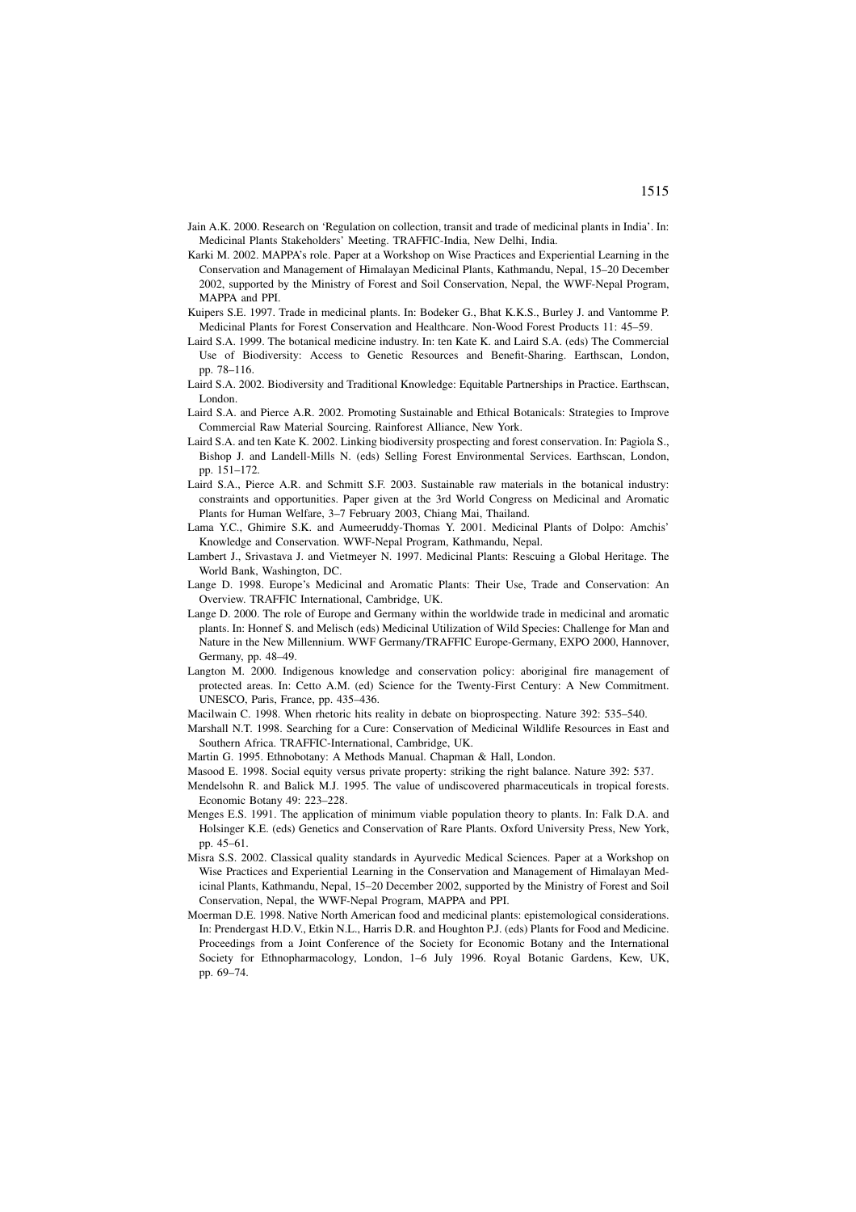Jain A.K. 2000. Research on 'Regulation on collection, transit and trade of medicinal plants in India'. In: Medicinal Plants Stakeholders' Meeting. TRAFFIC-India, New Delhi, India.

Karki M. 2002. MAPPA's role. Paper at a Workshop on Wise Practices and Experiential Learning in the Conservation and Management of Himalayan Medicinal Plants, Kathmandu, Nepal, 15–20 December 2002, supported by the Ministry of Forest and Soil Conservation, Nepal, the WWF-Nepal Program, MAPPA and PPI.

Kuipers S.E. 1997. Trade in medicinal plants. In: Bodeker G., Bhat K.K.S., Burley J. and Vantomme P. Medicinal Plants for Forest Conservation and Healthcare. Non-Wood Forest Products 11: 45–59.

Laird S.A. 1999. The botanical medicine industry. In: ten Kate K. and Laird S.A. (eds) The Commercial Use of Biodiversity: Access to Genetic Resources and Benefit-Sharing. Earthscan, London, pp. 78–116.

Laird S.A. 2002. Biodiversity and Traditional Knowledge: Equitable Partnerships in Practice. Earthscan, London.

Laird S.A. and Pierce A.R. 2002. Promoting Sustainable and Ethical Botanicals: Strategies to Improve Commercial Raw Material Sourcing. Rainforest Alliance, New York.

Laird S.A. and ten Kate K. 2002. Linking biodiversity prospecting and forest conservation. In: Pagiola S., Bishop J. and Landell-Mills N. (eds) Selling Forest Environmental Services. Earthscan, London, pp. 151–172.

Laird S.A., Pierce A.R. and Schmitt S.F. 2003. Sustainable raw materials in the botanical industry: constraints and opportunities. Paper given at the 3rd World Congress on Medicinal and Aromatic Plants for Human Welfare, 3–7 February 2003, Chiang Mai, Thailand.

Lama Y.C., Ghimire S.K. and Aumeeruddy-Thomas Y. 2001. Medicinal Plants of Dolpo: Amchis' Knowledge and Conservation. WWF-Nepal Program, Kathmandu, Nepal.

Lambert J., Srivastava J. and Vietmeyer N. 1997. Medicinal Plants: Rescuing a Global Heritage. The World Bank, Washington, DC.

Lange D. 1998. Europe's Medicinal and Aromatic Plants: Their Use, Trade and Conservation: An Overview. TRAFFIC International, Cambridge, UK.

Lange D. 2000. The role of Europe and Germany within the worldwide trade in medicinal and aromatic plants. In: Honnef S. and Melisch (eds) Medicinal Utilization of Wild Species: Challenge for Man and Nature in the New Millennium. WWF Germany/TRAFFIC Europe-Germany, EXPO 2000, Hannover, Germany, pp. 48–49.

Langton M. 2000. Indigenous knowledge and conservation policy: aboriginal fire management of protected areas. In: Cetto A.M. (ed) Science for the Twenty-First Century: A New Commitment. UNESCO, Paris, France, pp. 435–436.

Macilwain C. 1998. When rhetoric hits reality in debate on bioprospecting. Nature 392: 535–540.

Marshall N.T. 1998. Searching for a Cure: Conservation of Medicinal Wildlife Resources in East and Southern Africa. TRAFFIC-International, Cambridge, UK.

Martin G. 1995. Ethnobotany: A Methods Manual. Chapman & Hall, London.

Masood E. 1998. Social equity versus private property: striking the right balance. Nature 392: 537.

Mendelsohn R. and Balick M.J. 1995. The value of undiscovered pharmaceuticals in tropical forests. Economic Botany 49: 223–228.

Menges E.S. 1991. The application of minimum viable population theory to plants. In: Falk D.A. and Holsinger K.E. (eds) Genetics and Conservation of Rare Plants. Oxford University Press, New York, pp. 45–61.

Misra S.S. 2002. Classical quality standards in Ayurvedic Medical Sciences. Paper at a Workshop on Wise Practices and Experiential Learning in the Conservation and Management of Himalayan Medicinal Plants, Kathmandu, Nepal, 15–20 December 2002, supported by the Ministry of Forest and Soil Conservation, Nepal, the WWF-Nepal Program, MAPPA and PPI.

Moerman D.E. 1998. Native North American food and medicinal plants: epistemological considerations. In: Prendergast H.D.V., Etkin N.L., Harris D.R. and Houghton P.J. (eds) Plants for Food and Medicine. Proceedings from a Joint Conference of the Society for Economic Botany and the International Society for Ethnopharmacology, London, 1–6 July 1996. Royal Botanic Gardens, Kew, UK, pp. 69–74.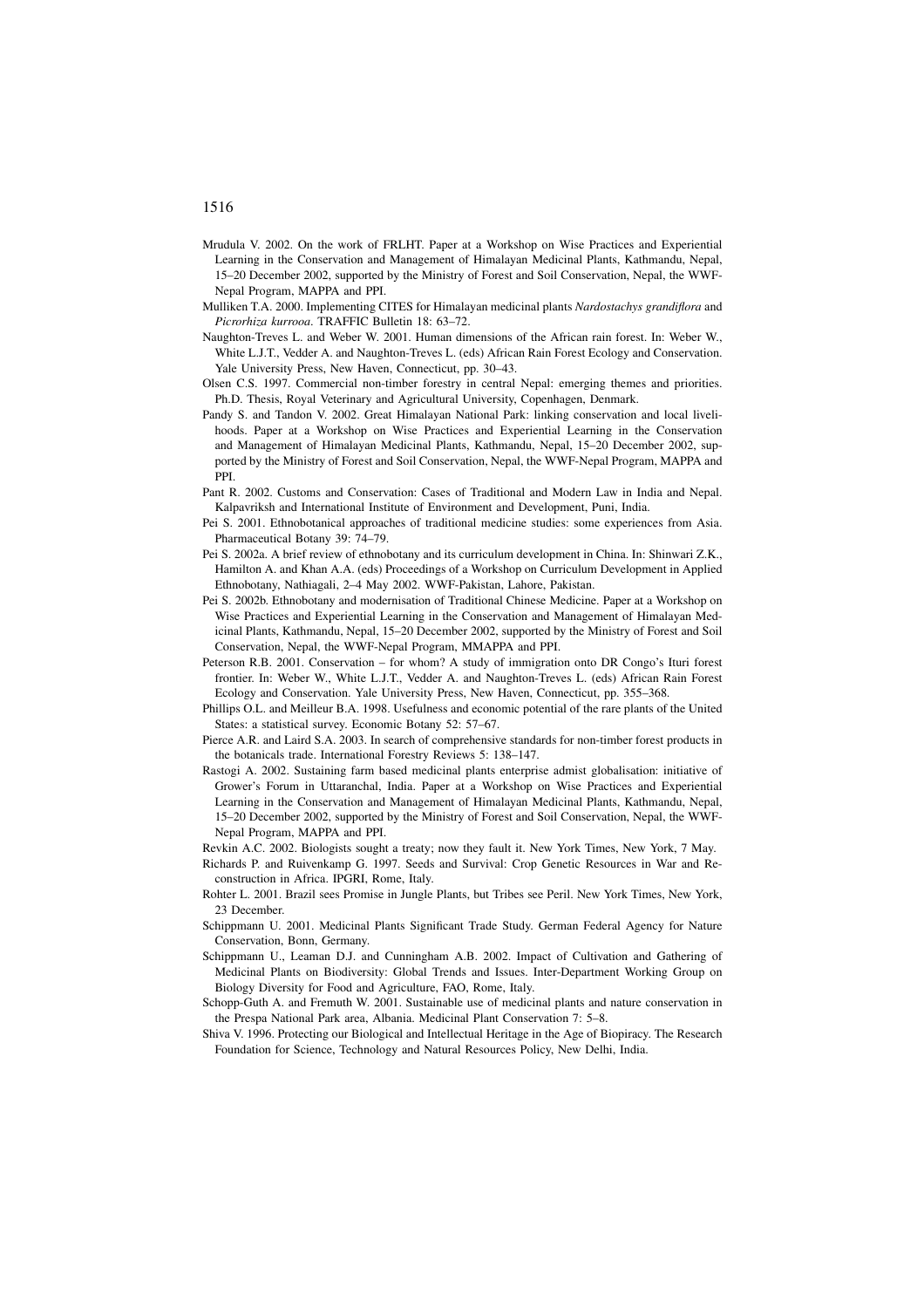Mrudula V. 2002. On the work of FRLHT. Paper at a Workshop on Wise Practices and Experiential Learning in the Conservation and Management of Himalayan Medicinal Plants, Kathmandu, Nepal, 15–20 December 2002, supported by the Ministry of Forest and Soil Conservation, Nepal, the WWF-Nepal Program, MAPPA and PPI.

Mulliken T.A. 2000. Implementing CITES for Himalayan medicinal plants *Nardostachys grandiflora* and *Picrorhiza kurrooa*. TRAFFIC Bulletin 18: 63–72.

Naughton-Treves L. and Weber W. 2001. Human dimensions of the African rain forest. In: Weber W., White L.J.T., Vedder A. and Naughton-Treves L. (eds) African Rain Forest Ecology and Conservation. Yale University Press, New Haven, Connecticut, pp. 30–43.

Olsen C.S. 1997. Commercial non-timber forestry in central Nepal: emerging themes and priorities. Ph.D. Thesis, Royal Veterinary and Agricultural University, Copenhagen, Denmark.

Pandy S. and Tandon V. 2002. Great Himalayan National Park: linking conservation and local livelihoods. Paper at a Workshop on Wise Practices and Experiential Learning in the Conservation and Management of Himalayan Medicinal Plants, Kathmandu, Nepal, 15–20 December 2002, supported by the Ministry of Forest and Soil Conservation, Nepal, the WWF-Nepal Program, MAPPA and PPI.

Pant R. 2002. Customs and Conservation: Cases of Traditional and Modern Law in India and Nepal. Kalpavriksh and International Institute of Environment and Development, Puni, India.

Pei S. 2001. Ethnobotanical approaches of traditional medicine studies: some experiences from Asia. Pharmaceutical Botany 39: 74–79.

Pei S. 2002a. A brief review of ethnobotany and its curriculum development in China. In: Shinwari Z.K., Hamilton A. and Khan A.A. (eds) Proceedings of a Workshop on Curriculum Development in Applied Ethnobotany, Nathiagali, 2–4 May 2002. WWF-Pakistan, Lahore, Pakistan.

Pei S. 2002b. Ethnobotany and modernisation of Traditional Chinese Medicine. Paper at a Workshop on Wise Practices and Experiential Learning in the Conservation and Management of Himalayan Medicinal Plants, Kathmandu, Nepal, 15–20 December 2002, supported by the Ministry of Forest and Soil Conservation, Nepal, the WWF-Nepal Program, MMAPPA and PPI.

Peterson R.B. 2001. Conservation – for whom? A study of immigration onto DR Congo's Ituri forest frontier. In: Weber W., White L.J.T., Vedder A. and Naughton-Treves L. (eds) African Rain Forest Ecology and Conservation. Yale University Press, New Haven, Connecticut, pp. 355–368.

Phillips O.L. and Meilleur B.A. 1998. Usefulness and economic potential of the rare plants of the United States: a statistical survey. Economic Botany 52: 57–67.

Pierce A.R. and Laird S.A. 2003. In search of comprehensive standards for non-timber forest products in the botanicals trade. International Forestry Reviews 5: 138–147.

Rastogi A. 2002. Sustaining farm based medicinal plants enterprise admist globalisation: initiative of Grower's Forum in Uttaranchal, India. Paper at a Workshop on Wise Practices and Experiential Learning in the Conservation and Management of Himalayan Medicinal Plants, Kathmandu, Nepal, 15–20 December 2002, supported by the Ministry of Forest and Soil Conservation, Nepal, the WWF-Nepal Program, MAPPA and PPI.

Revkin A.C. 2002. Biologists sought a treaty; now they fault it. New York Times, New York, 7 May.

Richards P. and Ruivenkamp G. 1997. Seeds and Survival: Crop Genetic Resources in War and Reconstruction in Africa. IPGRI, Rome, Italy.

Rohter L. 2001. Brazil sees Promise in Jungle Plants, but Tribes see Peril. New York Times, New York, 23 December.

Schippmann U. 2001. Medicinal Plants Significant Trade Study. German Federal Agency for Nature Conservation, Bonn, Germany.

Schippmann U., Leaman D.J. and Cunningham A.B. 2002. Impact of Cultivation and Gathering of Medicinal Plants on Biodiversity: Global Trends and Issues. Inter-Department Working Group on Biology Diversity for Food and Agriculture, FAO, Rome, Italy.

Schopp-Guth A. and Fremuth W. 2001. Sustainable use of medicinal plants and nature conservation in the Prespa National Park area, Albania. Medicinal Plant Conservation 7: 5–8.

Shiva V. 1996. Protecting our Biological and Intellectual Heritage in the Age of Biopiracy. The Research Foundation for Science, Technology and Natural Resources Policy, New Delhi, India.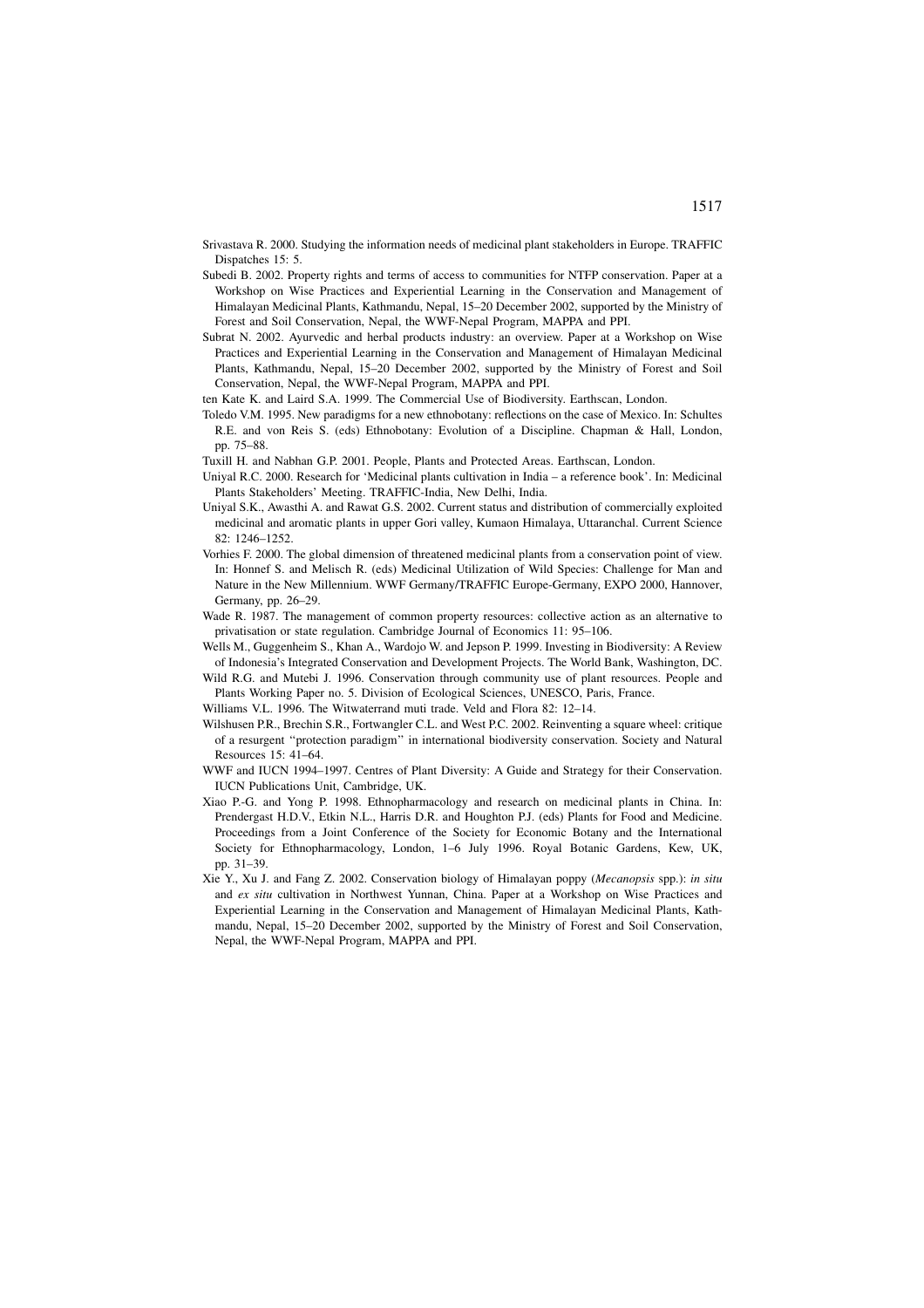Srivastava R. 2000. Studying the information needs of medicinal plant stakeholders in Europe. TRAFFIC Dispatches 15: 5.

Subedi B. 2002. Property rights and terms of access to communities for NTFP conservation. Paper at a Workshop on Wise Practices and Experiential Learning in the Conservation and Management of Himalayan Medicinal Plants, Kathmandu, Nepal, 15–20 December 2002, supported by the Ministry of Forest and Soil Conservation, Nepal, the WWF-Nepal Program, MAPPA and PPI.

Subrat N. 2002. Ayurvedic and herbal products industry: an overview. Paper at a Workshop on Wise Practices and Experiential Learning in the Conservation and Management of Himalayan Medicinal Plants, Kathmandu, Nepal, 15–20 December 2002, supported by the Ministry of Forest and Soil Conservation, Nepal, the WWF-Nepal Program, MAPPA and PPI.

ten Kate K. and Laird S.A. 1999. The Commercial Use of Biodiversity. Earthscan, London.

Toledo V.M. 1995. New paradigms for a new ethnobotany: reflections on the case of Mexico. In: Schultes R.E. and von Reis S. (eds) Ethnobotany: Evolution of a Discipline. Chapman & Hall, London, pp. 75–88.

Tuxill H. and Nabhan G.P. 2001. People, Plants and Protected Areas. Earthscan, London.

Uniyal R.C. 2000. Research for 'Medicinal plants cultivation in India – a reference book'. In: Medicinal Plants Stakeholders' Meeting. TRAFFIC-India, New Delhi, India.

Uniyal S.K., Awasthi A. and Rawat G.S. 2002. Current status and distribution of commercially exploited medicinal and aromatic plants in upper Gori valley, Kumaon Himalaya, Uttaranchal. Current Science 82: 1246–1252.

Vorhies F. 2000. The global dimension of threatened medicinal plants from a conservation point of view. In: Honnef S. and Melisch R. (eds) Medicinal Utilization of Wild Species: Challenge for Man and Nature in the New Millennium. WWF Germany/TRAFFIC Europe-Germany, EXPO 2000, Hannover, Germany, pp. 26–29.

Wade R. 1987. The management of common property resources: collective action as an alternative to privatisation or state regulation. Cambridge Journal of Economics 11: 95–106.

Wells M., Guggenheim S., Khan A., Wardojo W. and Jepson P. 1999. Investing in Biodiversity: A Review of Indonesia's Integrated Conservation and Development Projects. The World Bank, Washington, DC.

Wild R.G. and Mutebi J. 1996. Conservation through community use of plant resources. People and Plants Working Paper no. 5. Division of Ecological Sciences, UNESCO, Paris, France.

Williams V.L. 1996. The Witwaterrand muti trade. Veld and Flora 82: 12–14.

Wilshusen P.R., Brechin S.R., Fortwangler C.L. and West P.C. 2002. Reinventing a square wheel: critique of a resurgent "protection paradigm" in international biodiversity conservation. Society and Natural Resources 15: 41–64.

WWF and IUCN 1994–1997. Centres of Plant Diversity: A Guide and Strategy for their Conservation. IUCN Publications Unit, Cambridge, UK.

Xiao P.-G. and Yong P. 1998. Ethnopharmacology and research on medicinal plants in China. In: Prendergast H.D.V., Etkin N.L., Harris D.R. and Houghton P.J. (eds) Plants for Food and Medicine. Proceedings from a Joint Conference of the Society for Economic Botany and the International Society for Ethnopharmacology, London, 1–6 July 1996. Royal Botanic Gardens, Kew, UK, pp. 31–39.

Xie Y., Xu J. and Fang Z. 2002. Conservation biology of Himalayan poppy (*Mecanopsis* spp.): *in situ* and *ex situ* cultivation in Northwest Yunnan, China. Paper at a Workshop on Wise Practices and Experiential Learning in the Conservation and Management of Himalayan Medicinal Plants, Kathmandu, Nepal, 15–20 December 2002, supported by the Ministry of Forest and Soil Conservation, Nepal, the WWF-Nepal Program, MAPPA and PPI.